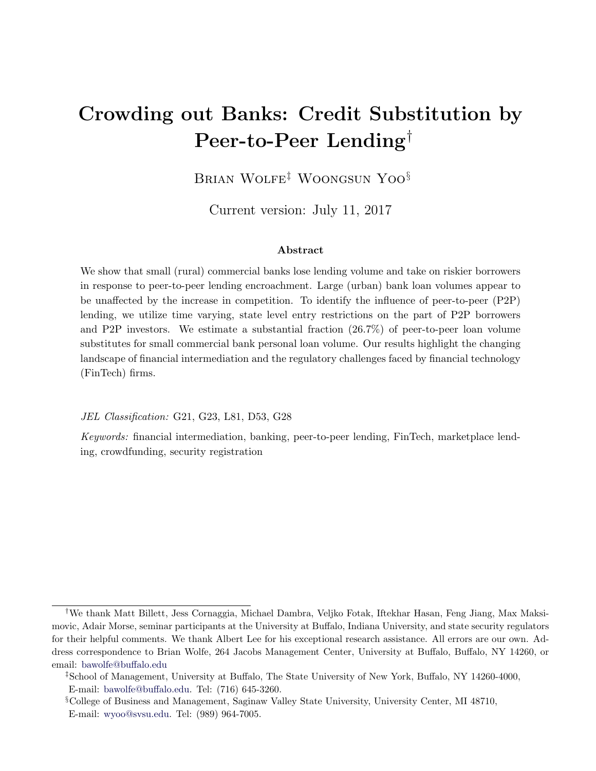# Crowding out Banks: Credit Substitution by Peer-to-Peer Lending[†]

Brian Wolfe[‡] Woongsun Yoo[§]

Current version: July 11, 2017

### Abstract

We show that small (rural) commercial banks lose lending volume and take on riskier borrowers in response to peer-to-peer lending encroachment. Large (urban) bank loan volumes appear to be unaffected by the increase in competition. To identify the influence of peer-to-peer (P2P) lending, we utilize time varying, state level entry restrictions on the part of P2P borrowers and P2P investors. We estimate a substantial fraction (26.7%) of peer-to-peer loan volume substitutes for small commercial bank personal loan volume. Our results highlight the changing landscape of financial intermediation and the regulatory challenges faced by financial technology (FinTech) firms.

*JEL Classification:* G21, G23, L81, D53, G28

*Keywords:* financial intermediation, banking, peer-to-peer lending, FinTech, marketplace lending, crowdfunding, security registration

---

[†]We thank Matt Billett, Jess Cornaggia, Michael Dambra, Veljko Fotak, Iftekhar Hasan, Feng Jiang, Max Maksimovic, Adair Morse, seminar participants at the University at Buffalo, Indiana University, and state security regulators for their helpful comments. We thank Albert Lee for his exceptional research assistance. All errors are our own. Address correspondence to Brian Wolfe, 264 Jacobs Management Center, University at Buffalo, Buffalo, NY 14260, or email: bawolfe@buffalo.edu

[‡]School of Management, University at Buffalo, The State University of New York, Buffalo, NY 14260-4000, E-mail: bawolfe@buffalo.edu. Tel: (716) 645-3260.

[§]College of Business and Management, Saginaw Valley State University, University Center, MI 48710, E-mail: wyoo@svsu.edu. Tel: (989) 964-7005.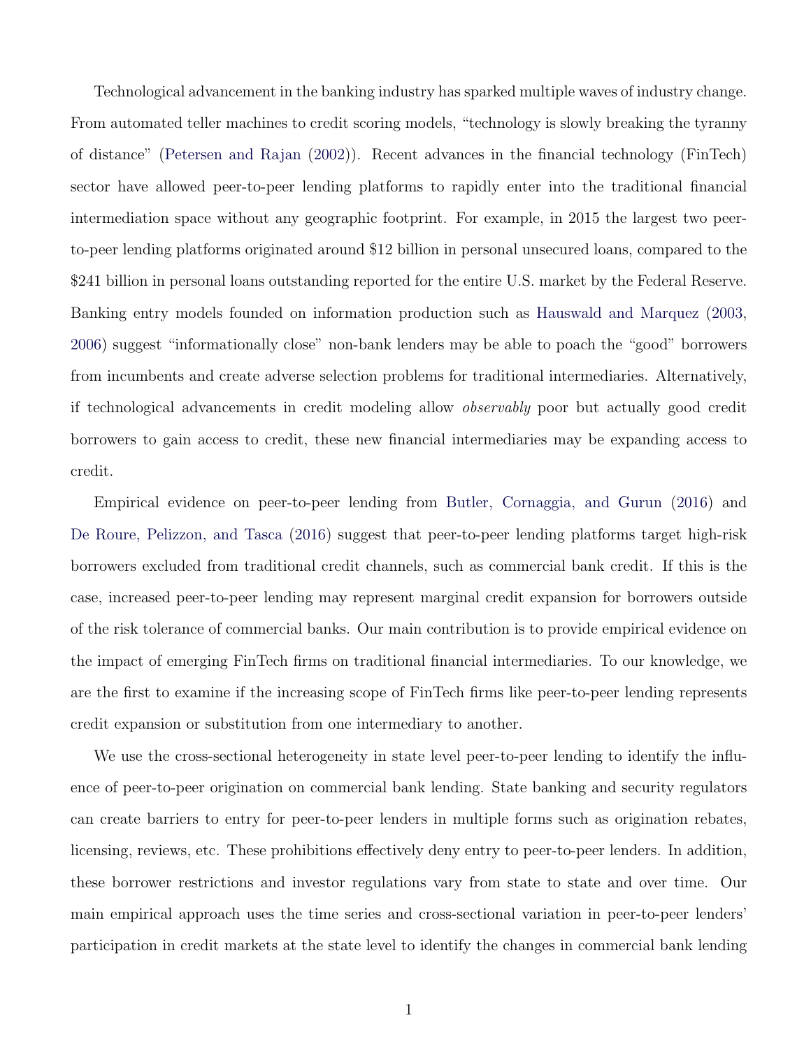Technological advancement in the banking industry has sparked multiple waves of industry change. From automated teller machines to credit scoring models, "technology is slowly breaking the tyranny of distance" (Petersen and Rajan (2002)). Recent advances in the financial technology (FinTech) sector have allowed peer-to-peer lending platforms to rapidly enter into the traditional financial intermediation space without any geographic footprint. For example, in 2015 the largest two peer-to-peer lending platforms originated around $12 billion in personal unsecured loans, compared to the $241 billion in personal loans outstanding reported for the entire U.S. market by the Federal Reserve. Banking entry models founded on information production such as Hauswald and Marquez (2003, 2006) suggest "informationally close" non-bank lenders may be able to poach the "good" borrowers from incumbents and create adverse selection problems for traditional intermediaries. Alternatively, if technological advancements in credit modeling allow *observably* poor but actually good credit borrowers to gain access to credit, these new financial intermediaries may be expanding access to credit.

Empirical evidence on peer-to-peer lending from Butler, Cornaggia, and Gurun (2016) and De Roure, Pelizzon, and Tasca (2016) suggest that peer-to-peer lending platforms target high-risk borrowers excluded from traditional credit channels, such as commercial bank credit. If this is the case, increased peer-to-peer lending may represent marginal credit expansion for borrowers outside of the risk tolerance of commercial banks. Our main contribution is to provide empirical evidence on the impact of emerging FinTech firms on traditional financial intermediaries. To our knowledge, we are the first to examine if the increasing scope of FinTech firms like peer-to-peer lending represents credit expansion or substitution from one intermediary to another.

We use the cross-sectional heterogeneity in state level peer-to-peer lending to identify the influence of peer-to-peer origination on commercial bank lending. State banking and security regulators can create barriers to entry for peer-to-peer lenders in multiple forms such as origination rebates, licensing, reviews, etc. These prohibitions effectively deny entry to peer-to-peer lenders. In addition, these borrower restrictions and investor regulations vary from state to state and over time. Our main empirical approach uses the time series and cross-sectional variation in peer-to-peer lenders' participation in credit markets at the state level to identify the changes in commercial bank lending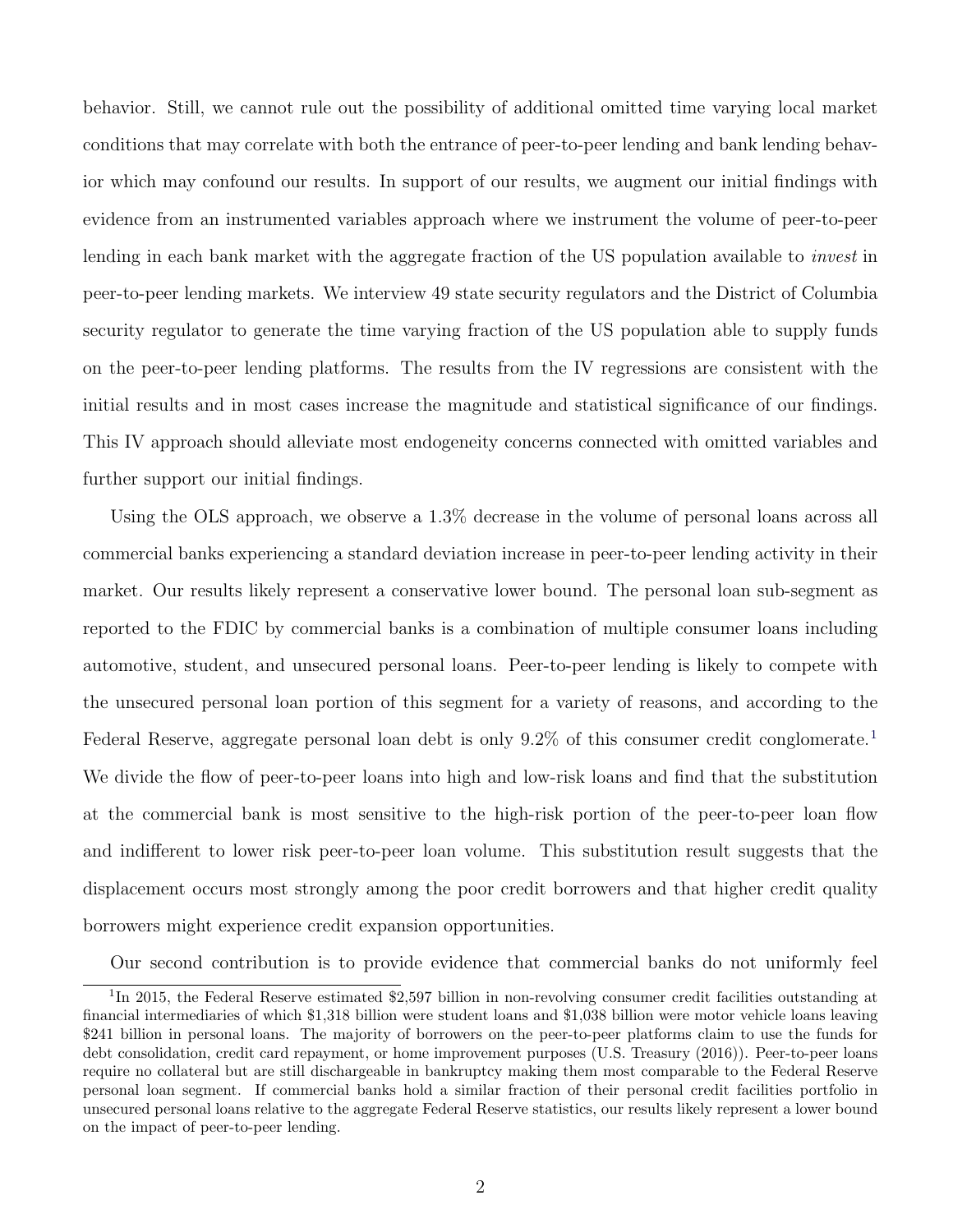behavior. Still, we cannot rule out the possibility of additional omitted time varying local market conditions that may correlate with both the entrance of peer-to-peer lending and bank lending behavior which may confound our results. In support of our results, we augment our initial findings with evidence from an instrumented variables approach where we instrument the volume of peer-to-peer lending in each bank market with the aggregate fraction of the US population available to *invest* in peer-to-peer lending markets. We interview 49 state security regulators and the District of Columbia security regulator to generate the time varying fraction of the US population able to supply funds on the peer-to-peer lending platforms. The results from the IV regressions are consistent with the initial results and in most cases increase the magnitude and statistical significance of our findings. This IV approach should alleviate most endogeneity concerns connected with omitted variables and further support our initial findings.

Using the OLS approach, we observe a 1.3% decrease in the volume of personal loans across all commercial banks experiencing a standard deviation increase in peer-to-peer lending activity in their market. Our results likely represent a conservative lower bound. The personal loan sub-segment as reported to the FDIC by commercial banks is a combination of multiple consumer loans including automotive, student, and unsecured personal loans. Peer-to-peer lending is likely to compete with the unsecured personal loan portion of this segment for a variety of reasons, and according to the Federal Reserve, aggregate personal loan debt is only 9.2% of this consumer credit conglomerate.[1] We divide the flow of peer-to-peer loans into high and low-risk loans and find that the substitution at the commercial bank is most sensitive to the high-risk portion of the peer-to-peer loan flow and indifferent to lower risk peer-to-peer loan volume. This substitution result suggests that the displacement occurs most strongly among the poor credit borrowers and that higher credit quality borrowers might experience credit expansion opportunities.

Our second contribution is to provide evidence that commercial banks do not uniformly feel

[1] In 2015, the Federal Reserve estimated $2,597 billion in non-revolving consumer credit facilities outstanding at financial intermediaries of which $1,318 billion were student loans and $1,038 billion were motor vehicle loans leaving $241 billion in personal loans. The majority of borrowers on the peer-to-peer platforms claim to use the funds for debt consolidation, credit card repayment, or home improvement purposes (U.S. Treasury (2016)). Peer-to-peer loans require no collateral but are still dischargeable in bankruptcy making them most comparable to the Federal Reserve personal loan segment. If commercial banks hold a similar fraction of their personal credit facilities portfolio in unsecured personal loans relative to the aggregate Federal Reserve statistics, our results likely represent a lower bound on the impact of peer-to-peer lending.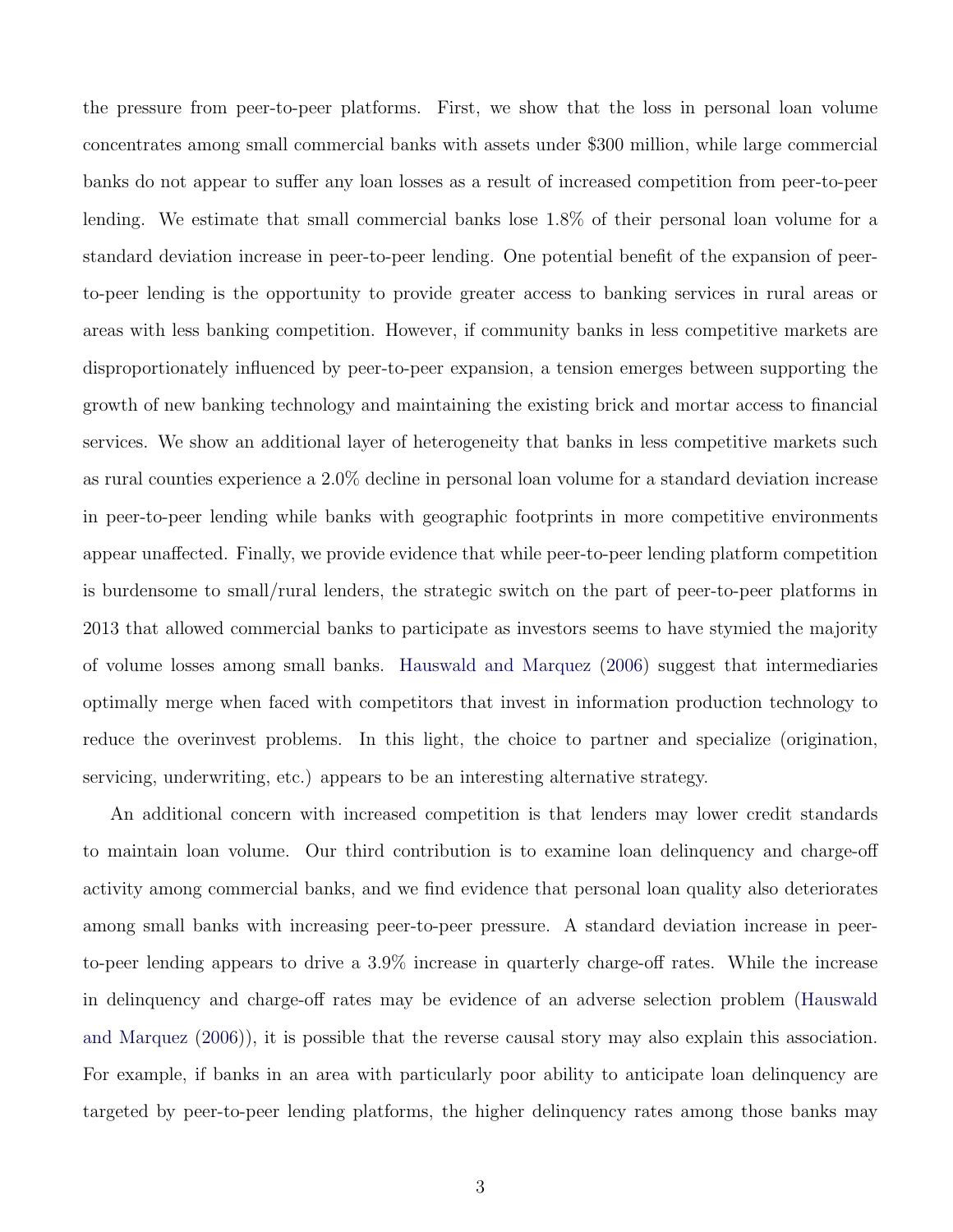the pressure from peer-to-peer platforms. First, we show that the loss in personal loan volume concentrates among small commercial banks with assets under $300 million, while large commercial banks do not appear to suffer any loan losses as a result of increased competition from peer-to-peer lending. We estimate that small commercial banks lose 1.8% of their personal loan volume for a standard deviation increase in peer-to-peer lending. One potential benefit of the expansion of peer-to-peer lending is the opportunity to provide greater access to banking services in rural areas or areas with less banking competition. However, if community banks in less competitive markets are disproportionately influenced by peer-to-peer expansion, a tension emerges between supporting the growth of new banking technology and maintaining the existing brick and mortar access to financial services. We show an additional layer of heterogeneity that banks in less competitive markets such as rural counties experience a 2.0% decline in personal loan volume for a standard deviation increase in peer-to-peer lending while banks with geographic footprints in more competitive environments appear unaffected. Finally, we provide evidence that while peer-to-peer lending platform competition is burdensome to small/rural lenders, the strategic switch on the part of peer-to-peer platforms in 2013 that allowed commercial banks to participate as investors seems to have stymied the majority of volume losses among small banks. Hauswald and Marquez (2006) suggest that intermediaries optimally merge when faced with competitors that invest in information production technology to reduce the overinvest problems. In this light, the choice to partner and specialize (origination, servicing, underwriting, etc.) appears to be an interesting alternative strategy.

An additional concern with increased competition is that lenders may lower credit standards to maintain loan volume. Our third contribution is to examine loan delinquency and charge-off activity among commercial banks, and we find evidence that personal loan quality also deteriorates among small banks with increasing peer-to-peer pressure. A standard deviation increase in peer-to-peer lending appears to drive a 3.9% increase in quarterly charge-off rates. While the increase in delinquency and charge-off rates may be evidence of an adverse selection problem (Hauswald and Marquez (2006)), it is possible that the reverse causal story may also explain this association. For example, if banks in an area with particularly poor ability to anticipate loan delinquency are targeted by peer-to-peer lending platforms, the higher delinquency rates among those banks may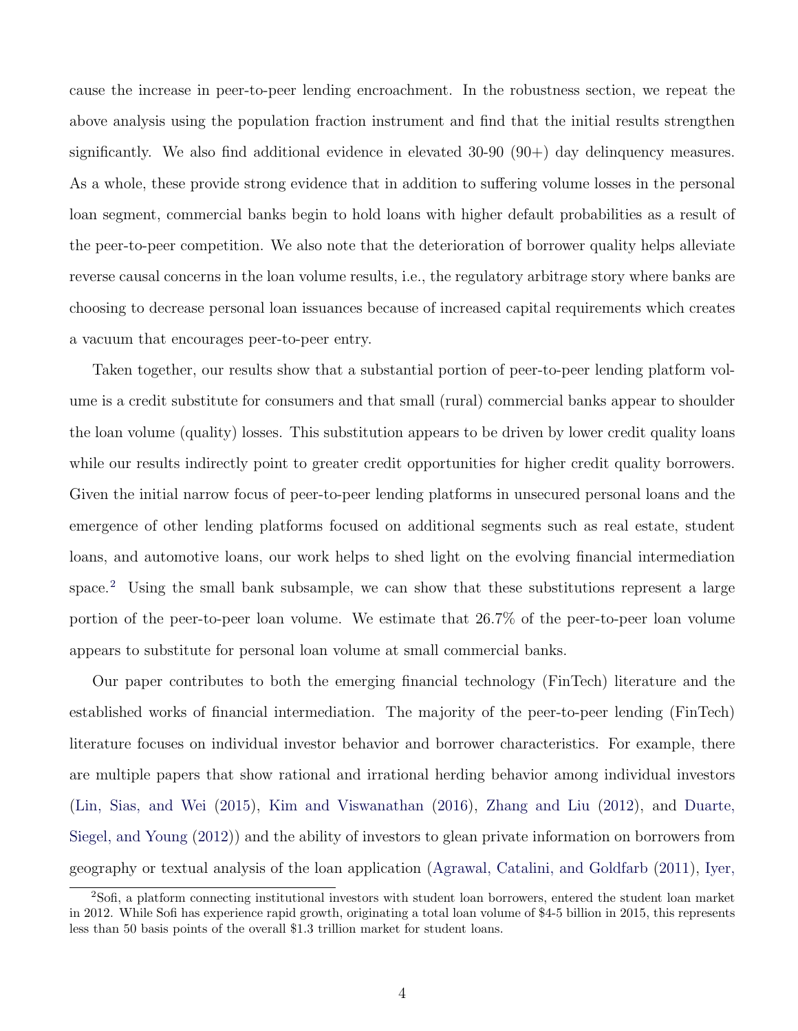cause the increase in peer-to-peer lending encroachment. In the robustness section, we repeat the above analysis using the population fraction instrument and find that the initial results strengthen significantly. We also find additional evidence in elevated 30-90 (90+) day delinquency measures. As a whole, these provide strong evidence that in addition to suffering volume losses in the personal loan segment, commercial banks begin to hold loans with higher default probabilities as a result of the peer-to-peer competition. We also note that the deterioration of borrower quality helps alleviate reverse causal concerns in the loan volume results, i.e., the regulatory arbitrage story where banks are choosing to decrease personal loan issuances because of increased capital requirements which creates a vacuum that encourages peer-to-peer entry.

Taken together, our results show that a substantial portion of peer-to-peer lending platform volume is a credit substitute for consumers and that small (rural) commercial banks appear to shoulder the loan volume (quality) losses. This substitution appears to be driven by lower credit quality loans while our results indirectly point to greater credit opportunities for higher credit quality borrowers. Given the initial narrow focus of peer-to-peer lending platforms in unsecured personal loans and the emergence of other lending platforms focused on additional segments such as real estate, student loans, and automotive loans, our work helps to shed light on the evolving financial intermediation space.[2] Using the small bank subsample, we can show that these substitutions represent a large portion of the peer-to-peer loan volume. We estimate that 26.7% of the peer-to-peer loan volume appears to substitute for personal loan volume at small commercial banks.

Our paper contributes to both the emerging financial technology (FinTech) literature and the established works of financial intermediation. The majority of the peer-to-peer lending (FinTech) literature focuses on individual investor behavior and borrower characteristics. For example, there are multiple papers that show rational and irrational herding behavior among individual investors (Lin, Sias, and Wei (2015), Kim and Viswanathan (2016), Zhang and Liu (2012), and Duarte, Siegel, and Young (2012)) and the ability of investors to glean private information on borrowers from geography or textual analysis of the loan application (Agrawal, Catalini, and Goldfarb (2011), Iyer,

[2] Sofi, a platform connecting institutional investors with student loan borrowers, entered the student loan market in 2012. While Sofi has experience rapid growth, originating a total loan volume of $4-5 billion in 2015, this represents less than 50 basis points of the overall $1.3 trillion market for student loans.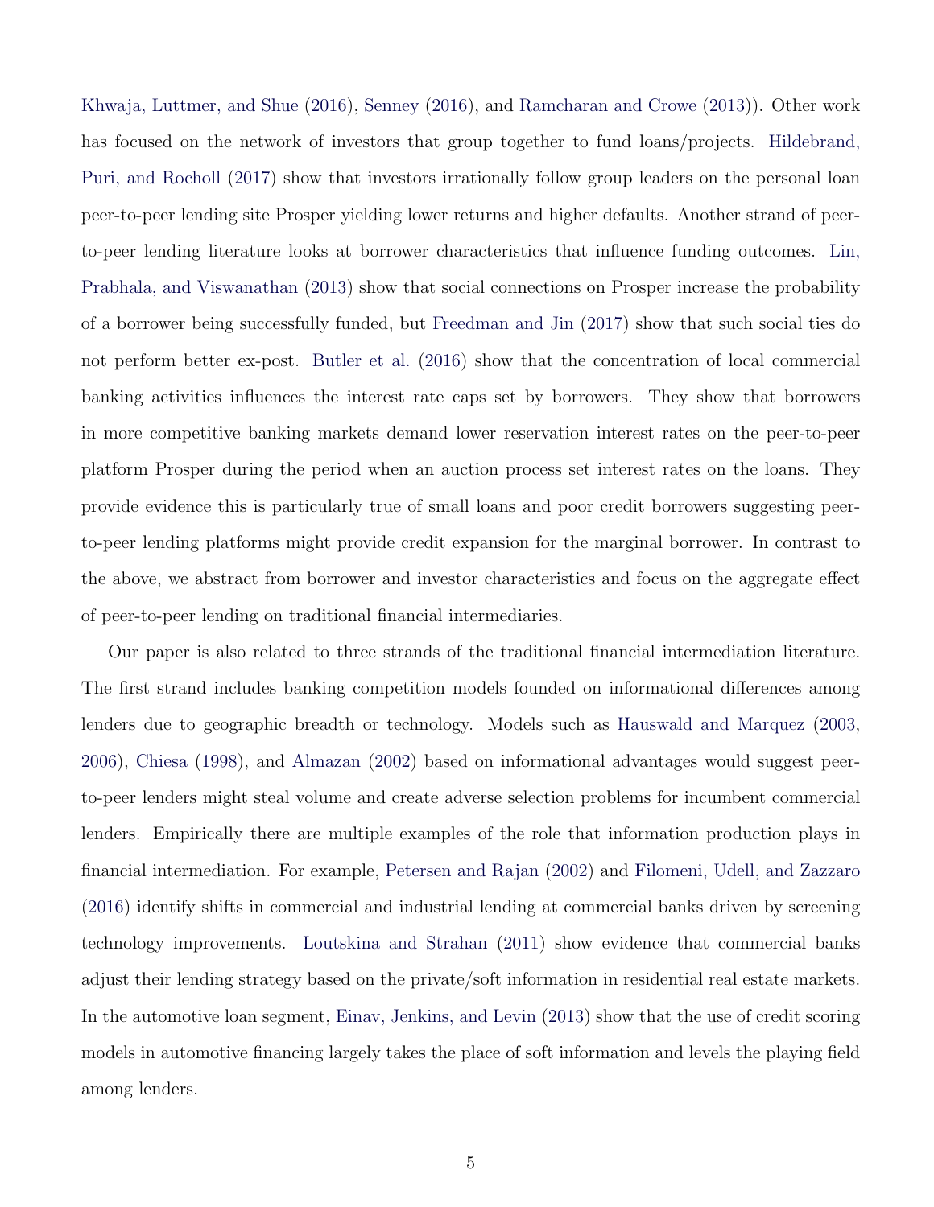Khwaja, Luttmer, and Shue (2016), Senney (2016), and Ramcharan and Crowe (2013)). Other work has focused on the network of investors that group together to fund loans/projects. Hildebrand, Puri, and Rocholl (2017) show that investors irrationally follow group leaders on the personal loan peer-to-peer lending site Prosper yielding lower returns and higher defaults. Another strand of peer-to-peer lending literature looks at borrower characteristics that influence funding outcomes. Lin, Prabhala, and Viswanathan (2013) show that social connections on Prosper increase the probability of a borrower being successfully funded, but Freedman and Jin (2017) show that such social ties do not perform better ex-post. Butler et al. (2016) show that the concentration of local commercial banking activities influences the interest rate caps set by borrowers. They show that borrowers in more competitive banking markets demand lower reservation interest rates on the peer-to-peer platform Prosper during the period when an auction process set interest rates on the loans. They provide evidence this is particularly true of small loans and poor credit borrowers suggesting peer-to-peer lending platforms might provide credit expansion for the marginal borrower. In contrast to the above, we abstract from borrower and investor characteristics and focus on the aggregate effect of peer-to-peer lending on traditional financial intermediaries.

Our paper is also related to three strands of the traditional financial intermediation literature. The first strand includes banking competition models founded on informational differences among lenders due to geographic breadth or technology. Models such as Hauswald and Marquez (2003, 2006), Chiesa (1998), and Almazan (2002) based on informational advantages would suggest peer-to-peer lenders might steal volume and create adverse selection problems for incumbent commercial lenders. Empirically there are multiple examples of the role that information production plays in financial intermediation. For example, Petersen and Rajan (2002) and Filomeni, Udell, and Zazzaro (2016) identify shifts in commercial and industrial lending at commercial banks driven by screening technology improvements. Loutskina and Strahan (2011) show evidence that commercial banks adjust their lending strategy based on the private/soft information in residential real estate markets. In the automotive loan segment, Einav, Jenkins, and Levin (2013) show that the use of credit scoring models in automotive financing largely takes the place of soft information and levels the playing field among lenders.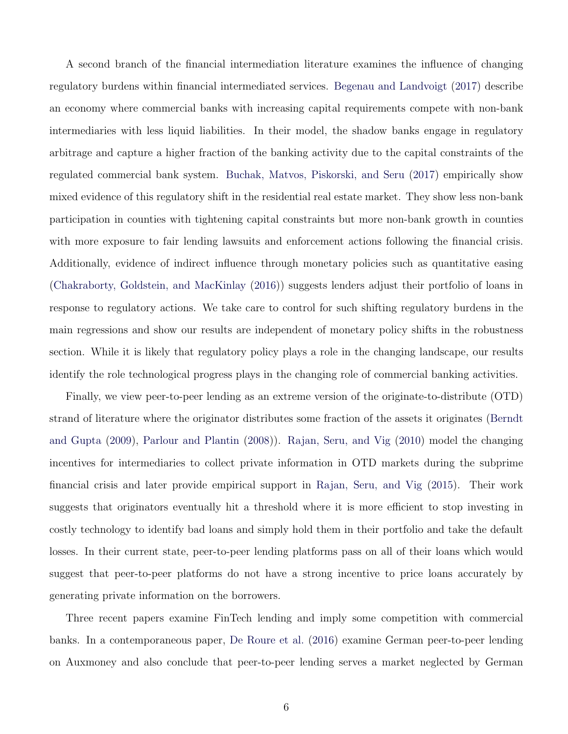A second branch of the financial intermediation literature examines the influence of changing regulatory burdens within financial intermediated services. Begenau and Landvoigt (2017) describe an economy where commercial banks with increasing capital requirements compete with non-bank intermediaries with less liquid liabilities. In their model, the shadow banks engage in regulatory arbitrage and capture a higher fraction of the banking activity due to the capital constraints of the regulated commercial bank system. Buchak, Matvos, Piskorski, and Seru (2017) empirically show mixed evidence of this regulatory shift in the residential real estate market. They show less non-bank participation in counties with tightening capital constraints but more non-bank growth in counties with more exposure to fair lending lawsuits and enforcement actions following the financial crisis. Additionally, evidence of indirect influence through monetary policies such as quantitative easing (Chakraborty, Goldstein, and MacKinlay (2016)) suggests lenders adjust their portfolio of loans in response to regulatory actions. We take care to control for such shifting regulatory burdens in the main regressions and show our results are independent of monetary policy shifts in the robustness section. While it is likely that regulatory policy plays a role in the changing landscape, our results identify the role technological progress plays in the changing role of commercial banking activities.

Finally, we view peer-to-peer lending as an extreme version of the originate-to-distribute (OTD) strand of literature where the originator distributes some fraction of the assets it originates (Berndt and Gupta (2009), Parlour and Plantin (2008)). Rajan, Seru, and Vig (2010) model the changing incentives for intermediaries to collect private information in OTD markets during the subprime financial crisis and later provide empirical support in Rajan, Seru, and Vig (2015). Their work suggests that originators eventually hit a threshold where it is more efficient to stop investing in costly technology to identify bad loans and simply hold them in their portfolio and take the default losses. In their current state, peer-to-peer lending platforms pass on all of their loans which would suggest that peer-to-peer platforms do not have a strong incentive to price loans accurately by generating private information on the borrowers.

Three recent papers examine FinTech lending and imply some competition with commercial banks. In a contemporaneous paper, De Roure et al. (2016) examine German peer-to-peer lending on Auxmoney and also conclude that peer-to-peer lending serves a market neglected by German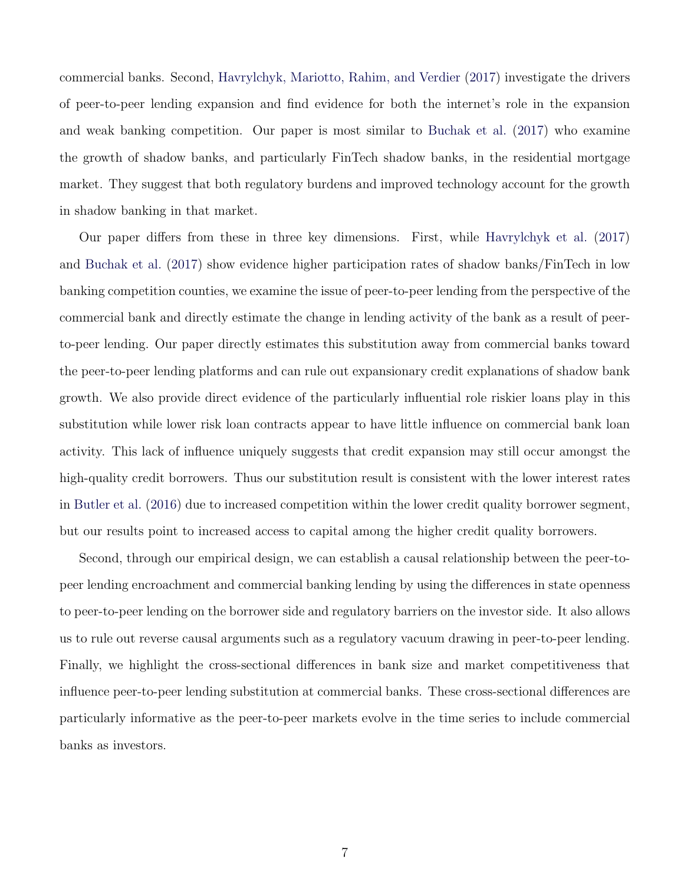commercial banks. Second, Havrylchyk, Mariotto, Rahim, and Verdier (2017) investigate the drivers of peer-to-peer lending expansion and find evidence for both the internet's role in the expansion and weak banking competition. Our paper is most similar to Buchak et al. (2017) who examine the growth of shadow banks, and particularly FinTech shadow banks, in the residential mortgage market. They suggest that both regulatory burdens and improved technology account for the growth in shadow banking in that market.

Our paper differs from these in three key dimensions. First, while Havrylchyk et al. (2017) and Buchak et al. (2017) show evidence higher participation rates of shadow banks/FinTech in low banking competition counties, we examine the issue of peer-to-peer lending from the perspective of the commercial bank and directly estimate the change in lending activity of the bank as a result of peer-to-peer lending. Our paper directly estimates this substitution away from commercial banks toward the peer-to-peer lending platforms and can rule out expansionary credit explanations of shadow bank growth. We also provide direct evidence of the particularly influential role riskier loans play in this substitution while lower risk loan contracts appear to have little influence on commercial bank loan activity. This lack of influence uniquely suggests that credit expansion may still occur amongst the high-quality credit borrowers. Thus our substitution result is consistent with the lower interest rates in Butler et al. (2016) due to increased competition within the lower credit quality borrower segment, but our results point to increased access to capital among the higher credit quality borrowers.

Second, through our empirical design, we can establish a causal relationship between the peer-to-peer lending encroachment and commercial banking lending by using the differences in state openness to peer-to-peer lending on the borrower side and regulatory barriers on the investor side. It also allows us to rule out reverse causal arguments such as a regulatory vacuum drawing in peer-to-peer lending. Finally, we highlight the cross-sectional differences in bank size and market competitiveness that influence peer-to-peer lending substitution at commercial banks. These cross-sectional differences are particularly informative as the peer-to-peer markets evolve in the time series to include commercial banks as investors.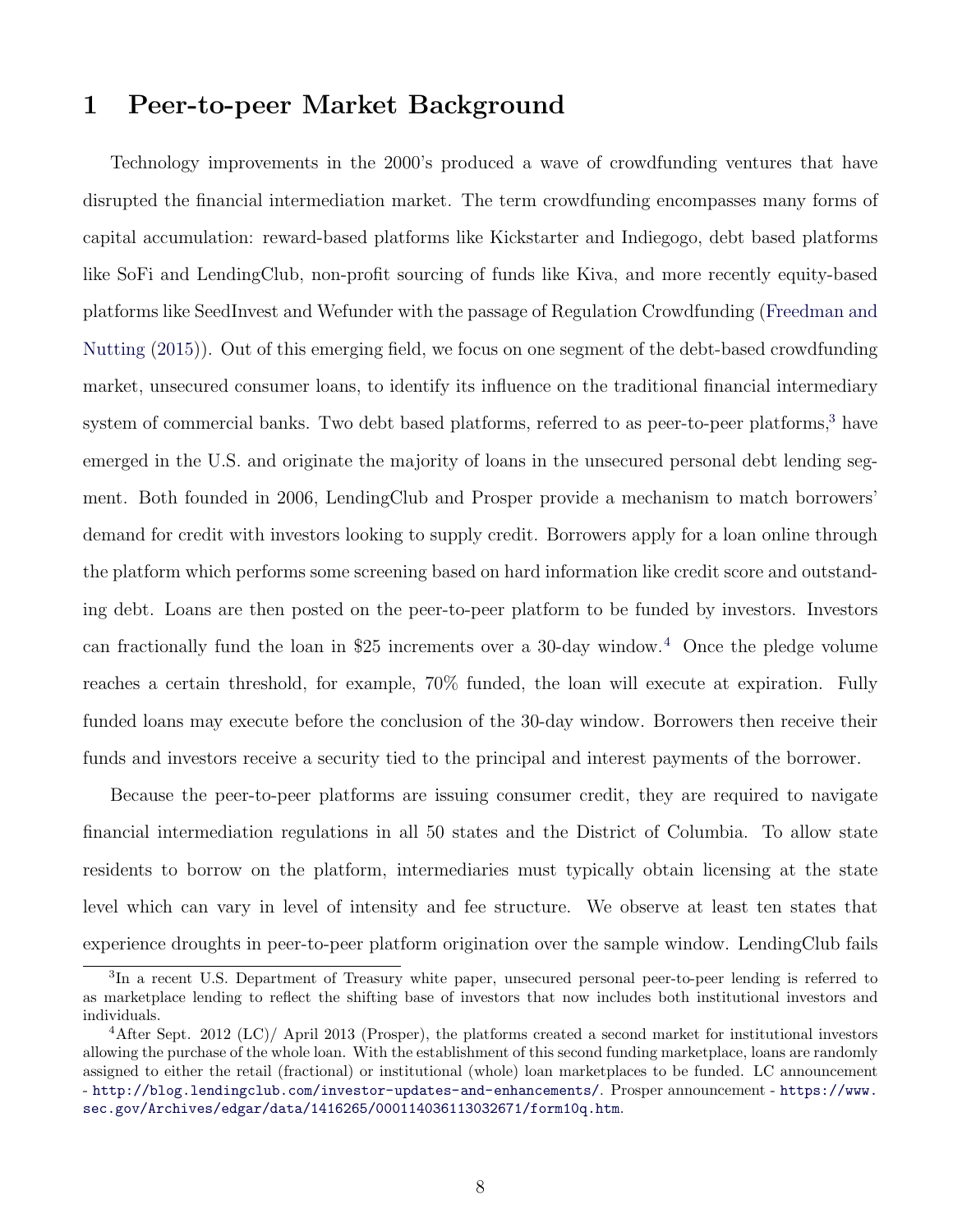# 1 Peer-to-peer Market Background

Technology improvements in the 2000's produced a wave of crowdfunding ventures that have disrupted the financial intermediation market. The term crowdfunding encompasses many forms of capital accumulation: reward-based platforms like Kickstarter and Indiegogo, debt based platforms like SoFi and LendingClub, non-profit sourcing of funds like Kiva, and more recently equity-based platforms like SeedInvest and Wefunder with the passage of Regulation Crowdfunding (Freedman and Nutting (2015)). Out of this emerging field, we focus on one segment of the debt-based crowdfunding market, unsecured consumer loans, to identify its influence on the traditional financial intermediary system of commercial banks. Two debt based platforms, referred to as peer-to-peer platforms,[3] have emerged in the U.S. and originate the majority of loans in the unsecured personal debt lending segment. Both founded in 2006, LendingClub and Prosper provide a mechanism to match borrowers' demand for credit with investors looking to supply credit. Borrowers apply for a loan online through the platform which performs some screening based on hard information like credit score and outstanding debt. Loans are then posted on the peer-to-peer platform to be funded by investors. Investors can fractionally fund the loan in \$25 increments over a 30-day window.[4] Once the pledge volume reaches a certain threshold, for example, 70% funded, the loan will execute at expiration. Fully funded loans may execute before the conclusion of the 30-day window. Borrowers then receive their funds and investors receive a security tied to the principal and interest payments of the borrower.

Because the peer-to-peer platforms are issuing consumer credit, they are required to navigate financial intermediation regulations in all 50 states and the District of Columbia. To allow state residents to borrow on the platform, intermediaries must typically obtain licensing at the state level which can vary in level of intensity and fee structure. We observe at least ten states that experience droughts in peer-to-peer platform origination over the sample window. LendingClub fails

[3] In a recent U.S. Department of Treasury white paper, unsecured personal peer-to-peer lending is referred to as marketplace lending to reflect the shifting base of investors that now includes both institutional investors and individuals.

[4] After Sept. 2012 (LC)/ April 2013 (Prosper), the platforms created a second market for institutional investors allowing the purchase of the whole loan. With the establishment of this second funding marketplace, loans are randomly assigned to either the retail (fractional) or institutional (whole) loan marketplaces to be funded. LC announcement - http://blog.lendingclub.com/investor-updates-and-enhancements/. Prosper announcement - https://www.sec.gov/Archives/edgar/data/1416265/000114036113032671/form10q.htm.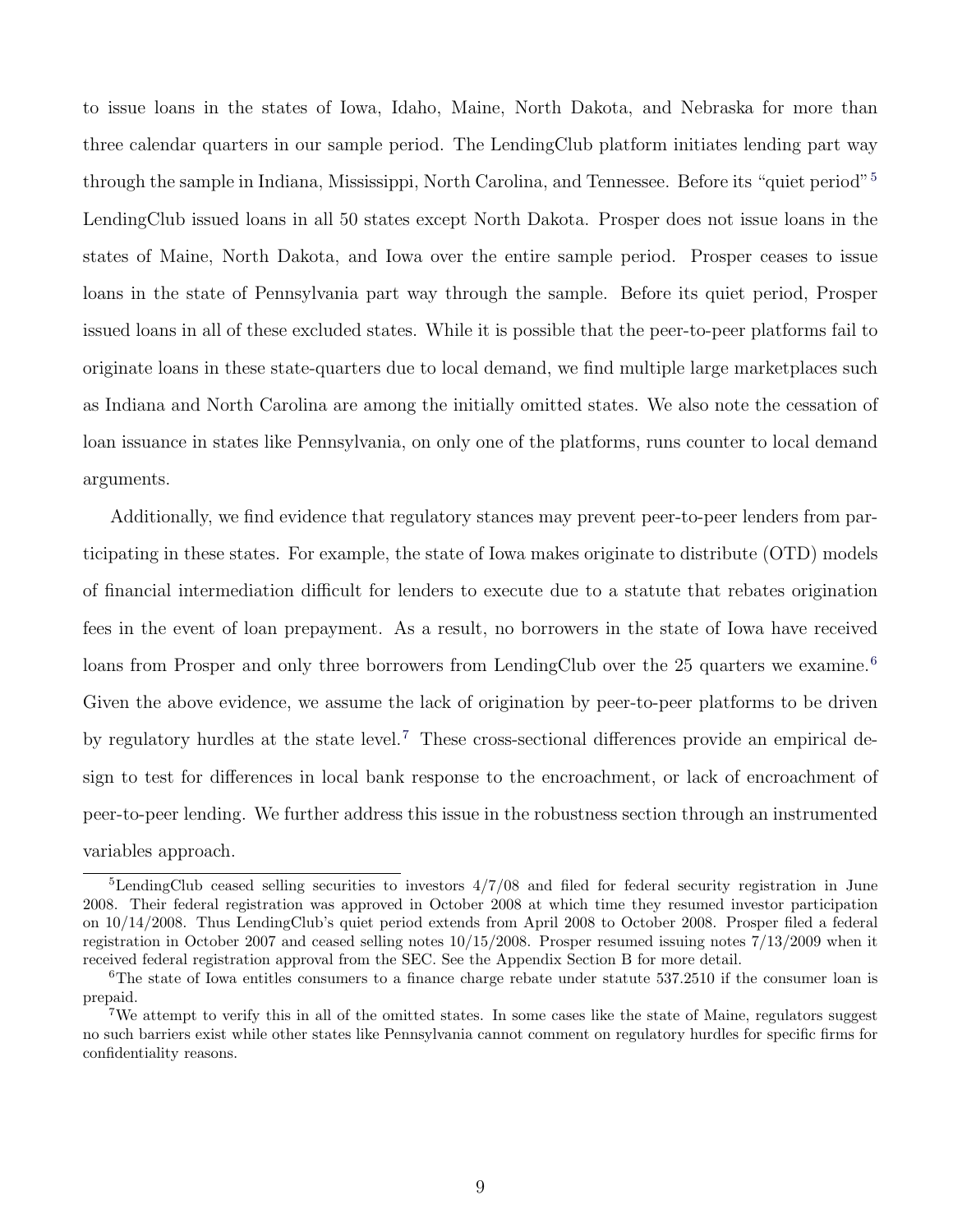to issue loans in the states of Iowa, Idaho, Maine, North Dakota, and Nebraska for more than three calendar quarters in our sample period. The LendingClub platform initiates lending part way through the sample in Indiana, Mississippi, North Carolina, and Tennessee. Before its "quiet period"[5] LendingClub issued loans in all 50 states except North Dakota. Prosper does not issue loans in the states of Maine, North Dakota, and Iowa over the entire sample period. Prosper ceases to issue loans in the state of Pennsylvania part way through the sample. Before its quiet period, Prosper issued loans in all of these excluded states. While it is possible that the peer-to-peer platforms fail to originate loans in these state-quarters due to local demand, we find multiple large marketplaces such as Indiana and North Carolina are among the initially omitted states. We also note the cessation of loan issuance in states like Pennsylvania, on only one of the platforms, runs counter to local demand arguments.

Additionally, we find evidence that regulatory stances may prevent peer-to-peer lenders from participating in these states. For example, the state of Iowa makes originate to distribute (OTD) models of financial intermediation difficult for lenders to execute due to a statute that rebates origination fees in the event of loan prepayment. As a result, no borrowers in the state of Iowa have received loans from Prosper and only three borrowers from LendingClub over the 25 quarters we examine.[6] Given the above evidence, we assume the lack of origination by peer-to-peer platforms to be driven by regulatory hurdles at the state level.[7] These cross-sectional differences provide an empirical design to test for differences in local bank response to the encroachment, or lack of encroachment of peer-to-peer lending. We further address this issue in the robustness section through an instrumented variables approach.

[5] LendingClub ceased selling securities to investors 4/7/08 and filed for federal security registration in June 2008. Their federal registration was approved in October 2008 at which time they resumed investor participation on 10/14/2008. Thus LendingClub's quiet period extends from April 2008 to October 2008. Prosper filed a federal registration in October 2007 and ceased selling notes 10/15/2008. Prosper resumed issuing notes 7/13/2009 when it received federal registration approval from the SEC. See the Appendix Section B for more detail.

[6] The state of Iowa entitles consumers to a finance charge rebate under statute 537.2510 if the consumer loan is prepaid.

[7] We attempt to verify this in all of the omitted states. In some cases like the state of Maine, regulators suggest no such barriers exist while other states like Pennsylvania cannot comment on regulatory hurdles for specific firms for confidentiality reasons.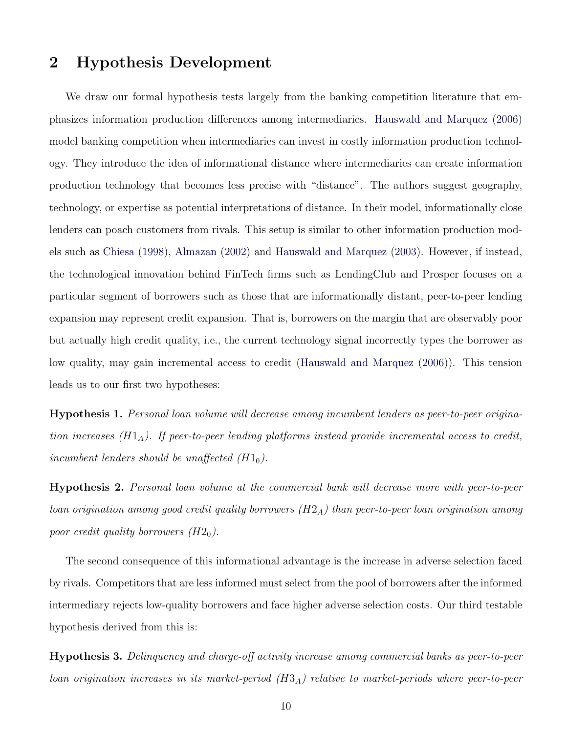## 2 Hypothesis Development

We draw our formal hypothesis tests largely from the banking competition literature that emphasizes information production differences among intermediaries. Hauswald and Marquez (2006) model banking competition when intermediaries can invest in costly information production technology. They introduce the idea of informational distance where intermediaries can create information production technology that becomes less precise with "distance". The authors suggest geography, technology, or expertise as potential interpretations of distance. In their model, informationally close lenders can poach customers from rivals. This setup is similar to other information production models such as Chiesa (1998), Almazan (2002) and Hauswald and Marquez (2003). However, if instead, the technological innovation behind FinTech firms such as LendingClub and Prosper focuses on a particular segment of borrowers such as those that are informationally distant, peer-to-peer lending expansion may represent credit expansion. That is, borrowers on the margin that are observably poor but actually high credit quality, i.e., the current technology signal incorrectly types the borrower as low quality, may gain incremental access to credit (Hauswald and Marquez (2006)). This tension leads us to our first two hypotheses:

**Hypothesis 1.** *Personal loan volume will decrease among incumbent lenders as peer-to-peer origination increases ($H1_A$). If peer-to-peer lending platforms instead provide incremental access to credit, incumbent lenders should be unaffected ($H1_0$).*

**Hypothesis 2.** *Personal loan volume at the commercial bank will decrease more with peer-to-peer loan origination among good credit quality borrowers ($H2_A$) than peer-to-peer loan origination among poor credit quality borrowers ($H2_0$).*

The second consequence of this informational advantage is the increase in adverse selection faced by rivals. Competitors that are less informed must select from the pool of borrowers after the informed intermediary rejects low-quality borrowers and face higher adverse selection costs. Our third testable hypothesis derived from this is:

**Hypothesis 3.** *Delinquency and charge-off activity increase among commercial banks as peer-to-peer loan origination increases in its market-period ($H3_A$) relative to market-periods where peer-to-peer*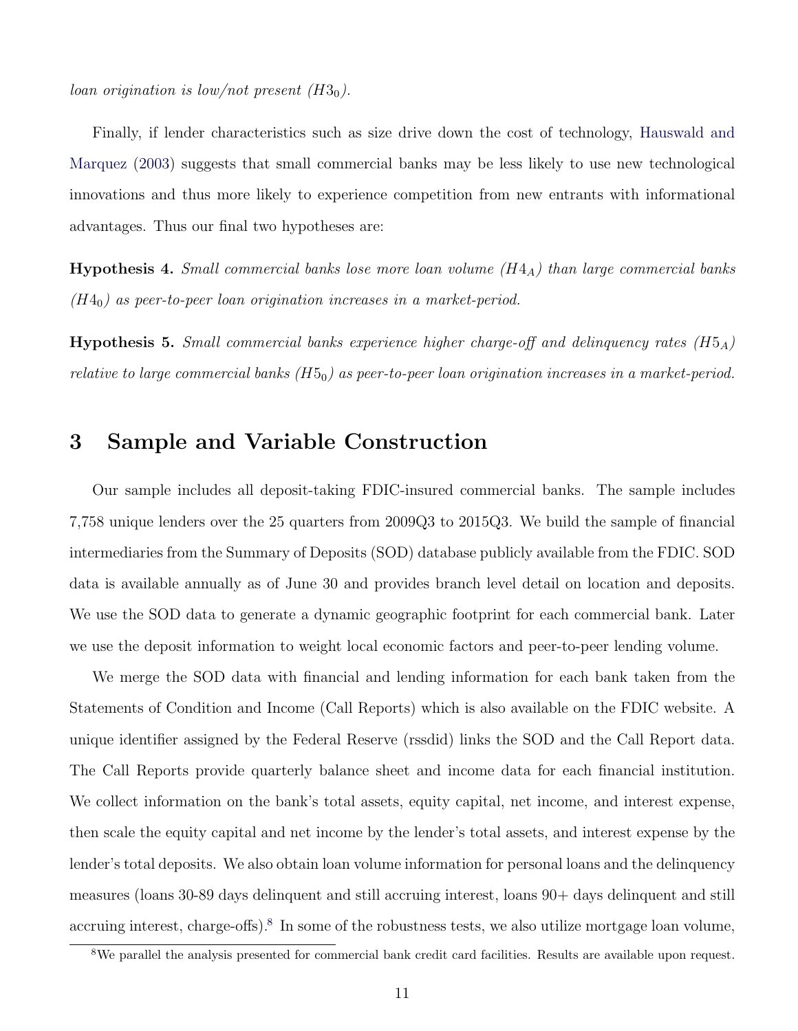*loan origination is low/not present ($H3_0$).*

Finally, if lender characteristics such as size drive down the cost of technology, Hauswald and Marquez (2003) suggests that small commercial banks may be less likely to use new technological innovations and thus more likely to experience competition from new entrants with informational advantages. Thus our final two hypotheses are:

**Hypothesis 4.** *Small commercial banks lose more loan volume ($H4_A$) than large commercial banks ($H4_0$) as peer-to-peer loan origination increases in a market-period.*

**Hypothesis 5.** *Small commercial banks experience higher charge-off and delinquency rates ($H5_A$) relative to large commercial banks ($H5_0$) as peer-to-peer loan origination increases in a market-period.*

## 3 Sample and Variable Construction

Our sample includes all deposit-taking FDIC-insured commercial banks. The sample includes 7,758 unique lenders over the 25 quarters from 2009Q3 to 2015Q3. We build the sample of financial intermediaries from the Summary of Deposits (SOD) database publicly available from the FDIC. SOD data is available annually as of June 30 and provides branch level detail on location and deposits. We use the SOD data to generate a dynamic geographic footprint for each commercial bank. Later we use the deposit information to weight local economic factors and peer-to-peer lending volume.

We merge the SOD data with financial and lending information for each bank taken from the Statements of Condition and Income (Call Reports) which is also available on the FDIC website. A unique identifier assigned by the Federal Reserve (rssdid) links the SOD and the Call Report data. The Call Reports provide quarterly balance sheet and income data for each financial institution. We collect information on the bank's total assets, equity capital, net income, and interest expense, then scale the equity capital and net income by the lender's total assets, and interest expense by the lender's total deposits. We also obtain loan volume information for personal loans and the delinquency measures (loans 30-89 days delinquent and still accruing interest, loans 90+ days delinquent and still accruing interest, charge-offs).[8] In some of the robustness tests, we also utilize mortgage loan volume,

[8] We parallel the analysis presented for commercial bank credit card facilities. Results are available upon request.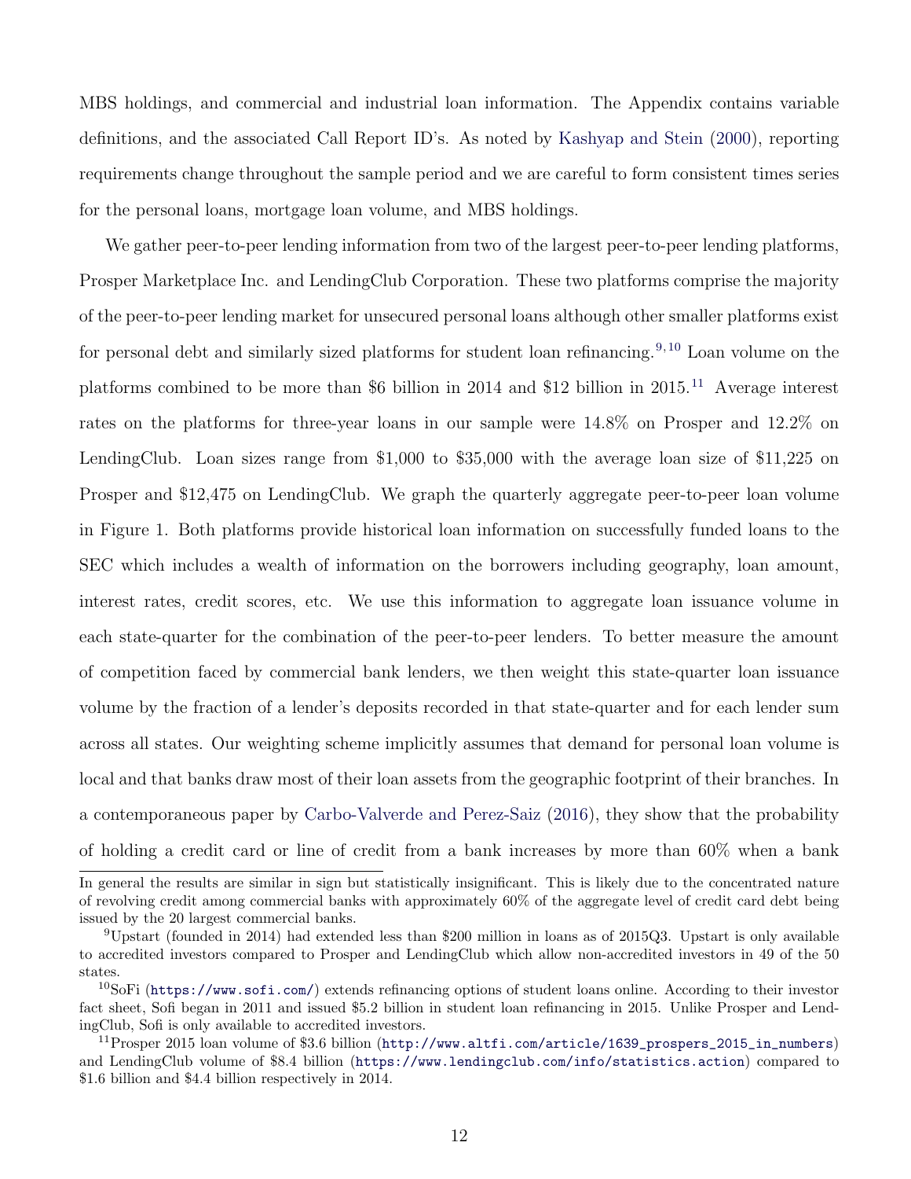MBS holdings, and commercial and industrial loan information. The Appendix contains variable definitions, and the associated Call Report ID's. As noted by Kashyap and Stein (2000), reporting requirements change throughout the sample period and we are careful to form consistent times series for the personal loans, mortgage loan volume, and MBS holdings.

We gather peer-to-peer lending information from two of the largest peer-to-peer lending platforms, Prosper Marketplace Inc. and LendingClub Corporation. These two platforms comprise the majority of the peer-to-peer lending market for unsecured personal loans although other smaller platforms exist for personal debt and similarly sized platforms for student loan refinancing.[9,10] Loan volume on the platforms combined to be more than \$6 billion in 2014 and \$12 billion in 2015.[11] Average interest rates on the platforms for three-year loans in our sample were 14.8% on Prosper and 12.2% on LendingClub. Loan sizes range from \$1,000 to \$35,000 with the average loan size of \$11,225 on Prosper and \$12,475 on LendingClub. We graph the quarterly aggregate peer-to-peer loan volume in Figure 1. Both platforms provide historical loan information on successfully funded loans to the SEC which includes a wealth of information on the borrowers including geography, loan amount, interest rates, credit scores, etc. We use this information to aggregate loan issuance volume in each state-quarter for the combination of the peer-to-peer lenders. To better measure the amount of competition faced by commercial bank lenders, we then weight this state-quarter loan issuance volume by the fraction of a lender's deposits recorded in that state-quarter and for each lender sum across all states. Our weighting scheme implicitly assumes that demand for personal loan volume is local and that banks draw most of their loan assets from the geographic footprint of their branches. In a contemporaneous paper by Carbo-Valverde and Perez-Saiz (2016), they show that the probability of holding a credit card or line of credit from a bank increases by more than 60% when a bank

---

In general the results are similar in sign but statistically insignificant. This is likely due to the concentrated nature of revolving credit among commercial banks with approximately 60% of the aggregate level of credit card debt being issued by the 20 largest commercial banks.

[9] Upstart (founded in 2014) had extended less than \$200 million in loans as of 2015Q3. Upstart is only available to accredited investors compared to Prosper and LendingClub which allow non-accredited investors in 49 of the 50 states.

[10] SoFi (https://www.sofi.com/) extends refinancing options of student loans online. According to their investor fact sheet, Sofi began in 2011 and issued \$5.2 billion in student loan refinancing in 2015. Unlike Prosper and LendingClub, Sofi is only available to accredited investors.

[11] Prosper 2015 loan volume of \$3.6 billion (http://www.altfi.com/article/1639_prospers_2015_in_numbers) and LendingClub volume of \$8.4 billion (https://www.lendingclub.com/info/statistics.action) compared to \$1.6 billion and \$4.4 billion respectively in 2014.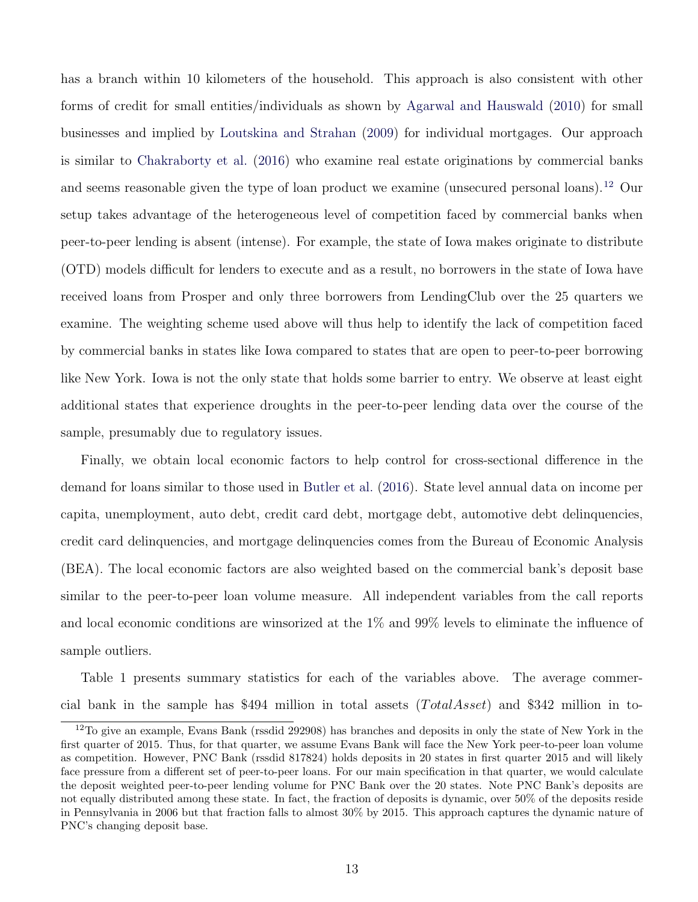has a branch within 10 kilometers of the household. This approach is also consistent with other forms of credit for small entities/individuals as shown by Agarwal and Hauswald (2010) for small businesses and implied by Loutskina and Strahan (2009) for individual mortgages. Our approach is similar to Chakraborty et al. (2016) who examine real estate originations by commercial banks and seems reasonable given the type of loan product we examine (unsecured personal loans).[12] Our setup takes advantage of the heterogeneous level of competition faced by commercial banks when peer-to-peer lending is absent (intense). For example, the state of Iowa makes originate to distribute (OTD) models difficult for lenders to execute and as a result, no borrowers in the state of Iowa have received loans from Prosper and only three borrowers from LendingClub over the 25 quarters we examine. The weighting scheme used above will thus help to identify the lack of competition faced by commercial banks in states like Iowa compared to states that are open to peer-to-peer borrowing like New York. Iowa is not the only state that holds some barrier to entry. We observe at least eight additional states that experience droughts in the peer-to-peer lending data over the course of the sample, presumably due to regulatory issues.

Finally, we obtain local economic factors to help control for cross-sectional difference in the demand for loans similar to those used in Butler et al. (2016). State level annual data on income per capita, unemployment, auto debt, credit card debt, mortgage debt, automotive debt delinquencies, credit card delinquencies, and mortgage delinquencies comes from the Bureau of Economic Analysis (BEA). The local economic factors are also weighted based on the commercial bank's deposit base similar to the peer-to-peer loan volume measure. All independent variables from the call reports and local economic conditions are winsorized at the 1% and 99% levels to eliminate the influence of sample outliers.

Table 1 presents summary statistics for each of the variables above. The average commercial bank in the sample has \$494 million in total assets ($TotalAsset$) and \$342 million in to-

[12] To give an example, Evans Bank (rssdid 292908) has branches and deposits in only the state of New York in the first quarter of 2015. Thus, for that quarter, we assume Evans Bank will face the New York peer-to-peer loan volume as competition. However, PNC Bank (rssdid 817824) holds deposits in 20 states in first quarter 2015 and will likely face pressure from a different set of peer-to-peer loans. For our main specification in that quarter, we would calculate the deposit weighted peer-to-peer lending volume for PNC Bank over the 20 states. Note PNC Bank's deposits are not equally distributed among these state. In fact, the fraction of deposits is dynamic, over 50% of the deposits reside in Pennsylvania in 2006 but that fraction falls to almost 30% by 2015. This approach captures the dynamic nature of PNC's changing deposit base.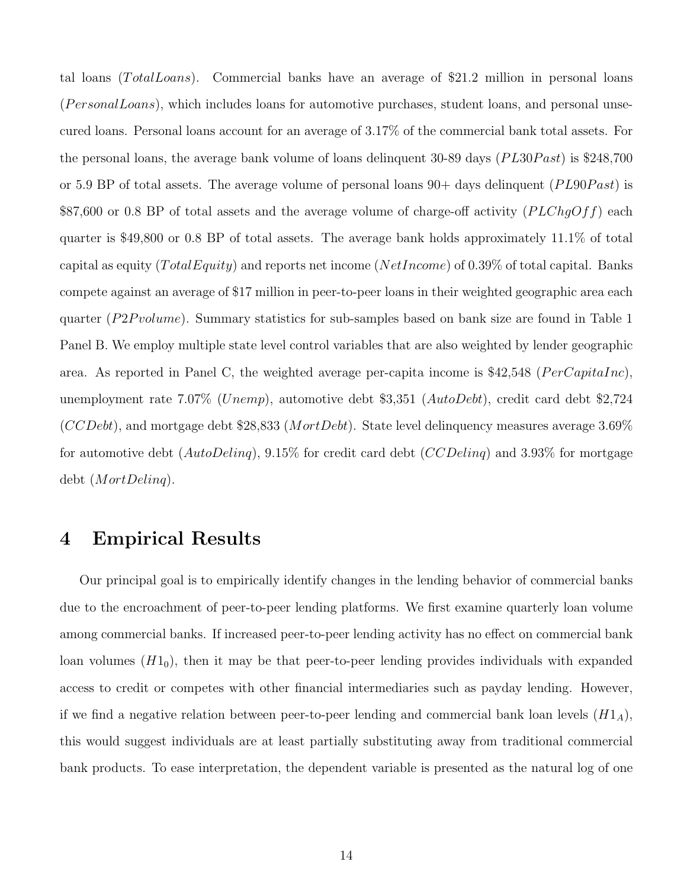tal loans ($TotalLoans$). Commercial banks have an average of \$21.2 million in personal loans ($PersonalLoans$), which includes loans for automotive purchases, student loans, and personal unsecured loans. Personal loans account for an average of 3.17% of the commercial bank total assets. For the personal loans, the average bank volume of loans delinquent 30-89 days ($PL30Past$) is \$248,700 or 5.9 BP of total assets. The average volume of personal loans 90+ days delinquent ($PL90Past$) is \$87,600 or 0.8 BP of total assets and the average volume of charge-off activity ($PLChgOff$) each quarter is \$49,800 or 0.8 BP of total assets. The average bank holds approximately 11.1% of total capital as equity ($TotalEquity$) and reports net income ($NetIncome$) of 0.39% of total capital. Banks compete against an average of \$17 million in peer-to-peer loans in their weighted geographic area each quarter ($P2Pvolume$). Summary statistics for sub-samples based on bank size are found in Table 1 Panel B. We employ multiple state level control variables that are also weighted by lender geographic area. As reported in Panel C, the weighted average per-capita income is \$42,548 ($PerCapitaInc$), unemployment rate 7.07% ($Unemp$), automotive debt \$3,351 ($AutoDebt$), credit card debt \$2,724 ($CCDebt$), and mortgage debt \$28,833 ($MortDebt$). State level delinquency measures average 3.69% for automotive debt ($AutoDelinq$), 9.15% for credit card debt ($CCDelinq$) and 3.93% for mortgage debt ($MortDelinq$).

# 4 Empirical Results

Our principal goal is to empirically identify changes in the lending behavior of commercial banks due to the encroachment of peer-to-peer lending platforms. We first examine quarterly loan volume among commercial banks. If increased peer-to-peer lending activity has no effect on commercial bank loan volumes ($H1_0$), then it may be that peer-to-peer lending provides individuals with expanded access to credit or competes with other financial intermediaries such as payday lending. However, if we find a negative relation between peer-to-peer lending and commercial bank loan levels ($H1_A$), this would suggest individuals are at least partially substituting away from traditional commercial bank products. To ease interpretation, the dependent variable is presented as the natural log of one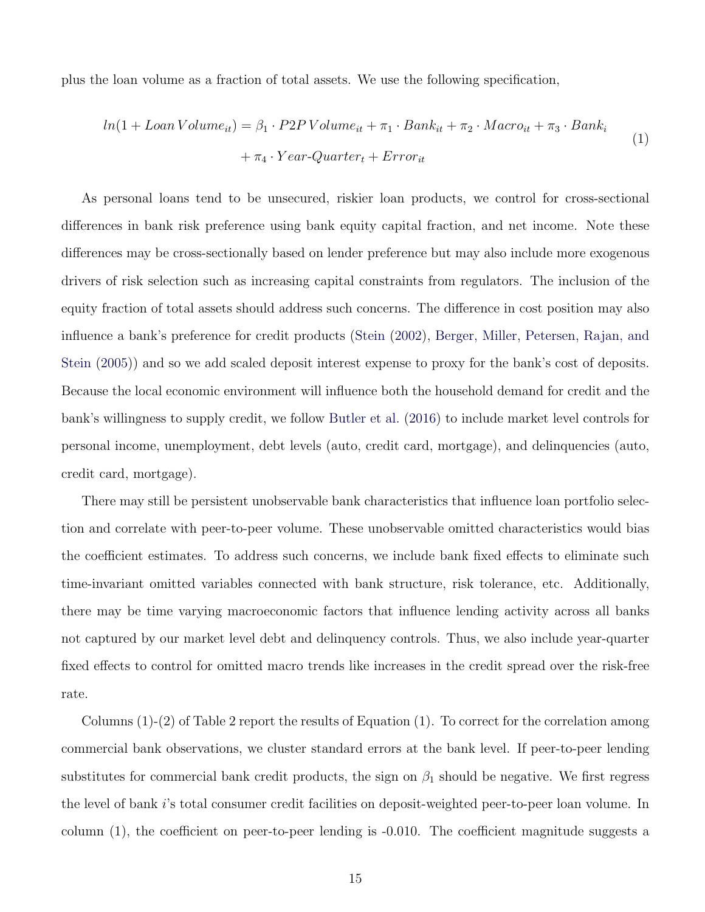plus the loan volume as a fraction of total assets. We use the following specification,

$$
\begin{aligned}
ln(1 + Loan\,Volume_{it}) = \beta_1 \cdot P2P\,Volume_{it} + \pi_1 \cdot Bank_{it} + \pi_2 \cdot Macro_{it} + \pi_3 \cdot Bank_i \\
+ \pi_4 \cdot Year\text{-}Quarter_t + Error_{it}
\end{aligned}
\tag{1}
$$

As personal loans tend to be unsecured, riskier loan products, we control for cross-sectional differences in bank risk preference using bank equity capital fraction, and net income. Note these differences may be cross-sectionally based on lender preference but may also include more exogenous drivers of risk selection such as increasing capital constraints from regulators. The inclusion of the equity fraction of total assets should address such concerns. The difference in cost position may also influence a bank's preference for credit products (Stein (2002), Berger, Miller, Petersen, Rajan, and Stein (2005)) and so we add scaled deposit interest expense to proxy for the bank's cost of deposits. Because the local economic environment will influence both the household demand for credit and the bank's willingness to supply credit, we follow Butler et al. (2016) to include market level controls for personal income, unemployment, debt levels (auto, credit card, mortgage), and delinquencies (auto, credit card, mortgage).

There may still be persistent unobservable bank characteristics that influence loan portfolio selection and correlate with peer-to-peer volume. These unobservable omitted characteristics would bias the coefficient estimates. To address such concerns, we include bank fixed effects to eliminate such time-invariant omitted variables connected with bank structure, risk tolerance, etc. Additionally, there may be time varying macroeconomic factors that influence lending activity across all banks not captured by our market level debt and delinquency controls. Thus, we also include year-quarter fixed effects to control for omitted macro trends like increases in the credit spread over the risk-free rate.

Columns (1)-(2) of Table 2 report the results of Equation (1). To correct for the correlation among commercial bank observations, we cluster standard errors at the bank level. If peer-to-peer lending substitutes for commercial bank credit products, the sign on $\beta_1$ should be negative. We first regress the level of bank $i$'s total consumer credit facilities on deposit-weighted peer-to-peer loan volume. In column (1), the coefficient on peer-to-peer lending is -0.010. The coefficient magnitude suggests a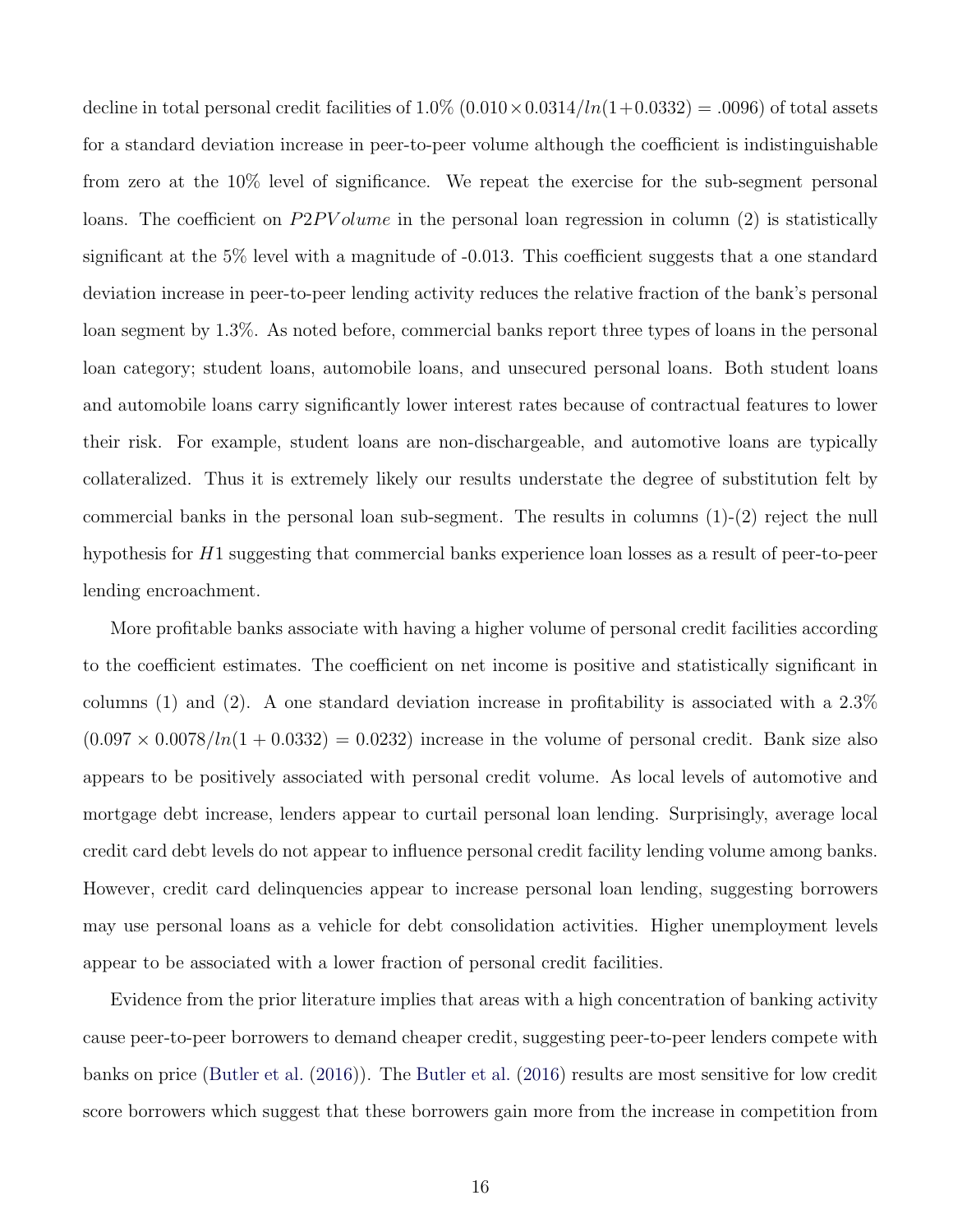decline in total personal credit facilities of 1.0% ($0.010 \times 0.0314/ln(1+0.0332) = .0096$) of total assets for a standard deviation increase in peer-to-peer volume although the coefficient is indistinguishable from zero at the 10% level of significance. We repeat the exercise for the sub-segment personal loans. The coefficient on $P2PVolume$ in the personal loan regression in column (2) is statistically significant at the 5% level with a magnitude of -0.013. This coefficient suggests that a one standard deviation increase in peer-to-peer lending activity reduces the relative fraction of the bank's personal loan segment by 1.3%. As noted before, commercial banks report three types of loans in the personal loan category; student loans, automobile loans, and unsecured personal loans. Both student loans and automobile loans carry significantly lower interest rates because of contractual features to lower their risk. For example, student loans are non-dischargeable, and automotive loans are typically collateralized. Thus it is extremely likely our results understate the degree of substitution felt by commercial banks in the personal loan sub-segment. The results in columns (1)-(2) reject the null hypothesis for $H1$ suggesting that commercial banks experience loan losses as a result of peer-to-peer lending encroachment.

More profitable banks associate with having a higher volume of personal credit facilities according to the coefficient estimates. The coefficient on net income is positive and statistically significant in columns (1) and (2). A one standard deviation increase in profitability is associated with a 2.3% ($0.097 \times 0.0078/ln(1 + 0.0332) = 0.0232$) increase in the volume of personal credit. Bank size also appears to be positively associated with personal credit volume. As local levels of automotive and mortgage debt increase, lenders appear to curtail personal loan lending. Surprisingly, average local credit card debt levels do not appear to influence personal credit facility lending volume among banks. However, credit card delinquencies appear to increase personal loan lending, suggesting borrowers may use personal loans as a vehicle for debt consolidation activities. Higher unemployment levels appear to be associated with a lower fraction of personal credit facilities.

Evidence from the prior literature implies that areas with a high concentration of banking activity cause peer-to-peer borrowers to demand cheaper credit, suggesting peer-to-peer lenders compete with banks on price (Butler et al. (2016)). The Butler et al. (2016) results are most sensitive for low credit score borrowers which suggest that these borrowers gain more from the increase in competition from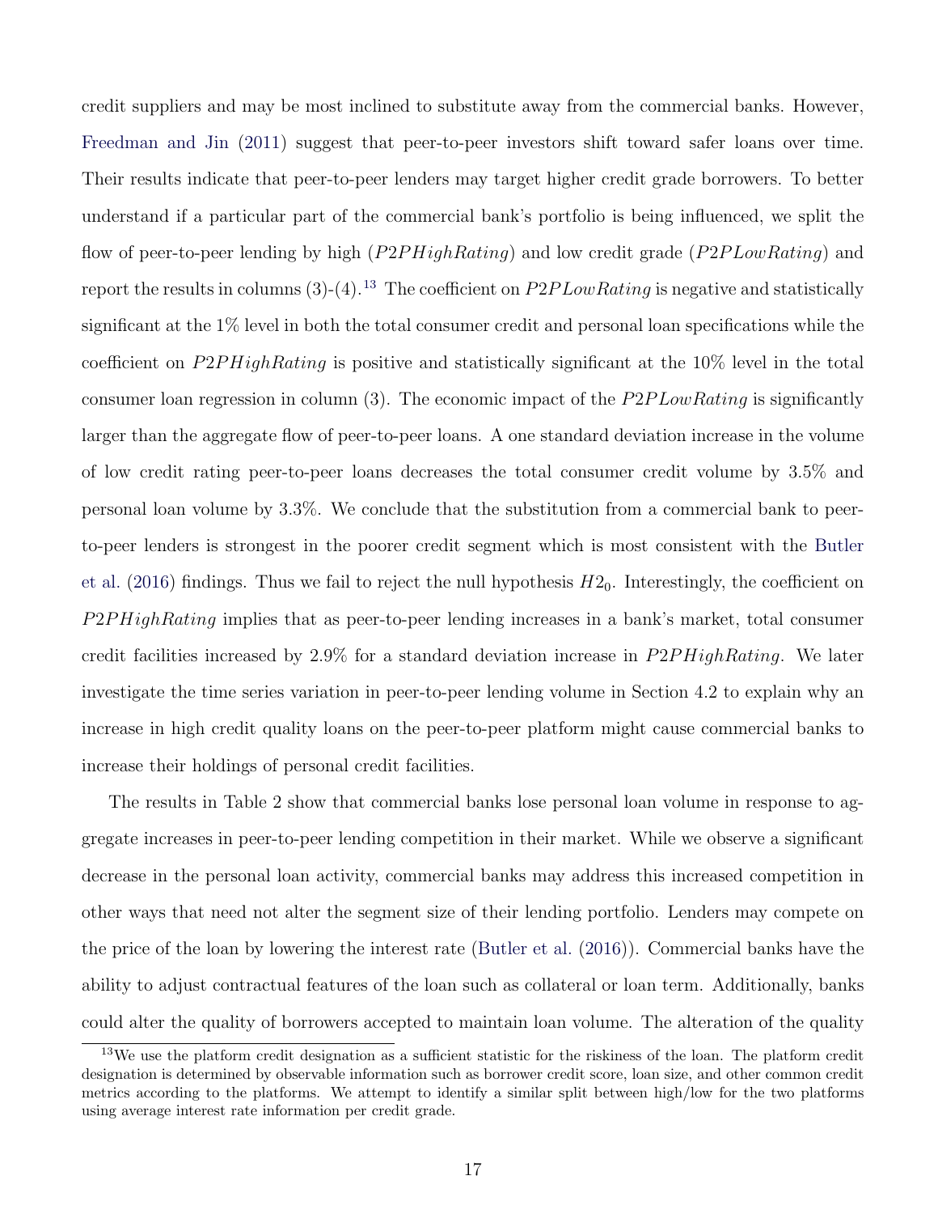credit suppliers and may be most inclined to substitute away from the commercial banks. However, Freedman and Jin (2011) suggest that peer-to-peer investors shift toward safer loans over time. Their results indicate that peer-to-peer lenders may target higher credit grade borrowers. To better understand if a particular part of the commercial bank's portfolio is being influenced, we split the flow of peer-to-peer lending by high ($P2PHighRating$) and low credit grade ($P2PLowRating$) and report the results in columns (3)-(4).[13] The coefficient on $P2PLowRating$ is negative and statistically significant at the 1% level in both the total consumer credit and personal loan specifications while the coefficient on $P2PHighRating$ is positive and statistically significant at the 10% level in the total consumer loan regression in column (3). The economic impact of the $P2PLowRating$ is significantly larger than the aggregate flow of peer-to-peer loans. A one standard deviation increase in the volume of low credit rating peer-to-peer loans decreases the total consumer credit volume by 3.5% and personal loan volume by 3.3%. We conclude that the substitution from a commercial bank to peer-to-peer lenders is strongest in the poorer credit segment which is most consistent with the Butler et al. (2016) findings. Thus we fail to reject the null hypothesis $H2_0$. Interestingly, the coefficient on $P2PHighRating$ implies that as peer-to-peer lending increases in a bank's market, total consumer credit facilities increased by 2.9% for a standard deviation increase in $P2PHighRating$. We later investigate the time series variation in peer-to-peer lending volume in Section 4.2 to explain why an increase in high credit quality loans on the peer-to-peer platform might cause commercial banks to increase their holdings of personal credit facilities.

The results in Table 2 show that commercial banks lose personal loan volume in response to aggregate increases in peer-to-peer lending competition in their market. While we observe a significant decrease in the personal loan activity, commercial banks may address this increased competition in other ways that need not alter the segment size of their lending portfolio. Lenders may compete on the price of the loan by lowering the interest rate (Butler et al. (2016)). Commercial banks have the ability to adjust contractual features of the loan such as collateral or loan term. Additionally, banks could alter the quality of borrowers accepted to maintain loan volume. The alteration of the quality

[13] We use the platform credit designation as a sufficient statistic for the riskiness of the loan. The platform credit designation is determined by observable information such as borrower credit score, loan size, and other common credit metrics according to the platforms. We attempt to identify a similar split between high/low for the two platforms using average interest rate information per credit grade.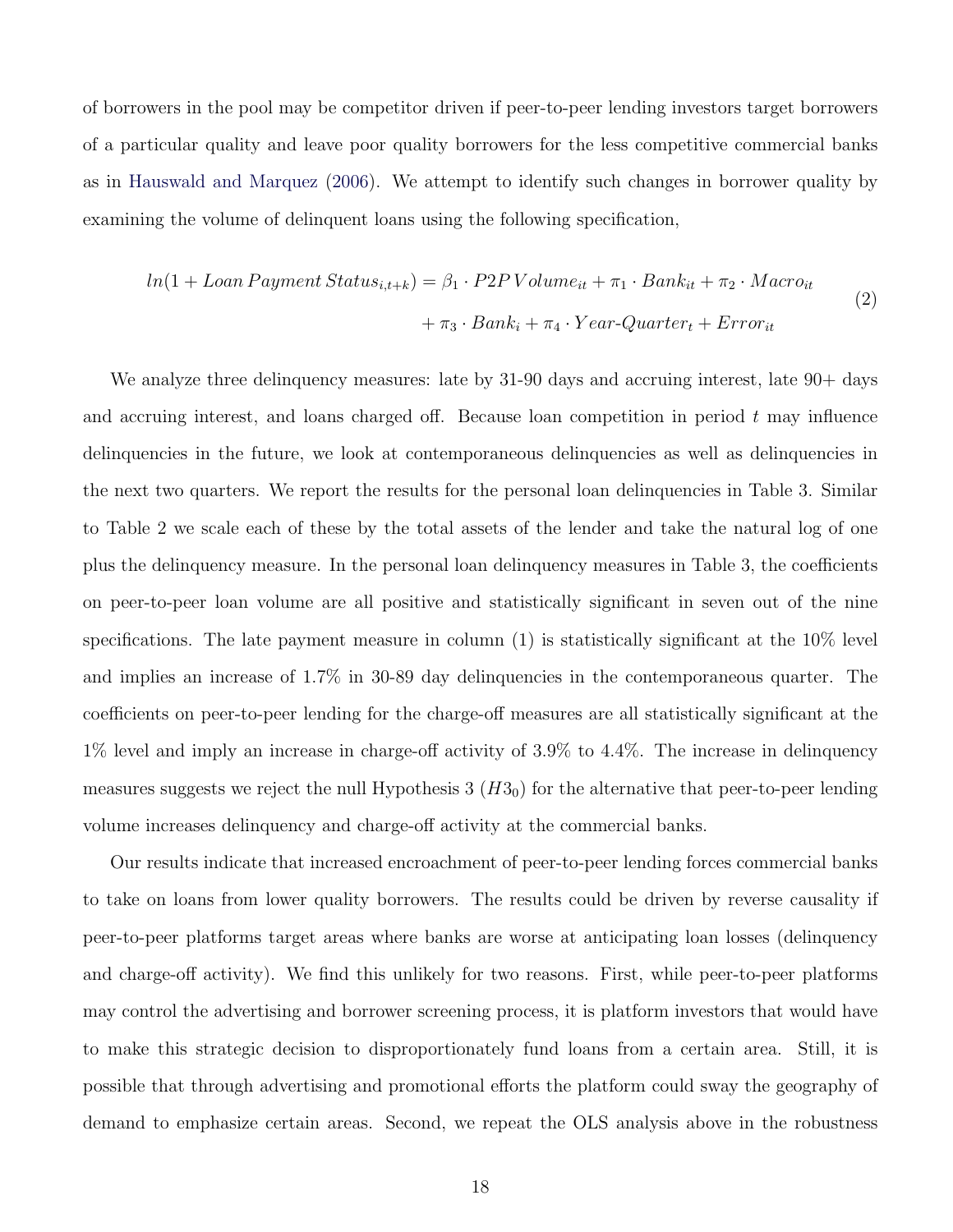of borrowers in the pool may be competitor driven if peer-to-peer lending investors target borrowers of a particular quality and leave poor quality borrowers for the less competitive commercial banks as in Hauswald and Marquez (2006). We attempt to identify such changes in borrower quality by examining the volume of delinquent loans using the following specification,

$$
\begin{aligned}
ln(1 + Loan\,Payment\,Status_{i,t+k}) = \beta_1 \cdot P2P\,Volume_{it} + \pi_1 \cdot Bank_{it} + \pi_2 \cdot Macro_{it} \\
+ \pi_3 \cdot Bank_i + \pi_4 \cdot Year\text{-}Quarter_t + Error_{it}
\end{aligned}
\tag{2}
$$

We analyze three delinquency measures: late by 31-90 days and accruing interest, late 90+ days and accruing interest, and loans charged off. Because loan competition in period $t$ may influence delinquencies in the future, we look at contemporaneous delinquencies as well as delinquencies in the next two quarters. We report the results for the personal loan delinquencies in Table 3. Similar to Table 2 we scale each of these by the total assets of the lender and take the natural log of one plus the delinquency measure. In the personal loan delinquency measures in Table 3, the coefficients on peer-to-peer loan volume are all positive and statistically significant in seven out of the nine specifications. The late payment measure in column (1) is statistically significant at the 10% level and implies an increase of 1.7% in 30-89 day delinquencies in the contemporaneous quarter. The coefficients on peer-to-peer lending for the charge-off measures are all statistically significant at the 1% level and imply an increase in charge-off activity of 3.9% to 4.4%. The increase in delinquency measures suggests we reject the null Hypothesis 3 ($H3_0$) for the alternative that peer-to-peer lending volume increases delinquency and charge-off activity at the commercial banks.

Our results indicate that increased encroachment of peer-to-peer lending forces commercial banks to take on loans from lower quality borrowers. The results could be driven by reverse causality if peer-to-peer platforms target areas where banks are worse at anticipating loan losses (delinquency and charge-off activity). We find this unlikely for two reasons. First, while peer-to-peer platforms may control the advertising and borrower screening process, it is platform investors that would have to make this strategic decision to disproportionately fund loans from a certain area. Still, it is possible that through advertising and promotional efforts the platform could sway the geography of demand to emphasize certain areas. Second, we repeat the OLS analysis above in the robustness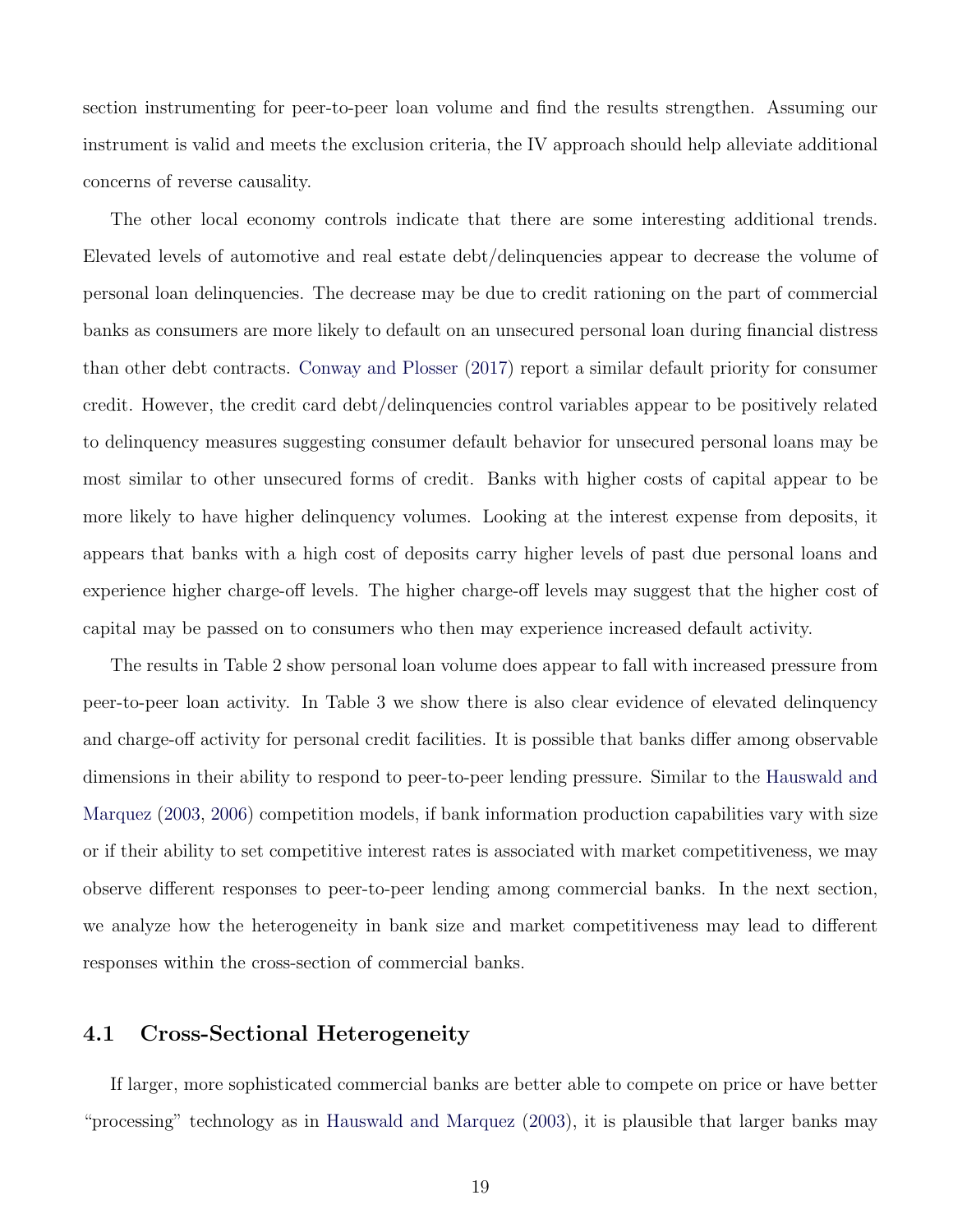section instrumenting for peer-to-peer loan volume and find the results strengthen. Assuming our instrument is valid and meets the exclusion criteria, the IV approach should help alleviate additional concerns of reverse causality.

The other local economy controls indicate that there are some interesting additional trends. Elevated levels of automotive and real estate debt/delinquencies appear to decrease the volume of personal loan delinquencies. The decrease may be due to credit rationing on the part of commercial banks as consumers are more likely to default on an unsecured personal loan during financial distress than other debt contracts. Conway and Plosser (2017) report a similar default priority for consumer credit. However, the credit card debt/delinquencies control variables appear to be positively related to delinquency measures suggesting consumer default behavior for unsecured personal loans may be most similar to other unsecured forms of credit. Banks with higher costs of capital appear to be more likely to have higher delinquency volumes. Looking at the interest expense from deposits, it appears that banks with a high cost of deposits carry higher levels of past due personal loans and experience higher charge-off levels. The higher charge-off levels may suggest that the higher cost of capital may be passed on to consumers who then may experience increased default activity.

The results in Table 2 show personal loan volume does appear to fall with increased pressure from peer-to-peer loan activity. In Table 3 we show there is also clear evidence of elevated delinquency and charge-off activity for personal credit facilities. It is possible that banks differ among observable dimensions in their ability to respond to peer-to-peer lending pressure. Similar to the Hauswald and Marquez (2003, 2006) competition models, if bank information production capabilities vary with size or if their ability to set competitive interest rates is associated with market competitiveness, we may observe different responses to peer-to-peer lending among commercial banks. In the next section, we analyze how the heterogeneity in bank size and market competitiveness may lead to different responses within the cross-section of commercial banks.

## 4.1 Cross-Sectional Heterogeneity

If larger, more sophisticated commercial banks are better able to compete on price or have better "processing" technology as in Hauswald and Marquez (2003), it is plausible that larger banks may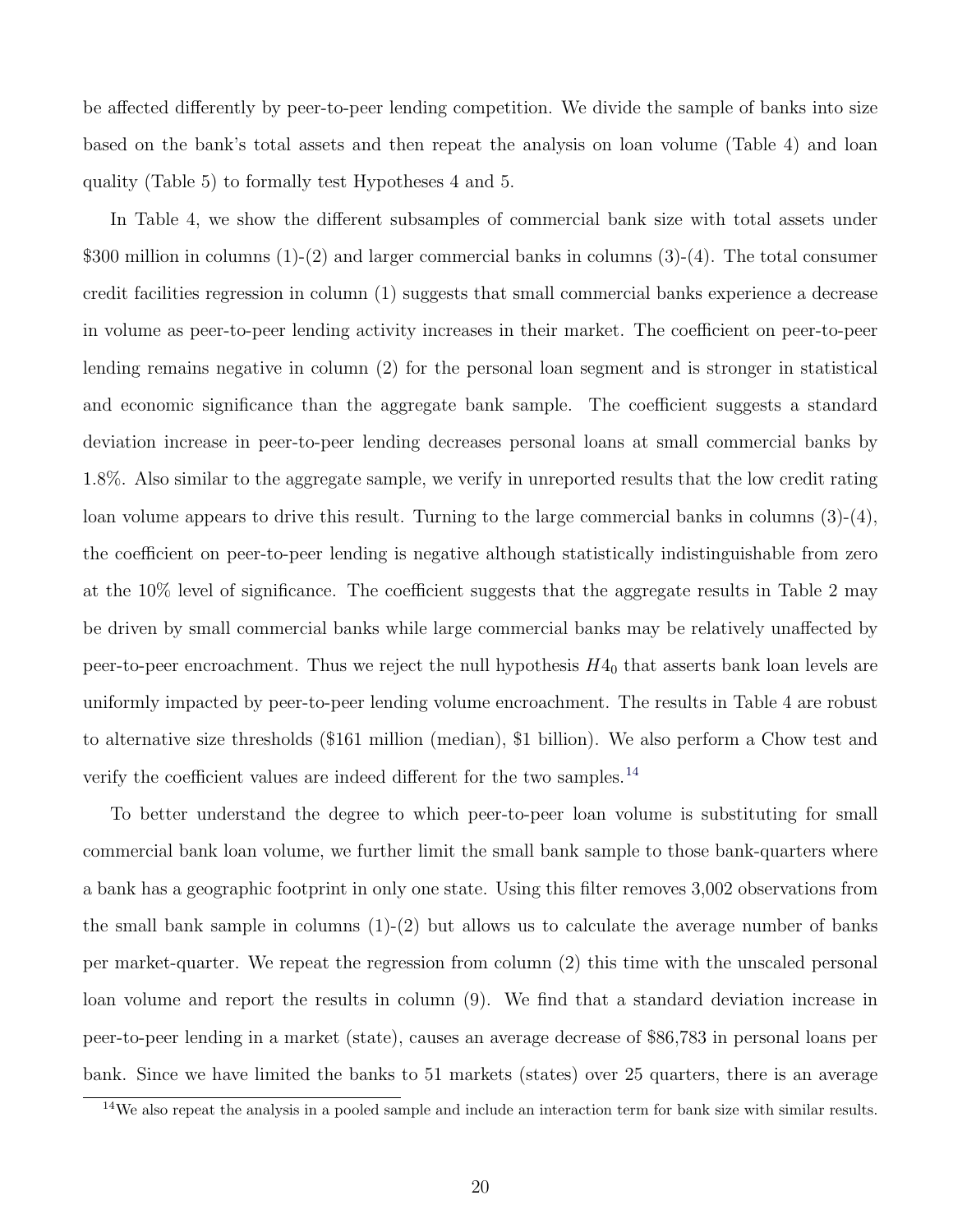be affected differently by peer-to-peer lending competition. We divide the sample of banks into size based on the bank's total assets and then repeat the analysis on loan volume (Table 4) and loan quality (Table 5) to formally test Hypotheses 4 and 5.

In Table 4, we show the different subsamples of commercial bank size with total assets under $300 million in columns (1)-(2) and larger commercial banks in columns (3)-(4). The total consumer credit facilities regression in column (1) suggests that small commercial banks experience a decrease in volume as peer-to-peer lending activity increases in their market. The coefficient on peer-to-peer lending remains negative in column (2) for the personal loan segment and is stronger in statistical and economic significance than the aggregate bank sample. The coefficient suggests a standard deviation increase in peer-to-peer lending decreases personal loans at small commercial banks by 1.8%. Also similar to the aggregate sample, we verify in unreported results that the low credit rating loan volume appears to drive this result. Turning to the large commercial banks in columns (3)-(4), the coefficient on peer-to-peer lending is negative although statistically indistinguishable from zero at the 10% level of significance. The coefficient suggests that the aggregate results in Table 2 may be driven by small commercial banks while large commercial banks may be relatively unaffected by peer-to-peer encroachment. Thus we reject the null hypothesis $H4_0$ that asserts bank loan levels are uniformly impacted by peer-to-peer lending volume encroachment. The results in Table 4 are robust to alternative size thresholds ($161 million (median), $1 billion). We also perform a Chow test and verify the coefficient values are indeed different for the two samples.[14]

To better understand the degree to which peer-to-peer loan volume is substituting for small commercial bank loan volume, we further limit the small bank sample to those bank-quarters where a bank has a geographic footprint in only one state. Using this filter removes 3,002 observations from the small bank sample in columns (1)-(2) but allows us to calculate the average number of banks per market-quarter. We repeat the regression from column (2) this time with the unscaled personal loan volume and report the results in column (9). We find that a standard deviation increase in peer-to-peer lending in a market (state), causes an average decrease of $86,783 in personal loans per bank. Since we have limited the banks to 51 markets (states) over 25 quarters, there is an average

[14]We also repeat the analysis in a pooled sample and include an interaction term for bank size with similar results.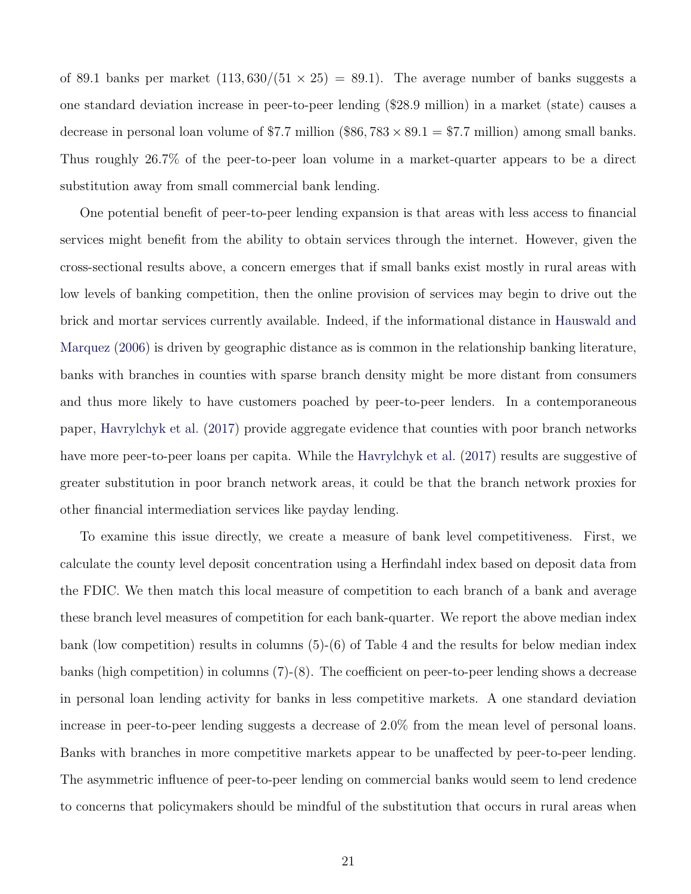of 89.1 banks per market $(113,630/(51 \times 25) = 89.1)$. The average number of banks suggests a one standard deviation increase in peer-to-peer lending (\$28.9 million) in a market (state) causes a decrease in personal loan volume of \$7.7 million $(\$86,783 \times 89.1 = \$7.7$ million) among small banks. Thus roughly 26.7% of the peer-to-peer loan volume in a market-quarter appears to be a direct substitution away from small commercial bank lending.

One potential benefit of peer-to-peer lending expansion is that areas with less access to financial services might benefit from the ability to obtain services through the internet. However, given the cross-sectional results above, a concern emerges that if small banks exist mostly in rural areas with low levels of banking competition, then the online provision of services may begin to drive out the brick and mortar services currently available. Indeed, if the informational distance in Hauswald and Marquez (2006) is driven by geographic distance as is common in the relationship banking literature, banks with branches in counties with sparse branch density might be more distant from consumers and thus more likely to have customers poached by peer-to-peer lenders. In a contemporaneous paper, Havrylchyk et al. (2017) provide aggregate evidence that counties with poor branch networks have more peer-to-peer loans per capita. While the Havrylchyk et al. (2017) results are suggestive of greater substitution in poor branch network areas, it could be that the branch network proxies for other financial intermediation services like payday lending.

To examine this issue directly, we create a measure of bank level competitiveness. First, we calculate the county level deposit concentration using a Herfindahl index based on deposit data from the FDIC. We then match this local measure of competition to each branch of a bank and average these branch level measures of competition for each bank-quarter. We report the above median index bank (low competition) results in columns (5)-(6) of Table 4 and the results for below median index banks (high competition) in columns (7)-(8). The coefficient on peer-to-peer lending shows a decrease in personal loan lending activity for banks in less competitive markets. A one standard deviation increase in peer-to-peer lending suggests a decrease of 2.0% from the mean level of personal loans. Banks with branches in more competitive markets appear to be unaffected by peer-to-peer lending. The asymmetric influence of peer-to-peer lending on commercial banks would seem to lend credence to concerns that policymakers should be mindful of the substitution that occurs in rural areas when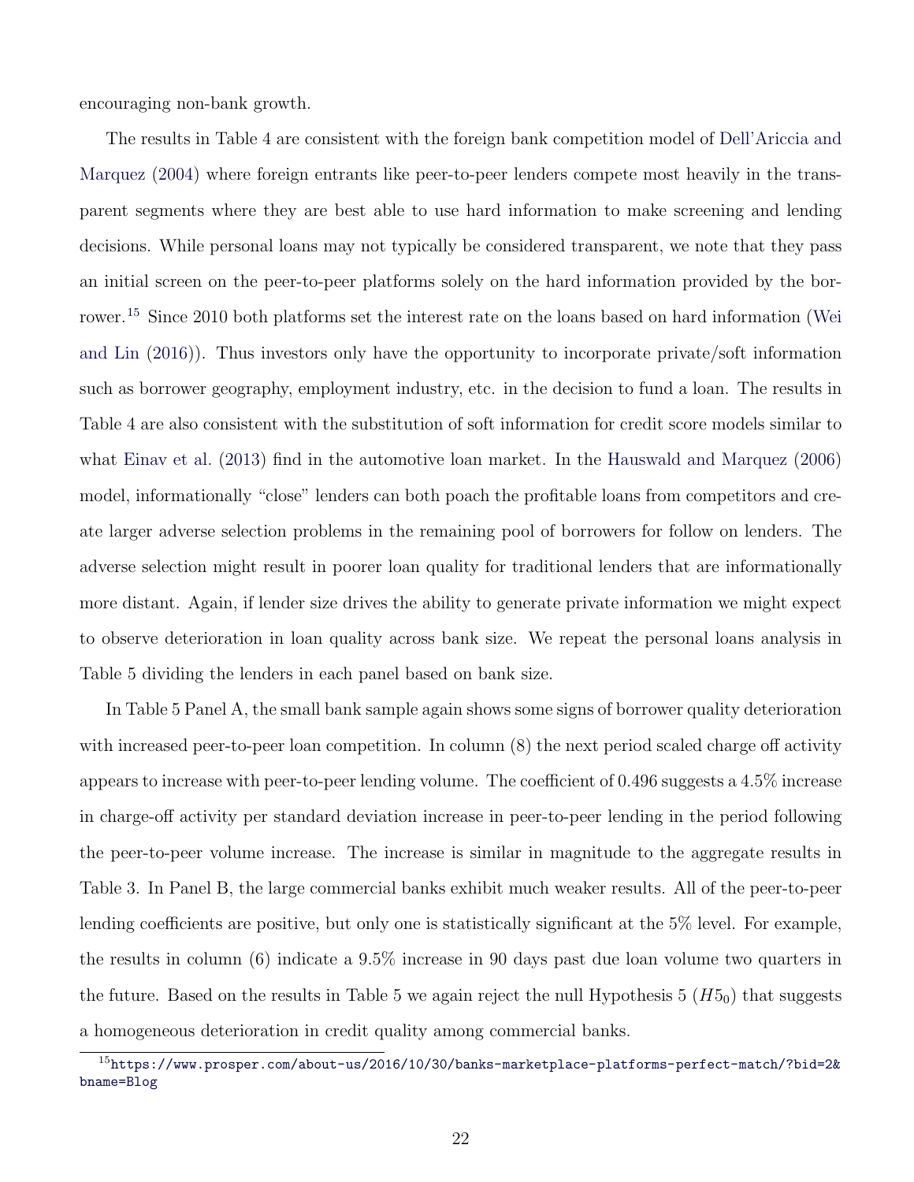encouraging non-bank growth.

The results in Table 4 are consistent with the foreign bank competition model of Dell'Ariccia and Marquez (2004) where foreign entrants like peer-to-peer lenders compete most heavily in the transparent segments where they are best able to use hard information to make screening and lending decisions. While personal loans may not typically be considered transparent, we note that they pass an initial screen on the peer-to-peer platforms solely on the hard information provided by the borrower.[15] Since 2010 both platforms set the interest rate on the loans based on hard information (Wei and Lin (2016)). Thus investors only have the opportunity to incorporate private/soft information such as borrower geography, employment industry, etc. in the decision to fund a loan. The results in Table 4 are also consistent with the substitution of soft information for credit score models similar to what Einav et al. (2013) find in the automotive loan market. In the Hauswald and Marquez (2006) model, informationally "close" lenders can both poach the profitable loans from competitors and create larger adverse selection problems in the remaining pool of borrowers for follow on lenders. The adverse selection might result in poorer loan quality for traditional lenders that are informationally more distant. Again, if lender size drives the ability to generate private information we might expect to observe deterioration in loan quality across bank size. We repeat the personal loans analysis in Table 5 dividing the lenders in each panel based on bank size.

In Table 5 Panel A, the small bank sample again shows some signs of borrower quality deterioration with increased peer-to-peer loan competition. In column (8) the next period scaled charge off activity appears to increase with peer-to-peer lending volume. The coefficient of 0.496 suggests a 4.5% increase in charge-off activity per standard deviation increase in peer-to-peer lending in the period following the peer-to-peer volume increase. The increase is similar in magnitude to the aggregate results in Table 3. In Panel B, the large commercial banks exhibit much weaker results. All of the peer-to-peer lending coefficients are positive, but only one is statistically significant at the 5% level. For example, the results in column (6) indicate a 9.5% increase in 90 days past due loan volume two quarters in the future. Based on the results in Table 5 we again reject the null Hypothesis 5 ($H5_0$) that suggests a homogeneous deterioration in credit quality among commercial banks.

[15] https://www.prosper.com/about-us/2016/10/30/banks-marketplace-platforms-perfect-match/?bid=2&bname=Blog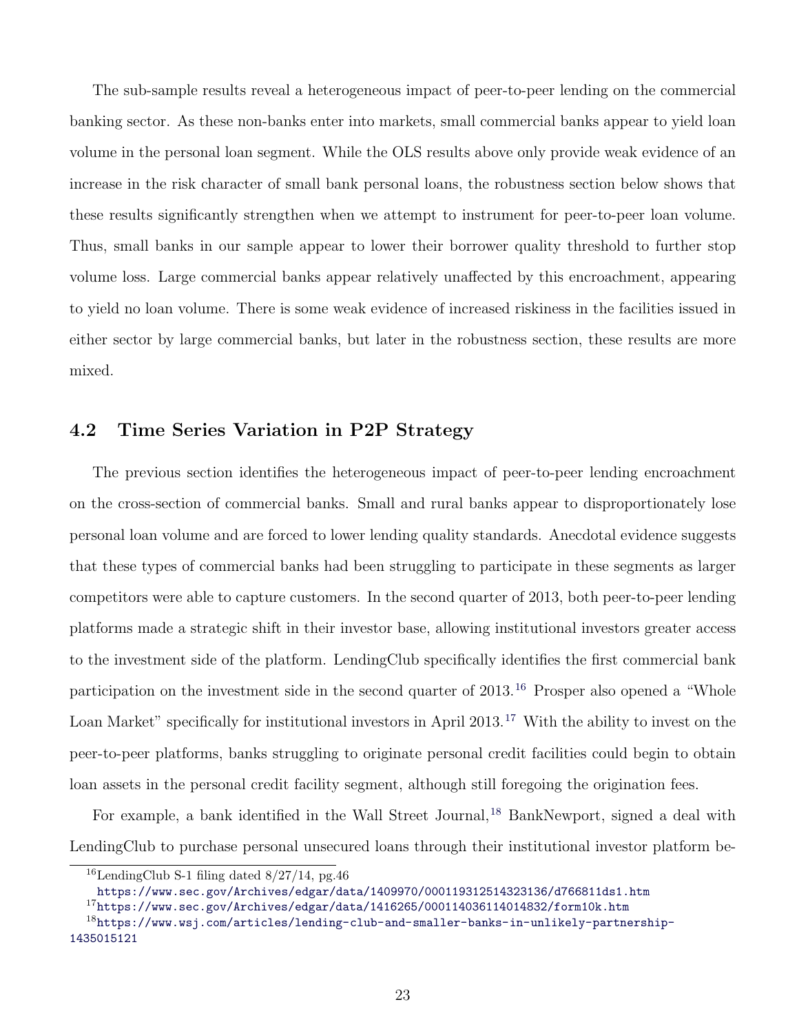The sub-sample results reveal a heterogeneous impact of peer-to-peer lending on the commercial banking sector. As these non-banks enter into markets, small commercial banks appear to yield loan volume in the personal loan segment. While the OLS results above only provide weak evidence of an increase in the risk character of small bank personal loans, the robustness section below shows that these results significantly strengthen when we attempt to instrument for peer-to-peer loan volume. Thus, small banks in our sample appear to lower their borrower quality threshold to further stop volume loss. Large commercial banks appear relatively unaffected by this encroachment, appearing to yield no loan volume. There is some weak evidence of increased riskiness in the facilities issued in either sector by large commercial banks, but later in the robustness section, these results are more mixed.

## 4.2 Time Series Variation in P2P Strategy

The previous section identifies the heterogeneous impact of peer-to-peer lending encroachment on the cross-section of commercial banks. Small and rural banks appear to disproportionately lose personal loan volume and are forced to lower lending quality standards. Anecdotal evidence suggests that these types of commercial banks had been struggling to participate in these segments as larger competitors were able to capture customers. In the second quarter of 2013, both peer-to-peer lending platforms made a strategic shift in their investor base, allowing institutional investors greater access to the investment side of the platform. LendingClub specifically identifies the first commercial bank participation on the investment side in the second quarter of 2013.[16] Prosper also opened a "Whole Loan Market" specifically for institutional investors in April 2013.[17] With the ability to invest on the peer-to-peer platforms, banks struggling to originate personal credit facilities could begin to obtain loan assets in the personal credit facility segment, although still foregoing the origination fees.

For example, a bank identified in the Wall Street Journal,[18] BankNewport, signed a deal with LendingClub to purchase personal unsecured loans through their institutional investor platform be-

[16] LendingClub S-1 filing dated 8/27/14, pg.46 https://www.sec.gov/Archives/edgar/data/1409970/000119312514323136/d766811ds1.htm

[17] https://www.sec.gov/Archives/edgar/data/1416265/000114036114014832/form10k.htm

[18] https://www.wsj.com/articles/lending-club-and-smaller-banks-in-unlikely-partnership-1435015121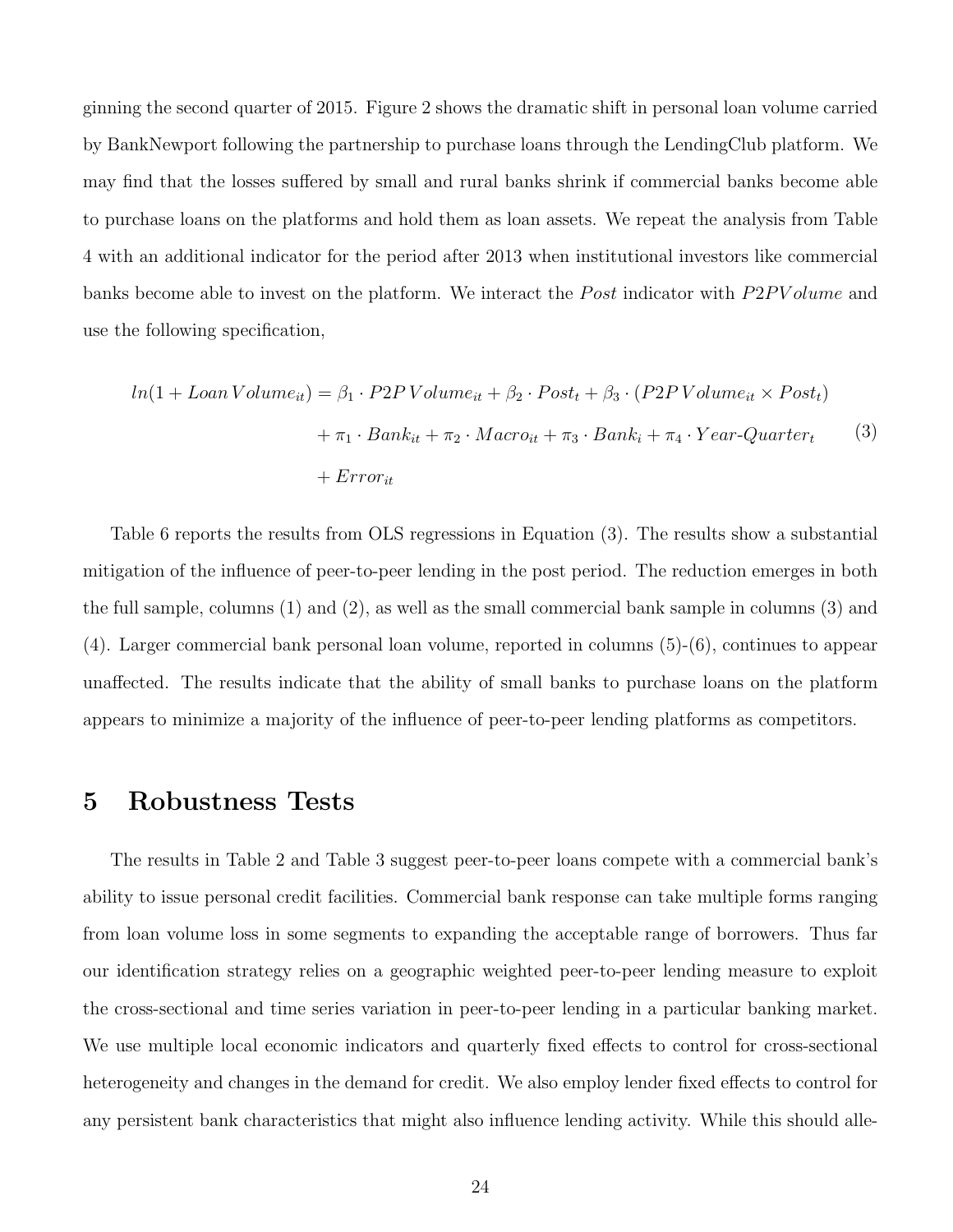ginning the second quarter of 2015. Figure 2 shows the dramatic shift in personal loan volume carried by BankNewport following the partnership to purchase loans through the LendingClub platform. We may find that the losses suffered by small and rural banks shrink if commercial banks become able to purchase loans on the platforms and hold them as loan assets. We repeat the analysis from Table 4 with an additional indicator for the period after 2013 when institutional investors like commercial banks become able to invest on the platform. We interact the $Post$ indicator with $P2PVolume$ and use the following specification,

$$
\begin{aligned}
ln(1 + LoanVolume_{it}) &= \beta_1 \cdot P2PVolume_{it} + \beta_2 \cdot Post_t + \beta_3 \cdot (P2PVolume_{it} \times Post_t) \\
&+ \pi_1 \cdot Bank_{it} + \pi_2 \cdot Macro_{it} + \pi_3 \cdot Bank_i + \pi_4 \cdot Year\text{-}Quarter_t \\
&+ Error_{it}
\end{aligned} \tag{3}
$$

Table 6 reports the results from OLS regressions in Equation (3). The results show a substantial mitigation of the influence of peer-to-peer lending in the post period. The reduction emerges in both the full sample, columns (1) and (2), as well as the small commercial bank sample in columns (3) and (4). Larger commercial bank personal loan volume, reported in columns (5)-(6), continues to appear unaffected. The results indicate that the ability of small banks to purchase loans on the platform appears to minimize a majority of the influence of peer-to-peer lending platforms as competitors.

# 5 Robustness Tests

The results in Table 2 and Table 3 suggest peer-to-peer loans compete with a commercial bank's ability to issue personal credit facilities. Commercial bank response can take multiple forms ranging from loan volume loss in some segments to expanding the acceptable range of borrowers. Thus far our identification strategy relies on a geographic weighted peer-to-peer lending measure to exploit the cross-sectional and time series variation in peer-to-peer lending in a particular banking market. We use multiple local economic indicators and quarterly fixed effects to control for cross-sectional heterogeneity and changes in the demand for credit. We also employ lender fixed effects to control for any persistent bank characteristics that might also influence lending activity. While this should alle-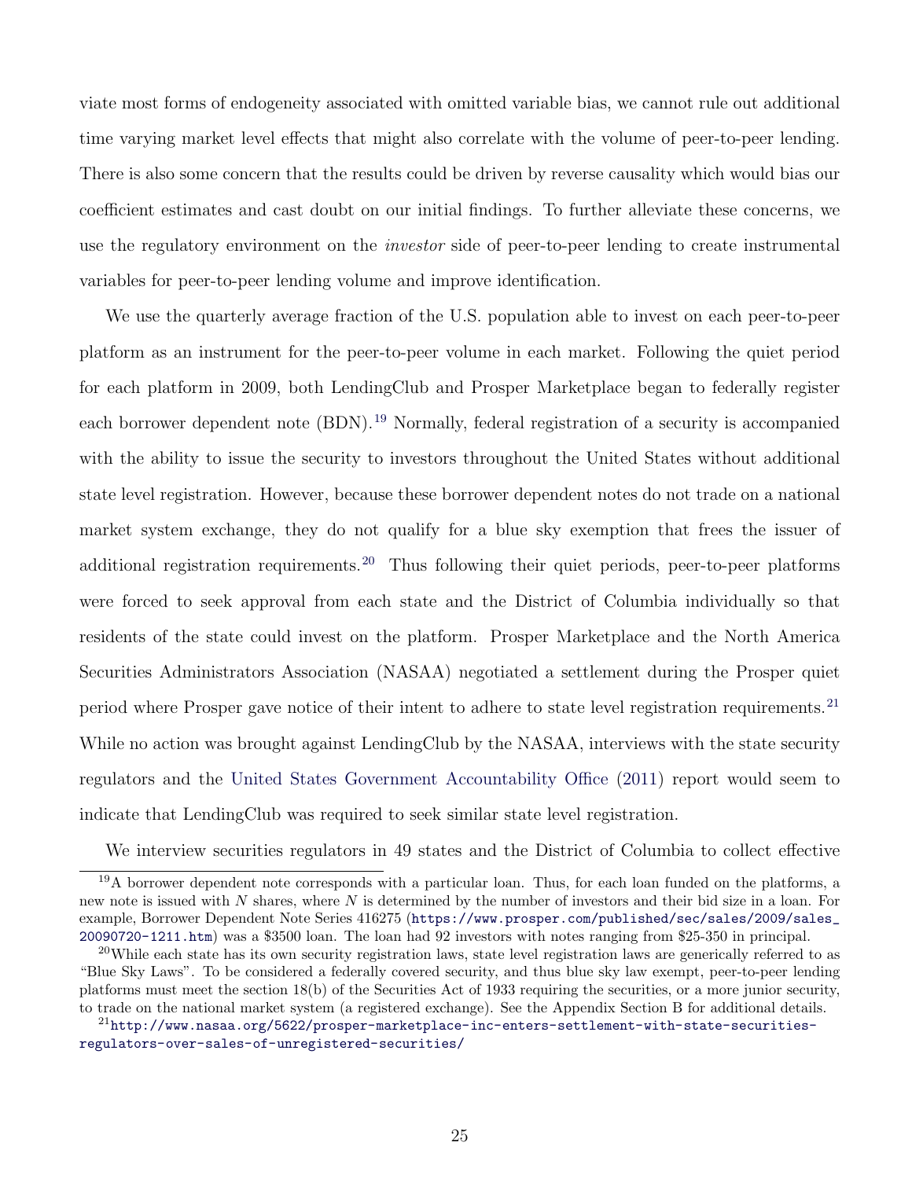viate most forms of endogeneity associated with omitted variable bias, we cannot rule out additional time varying market level effects that might also correlate with the volume of peer-to-peer lending. There is also some concern that the results could be driven by reverse causality which would bias our coefficient estimates and cast doubt on our initial findings. To further alleviate these concerns, we use the regulatory environment on the *investor* side of peer-to-peer lending to create instrumental variables for peer-to-peer lending volume and improve identification.

We use the quarterly average fraction of the U.S. population able to invest on each peer-to-peer platform as an instrument for the peer-to-peer volume in each market. Following the quiet period for each platform in 2009, both LendingClub and Prosper Marketplace began to federally register each borrower dependent note (BDN).[19] Normally, federal registration of a security is accompanied with the ability to issue the security to investors throughout the United States without additional state level registration. However, because these borrower dependent notes do not trade on a national market system exchange, they do not qualify for a blue sky exemption that frees the issuer of additional registration requirements.[20] Thus following their quiet periods, peer-to-peer platforms were forced to seek approval from each state and the District of Columbia individually so that residents of the state could invest on the platform. Prosper Marketplace and the North America Securities Administrators Association (NASAA) negotiated a settlement during the Prosper quiet period where Prosper gave notice of their intent to adhere to state level registration requirements.[21] While no action was brought against LendingClub by the NASAA, interviews with the state security regulators and the United States Government Accountability Office (2011) report would seem to indicate that LendingClub was required to seek similar state level registration.

We interview securities regulators in 49 states and the District of Columbia to collect effective

[19] A borrower dependent note corresponds with a particular loan. Thus, for each loan funded on the platforms, a new note is issued with $N$ shares, where $N$ is determined by the number of investors and their bid size in a loan. For example, Borrower Dependent Note Series 416275 (https://www.prosper.com/published/sec/sales/2009/sales_20090720-1211.htm) was a $3500 loan. The loan had 92 investors with notes ranging from $25-350 in principal.

[20] While each state has its own security registration laws, state level registration laws are generically referred to as "Blue Sky Laws". To be considered a federally covered security, and thus blue sky law exempt, peer-to-peer lending platforms must meet the section 18(b) of the Securities Act of 1933 requiring the securities, or a more junior security, to trade on the national market system (a registered exchange). See the Appendix Section B for additional details.

[21] http://www.nasaa.org/5622/prosper-marketplace-inc-enters-settlement-with-state-securities-regulators-over-sales-of-unregistered-securities/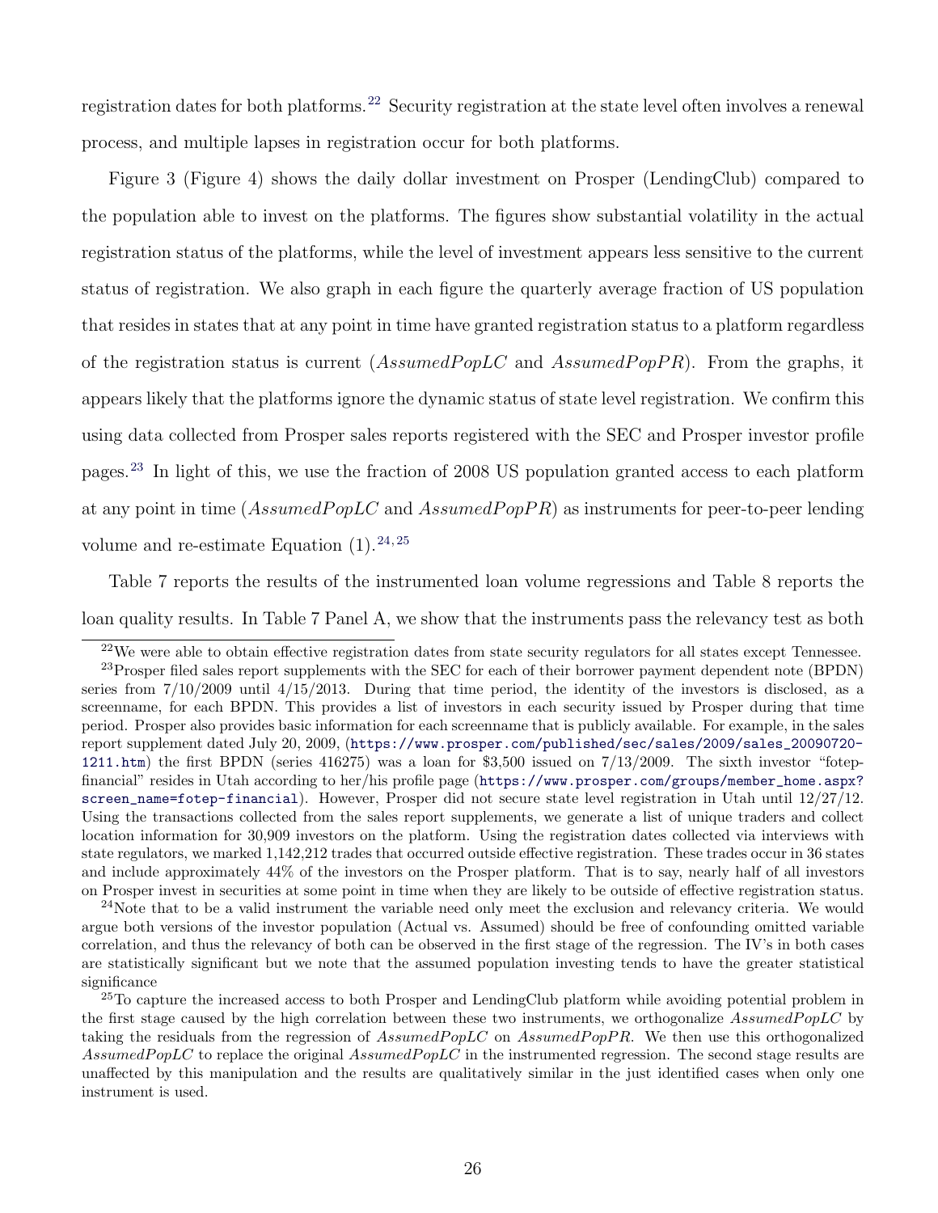registration dates for both platforms.[22] Security registration at the state level often involves a renewal process, and multiple lapses in registration occur for both platforms.

Figure 3 (Figure 4) shows the daily dollar investment on Prosper (LendingClub) compared to the population able to invest on the platforms. The figures show substantial volatility in the actual registration status of the platforms, while the level of investment appears less sensitive to the current status of registration. We also graph in each figure the quarterly average fraction of US population that resides in states that at any point in time have granted registration status to a platform regardless of the registration status is current ($AssumedPopLC$ and $AssumedPopPR$). From the graphs, it appears likely that the platforms ignore the dynamic status of state level registration. We confirm this using data collected from Prosper sales reports registered with the SEC and Prosper investor profile pages.[23] In light of this, we use the fraction of 2008 US population granted access to each platform at any point in time ($AssumedPopLC$ and $AssumedPopPR$) as instruments for peer-to-peer lending volume and re-estimate Equation (1).[24,25]

Table 7 reports the results of the instrumented loan volume regressions and Table 8 reports the loan quality results. In Table 7 Panel A, we show that the instruments pass the relevancy test as both

[22] We were able to obtain effective registration dates from state security regulators for all states except Tennessee.

[23] Prosper filed sales report supplements with the SEC for each of their borrower payment dependent note (BPDN) series from 7/10/2009 until 4/15/2013. During that time period, the identity of the investors is disclosed, as a screenname, for each BPDN. This provides a list of investors in each security issued by Prosper during that time period. Prosper also provides basic information for each screenname that is publicly available. For example, in the sales report supplement dated July 20, 2009, (https://www.prosper.com/published/sec/sales/2009/sales_20090720-1211.htm) the first BPDN (series 416275) was a loan for $3,500 issued on 7/13/2009. The sixth investor "fotep-financial" resides in Utah according to her/his profile page (https://www.prosper.com/groups/member_home.aspx?screen_name=fotep-financial). However, Prosper did not secure state level registration in Utah until 12/27/12. Using the transactions collected from the sales report supplements, we generate a list of unique traders and collect location information for 30,909 investors on the platform. Using the registration dates collected via interviews with state regulators, we marked 1,142,212 trades that occurred outside effective registration. These trades occur in 36 states and include approximately 44% of the investors on the Prosper platform. That is to say, nearly half of all investors on Prosper invest in securities at some point in time when they are likely to be outside of effective registration status.

[24] Note that to be a valid instrument the variable need only meet the exclusion and relevancy criteria. We would argue both versions of the investor population (Actual vs. Assumed) should be free of confounding omitted variable correlation, and thus the relevancy of both can be observed in the first stage of the regression. The IV's in both cases are statistically significant but we note that the assumed population investing tends to have the greater statistical significance

[25] To capture the increased access to both Prosper and LendingClub platform while avoiding potential problem in the first stage caused by the high correlation between these two instruments, we orthogonalize $AssumedPopLC$ by taking the residuals from the regression of $AssumedPopLC$ on $AssumedPopPR$. We then use this orthogonalized $AssumedPopLC$ to replace the original $AssumedPopLC$ in the instrumented regression. The second stage results are unaffected by this manipulation and the results are qualitatively similar in the just identified cases when only one instrument is used.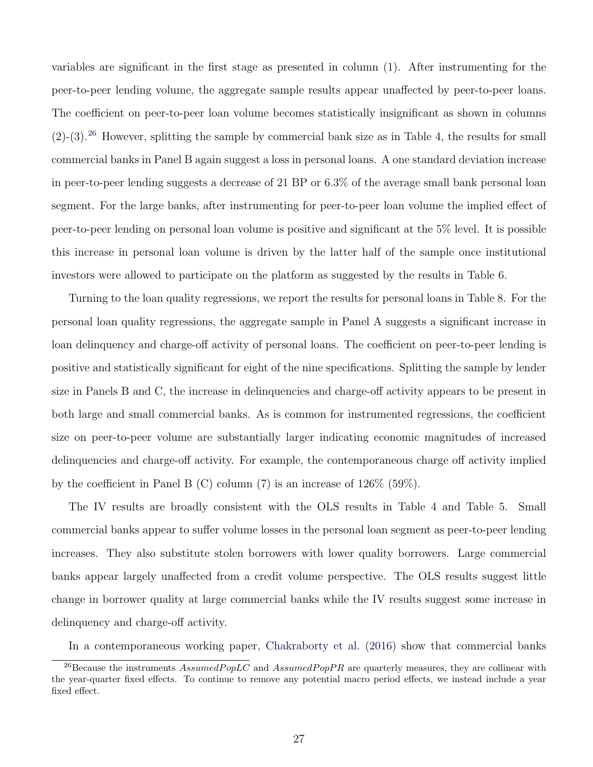variables are significant in the first stage as presented in column (1). After instrumenting for the peer-to-peer lending volume, the aggregate sample results appear unaffected by peer-to-peer loans. The coefficient on peer-to-peer loan volume becomes statistically insignificant as shown in columns (2)-(3).[26] However, splitting the sample by commercial bank size as in Table 4, the results for small commercial banks in Panel B again suggest a loss in personal loans. A one standard deviation increase in peer-to-peer lending suggests a decrease of 21 BP or 6.3% of the average small bank personal loan segment. For the large banks, after instrumenting for peer-to-peer loan volume the implied effect of peer-to-peer lending on personal loan volume is positive and significant at the 5% level. It is possible this increase in personal loan volume is driven by the latter half of the sample once institutional investors were allowed to participate on the platform as suggested by the results in Table 6.

Turning to the loan quality regressions, we report the results for personal loans in Table 8. For the personal loan quality regressions, the aggregate sample in Panel A suggests a significant increase in loan delinquency and charge-off activity of personal loans. The coefficient on peer-to-peer lending is positive and statistically significant for eight of the nine specifications. Splitting the sample by lender size in Panels B and C, the increase in delinquencies and charge-off activity appears to be present in both large and small commercial banks. As is common for instrumented regressions, the coefficient size on peer-to-peer volume are substantially larger indicating economic magnitudes of increased delinquencies and charge-off activity. For example, the contemporaneous charge off activity implied by the coefficient in Panel B (C) column (7) is an increase of 126% (59%).

The IV results are broadly consistent with the OLS results in Table 4 and Table 5. Small commercial banks appear to suffer volume losses in the personal loan segment as peer-to-peer lending increases. They also substitute stolen borrowers with lower quality borrowers. Large commercial banks appear largely unaffected from a credit volume perspective. The OLS results suggest little change in borrower quality at large commercial banks while the IV results suggest some increase in delinquency and charge-off activity.

In a contemporaneous working paper, Chakraborty et al. (2016) show that commercial banks

[26]Because the instruments $AssumedPopLC$ and $AssumedPopPR$ are quarterly measures, they are collinear with the year-quarter fixed effects. To continue to remove any potential macro period effects, we instead include a year fixed effect.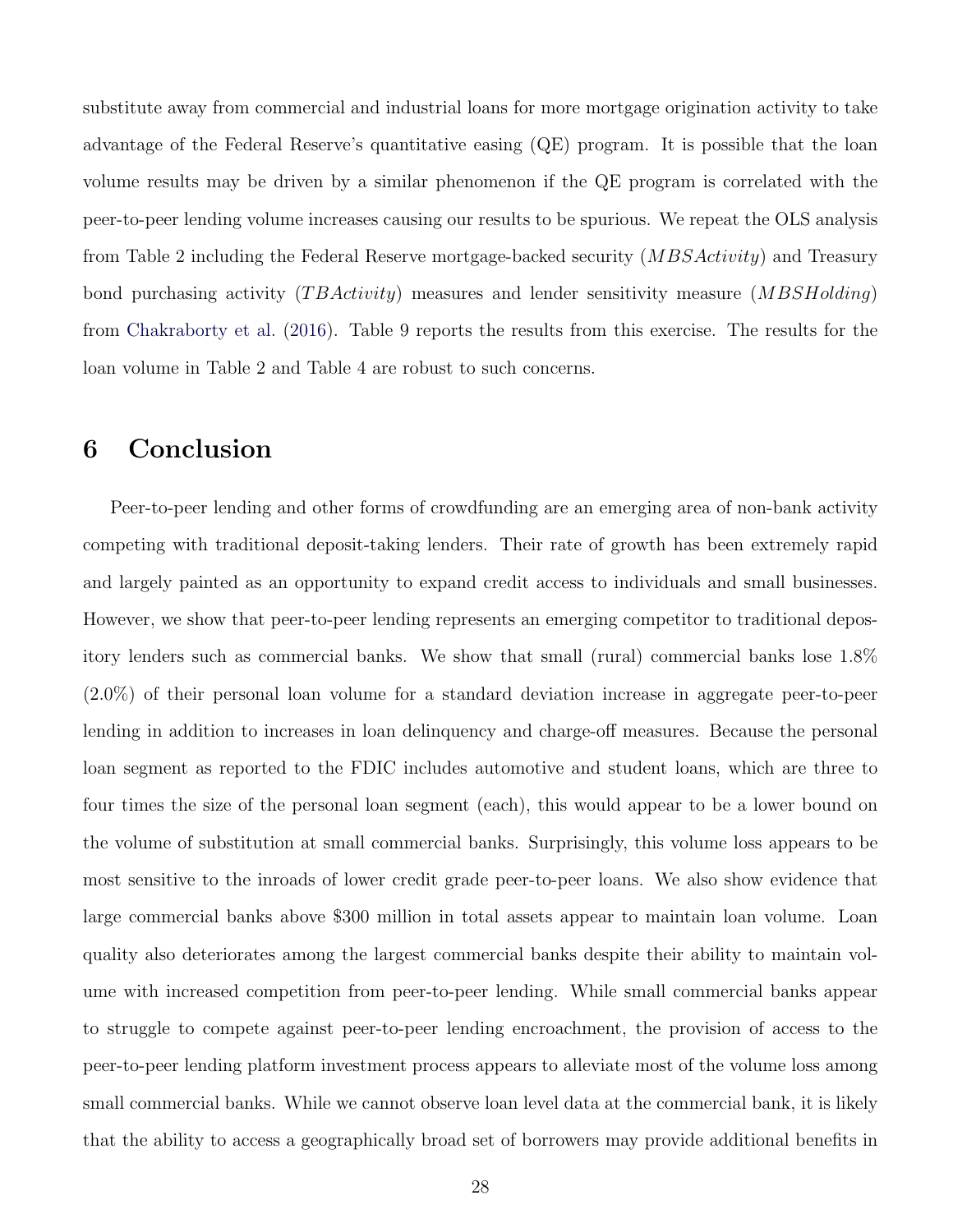substitute away from commercial and industrial loans for more mortgage origination activity to take advantage of the Federal Reserve's quantitative easing (QE) program. It is possible that the loan volume results may be driven by a similar phenomenon if the QE program is correlated with the peer-to-peer lending volume increases causing our results to be spurious. We repeat the OLS analysis from Table 2 including the Federal Reserve mortgage-backed security ($MBSActivity$) and Treasury bond purchasing activity ($TBActivity$) measures and lender sensitivity measure ($MBSHolding$) from Chakraborty et al. (2016). Table 9 reports the results from this exercise. The results for the loan volume in Table 2 and Table 4 are robust to such concerns.

## 6 Conclusion

Peer-to-peer lending and other forms of crowdfunding are an emerging area of non-bank activity competing with traditional deposit-taking lenders. Their rate of growth has been extremely rapid and largely painted as an opportunity to expand credit access to individuals and small businesses. However, we show that peer-to-peer lending represents an emerging competitor to traditional depository lenders such as commercial banks. We show that small (rural) commercial banks lose 1.8% (2.0%) of their personal loan volume for a standard deviation increase in aggregate peer-to-peer lending in addition to increases in loan delinquency and charge-off measures. Because the personal loan segment as reported to the FDIC includes automotive and student loans, which are three to four times the size of the personal loan segment (each), this would appear to be a lower bound on the volume of substitution at small commercial banks. Surprisingly, this volume loss appears to be most sensitive to the inroads of lower credit grade peer-to-peer loans. We also show evidence that large commercial banks above $300 million in total assets appear to maintain loan volume. Loan quality also deteriorates among the largest commercial banks despite their ability to maintain volume with increased competition from peer-to-peer lending. While small commercial banks appear to struggle to compete against peer-to-peer lending encroachment, the provision of access to the peer-to-peer lending platform investment process appears to alleviate most of the volume loss among small commercial banks. While we cannot observe loan level data at the commercial bank, it is likely that the ability to access a geographically broad set of borrowers may provide additional benefits in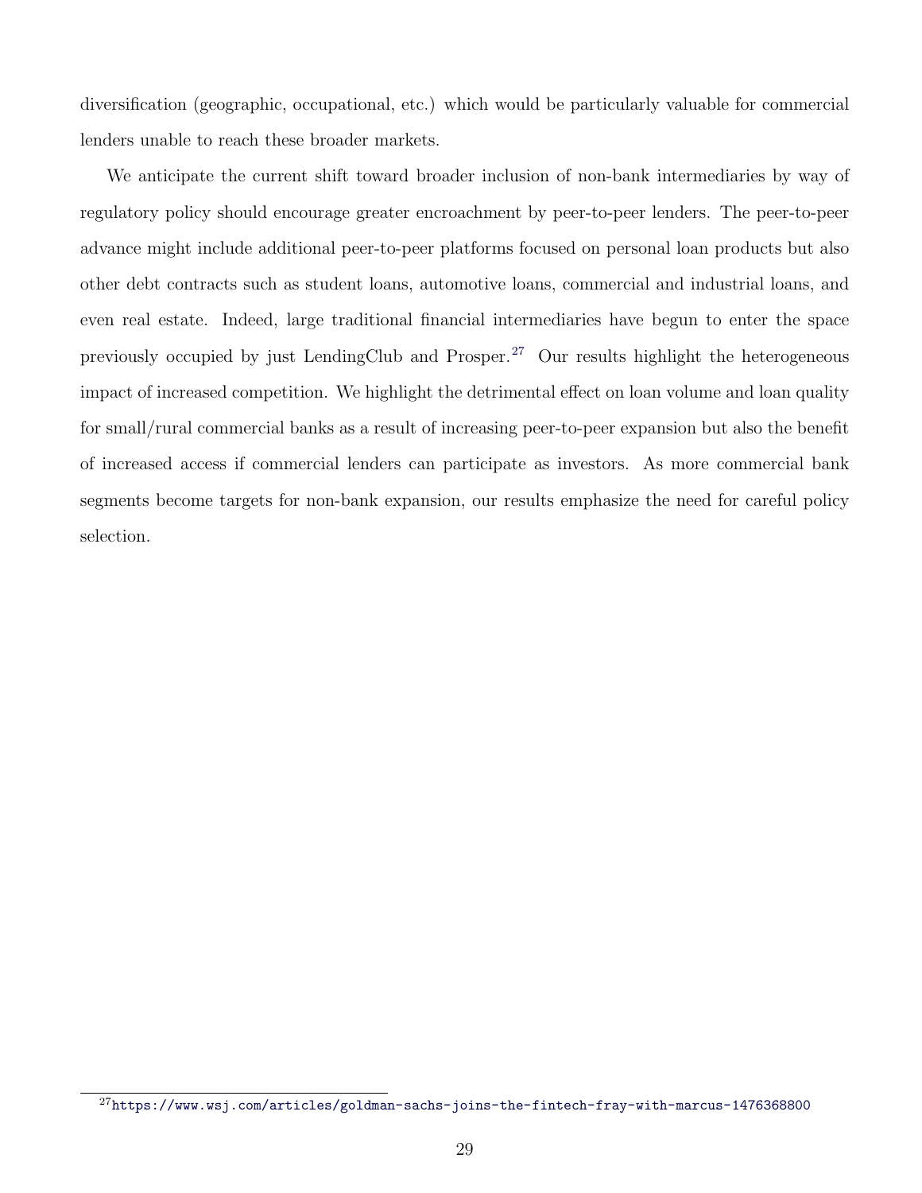diversification (geographic, occupational, etc.) which would be particularly valuable for commercial lenders unable to reach these broader markets.

We anticipate the current shift toward broader inclusion of non-bank intermediaries by way of regulatory policy should encourage greater encroachment by peer-to-peer lenders. The peer-to-peer advance might include additional peer-to-peer platforms focused on personal loan products but also other debt contracts such as student loans, automotive loans, commercial and industrial loans, and even real estate. Indeed, large traditional financial intermediaries have begun to enter the space previously occupied by just LendingClub and Prosper.[27] Our results highlight the heterogeneous impact of increased competition. We highlight the detrimental effect on loan volume and loan quality for small/rural commercial banks as a result of increasing peer-to-peer expansion but also the benefit of increased access if commercial lenders can participate as investors. As more commercial bank segments become targets for non-bank expansion, our results emphasize the need for careful policy selection.

[27] https://www.wsj.com/articles/goldman-sachs-joins-the-fintech-fray-with-marcus-1476368800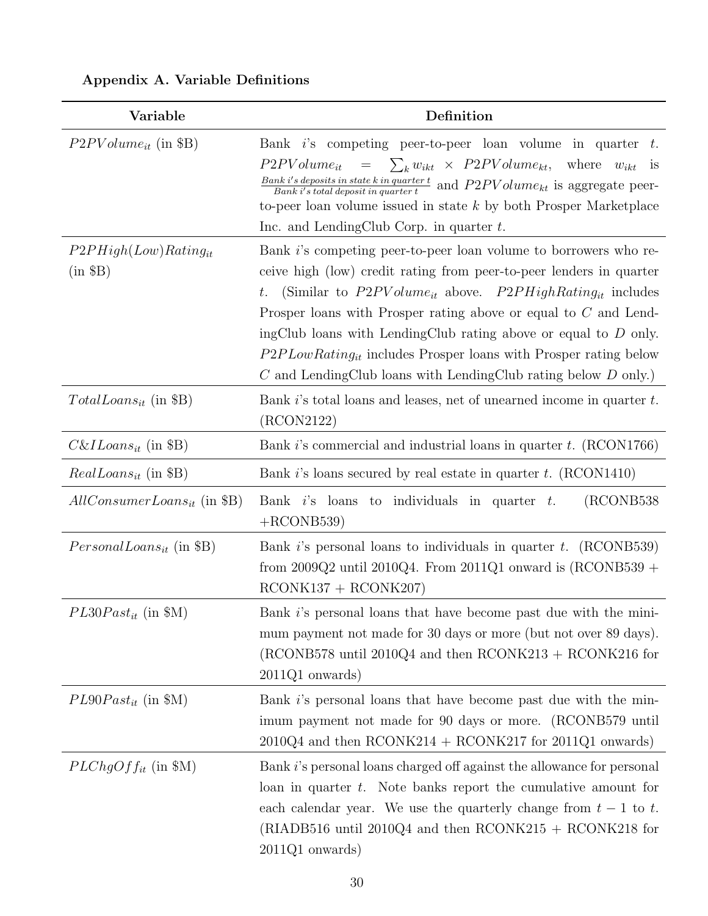**Appendix A. Variable Definitions**

| Variable | Definition |
|---|---|
| $P2PVolume_{it}$ (in \$B) | Bank $i$'s competing peer-to-peer loan volume in quarter $t$. $P2PVolume_{it} = \sum_k w_{ikt} \times P2PVolume_{kt}$, where $w_{ikt}$ is $\frac{Bank\ i's\ deposits\ in\ state\ k\ in\ quarter\ t}{Bank\ i's\ total\ deposit\ in\ quarter\ t}$ and $P2PVolume_{kt}$ is aggregate peer-to-peer loan volume issued in state $k$ by both Prosper Marketplace Inc. and LendingClub Corp. in quarter $t$. |
| $P2PHigh(Low)Rating_{it}$ (in \$B) | Bank $i$'s competing peer-to-peer loan volume to borrowers who receive high (low) credit rating from peer-to-peer lenders in quarter $t$. (Similar to $P2PVolume_{it}$ above. $P2PHighRating_{it}$ includes Prosper loans with Prosper rating above or equal to $C$ and LendingClub loans with LendingClub rating above or equal to $D$ only. $P2PLowRating_{it}$ includes Prosper loans with Prosper rating below $C$ and LendingClub loans with LendingClub rating below $D$ only.) |
| $TotalLoans_{it}$ (in \$B) | Bank $i$'s total loans and leases, net of unearned income in quarter $t$. (RCON2122) |
| $C\&ILoans_{it}$ (in \$B) | Bank $i$'s commercial and industrial loans in quarter $t$. (RCON1766) |
| $RealLoans_{it}$ (in \$B) | Bank $i$'s loans secured by real estate in quarter $t$. (RCON1410) |
| $AllConsumerLoans_{it}$ (in \$B) | Bank $i$'s loans to individuals in quarter $t$. (RCONB538 +RCONB539) |
| $PersonalLoans_{it}$ (in \$B) | Bank $i$'s personal loans to individuals in quarter $t$. (RCONB539) from 2009Q2 until 2010Q4. From 2011Q1 onward is (RCONB539 + RCONK137 + RCONK207) |
| $PL30Past_{it}$ (in \$M) | Bank $i$'s personal loans that have become past due with the minimum payment not made for 30 days or more (but not over 89 days). (RCONB578 until 2010Q4 and then RCONK213 + RCONK216 for 2011Q1 onwards) |
| $PL90Past_{it}$ (in \$M) | Bank $i$'s personal loans that have become past due with the minimum payment not made for 90 days or more. (RCONB579 until 2010Q4 and then RCONK214 + RCONK217 for 2011Q1 onwards) |
| $PLChgOff_{it}$ (in \$M) | Bank $i$'s personal loans charged off against the allowance for personal loan in quarter $t$. Note banks report the cumulative amount for each calendar year. We use the quarterly change from $t-1$ to $t$. (RIADB516 until 2010Q4 and then RCONK215 + RCONK218 for 2011Q1 onwards) |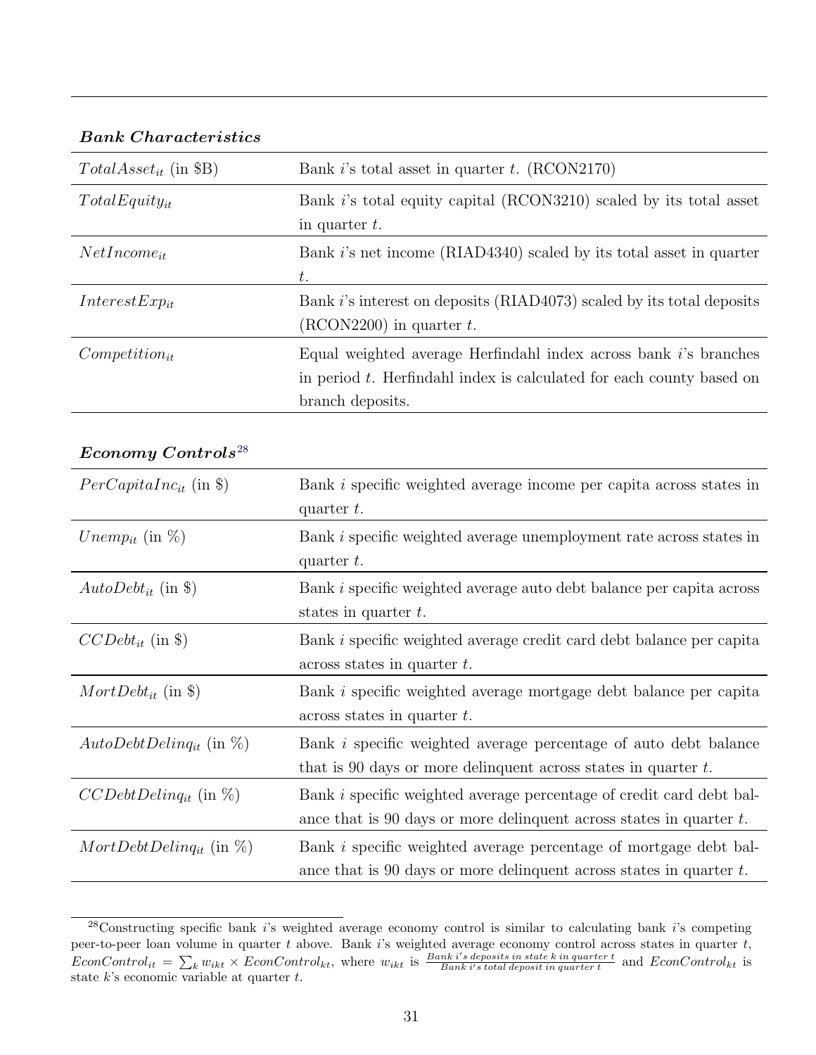***Bank Characteristics***

| | |
|---|---|
| $TotalAsset_{it}$ (in \$B) | Bank $i$'s total asset in quarter $t$. (RCON2170) |
| $TotalEquity_{it}$ | Bank $i$'s total equity capital (RCON3210) scaled by its total asset in quarter $t$. |
| $NetIncome_{it}$ | Bank $i$'s net income (RIAD4340) scaled by its total asset in quarter $t$. |
| $InterestExp_{it}$ | Bank $i$'s interest on deposits (RIAD4073) scaled by its total deposits (RCON2200) in quarter $t$. |
| $Competition_{it}$ | Equal weighted average Herfindahl index across bank $i$'s branches in period $t$. Herfindahl index is calculated for each county based on branch deposits. |

***Economy Controls***[28]

| | |
|---|---|
| $PerCapitaInc_{it}$ (in \$) | Bank $i$ specific weighted average income per capita across states in quarter $t$. |
| $Unemp_{it}$ (in %) | Bank $i$ specific weighted average unemployment rate across states in quarter $t$. |
| $AutoDebt_{it}$ (in \$) | Bank $i$ specific weighted average auto debt balance per capita across states in quarter $t$. |
| $CCDebt_{it}$ (in \$) | Bank $i$ specific weighted average credit card debt balance per capita across states in quarter $t$. |
| $MortDebt_{it}$ (in \$) | Bank $i$ specific weighted average mortgage debt balance per capita across states in quarter $t$. |
| $AutoDebtDelinq_{it}$ (in %) | Bank $i$ specific weighted average percentage of auto debt balance that is 90 days or more delinquent across states in quarter $t$. |
| $CCDebtDelinq_{it}$ (in %) | Bank $i$ specific weighted average percentage of credit card debt balance that is 90 days or more delinquent across states in quarter $t$. |
| $MortDebtDelinq_{it}$ (in %) | Bank $i$ specific weighted average percentage of mortgage debt balance that is 90 days or more delinquent across states in quarter $t$. |

[28] Constructing specific bank $i$'s weighted average economy control is similar to calculating bank $i$'s competing peer-to-peer loan volume in quarter $t$ above. Bank $i$'s weighted average economy control across states in quarter $t$, $EconControl_{it} = \sum_k w_{ikt} \times EconControl_{kt}$, where $w_{ikt}$ is $\frac{Bank\ i's\ deposits\ in\ state\ k\ in\ quarter\ t}{Bank\ i's\ total\ deposit\ in\ quarter\ t}$ and $EconControl_{kt}$ is state $k$'s economic variable at quarter $t$.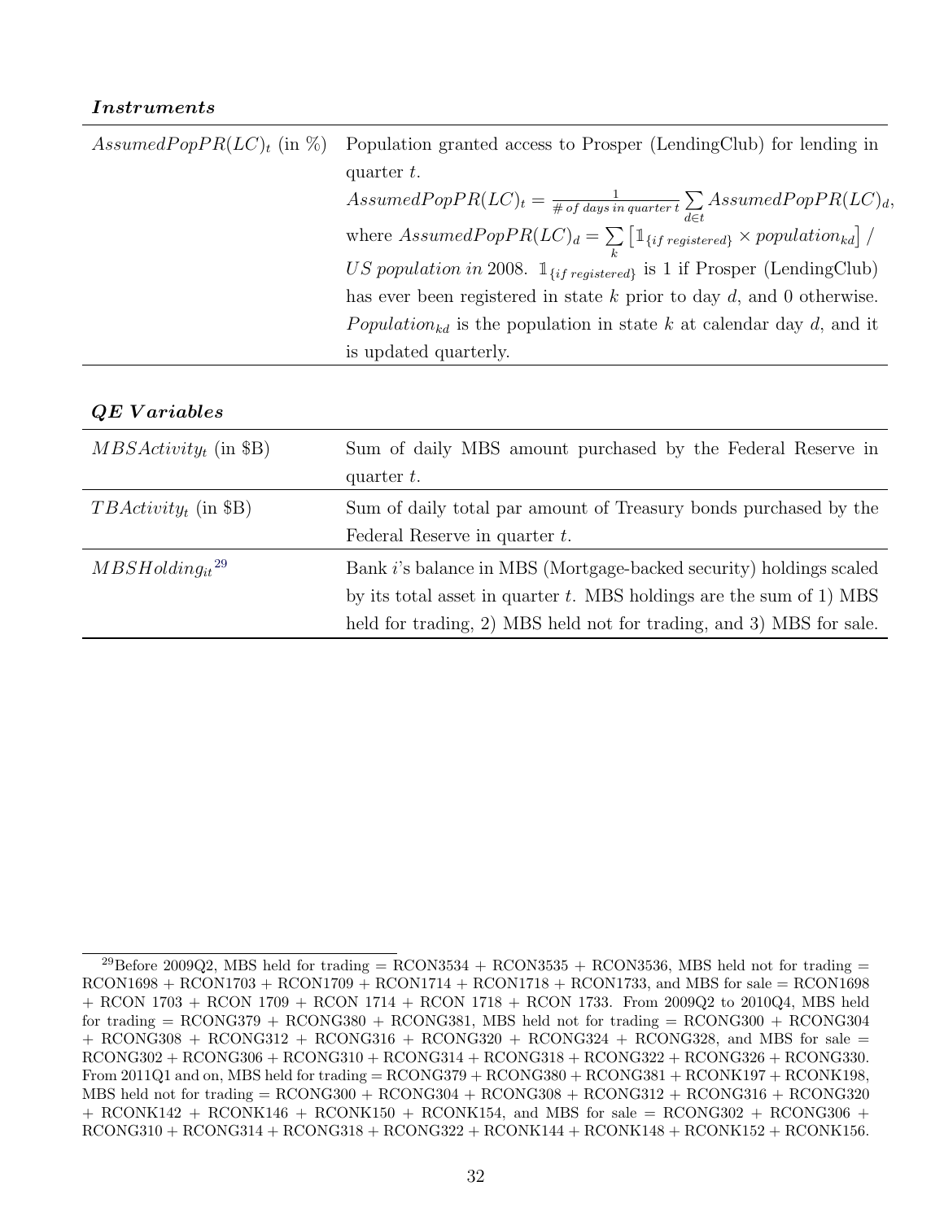***Instruments***

| | |
|---|---|
| $AssumedPopPR(LC)_t$ (in %) | Population granted access to Prosper (LendingClub) for lending in quarter $t$. $AssumedPopPR(LC)_t = \frac{1}{\# \, of \, days \, in \, quarter \, t} \sum_{d \in t} AssumedPopPR(LC)_d$, where $AssumedPopPR(LC)_d = \sum_k \left[ \mathbb{1}_{\{if \, registered\}} \times population_{kd} \right] / US \, population \, in$ 2008. $\mathbb{1}_{\{if \, registered\}}$ is 1 if Prosper (LendingClub) has ever been registered in state $k$ prior to day $d$, and 0 otherwise. $Population_{kd}$ is the population in state $k$ at calendar day $d$, and it is updated quarterly. |

***QE Variables***

| | |
|---|---|
| $MBSActivity_t$ (in \$B) | Sum of daily MBS amount purchased by the Federal Reserve in quarter $t$. |
| $TBActivity_t$ (in \$B) | Sum of daily total par amount of Treasury bonds purchased by the Federal Reserve in quarter $t$. |
| $MBSHolding_{it}$[29] | Bank $i$'s balance in MBS (Mortgage-backed security) holdings scaled by its total asset in quarter $t$. MBS holdings are the sum of 1) MBS held for trading, 2) MBS held not for trading, and 3) MBS for sale. |

[29]Before 2009Q2, MBS held for trading = RCON3534 + RCON3535 + RCON3536, MBS held not for trading = RCON1698 + RCON1703 + RCON1709 + RCON1714 + RCON1718 + RCON1733, and MBS for sale = RCON1698 + RCON 1703 + RCON 1709 + RCON 1714 + RCON 1718 + RCON 1733. From 2009Q2 to 2010Q4, MBS held for trading = RCONG379 + RCONG380 + RCONG381, MBS held not for trading = RCONG300 + RCONG304 + RCONG308 + RCONG312 + RCONG316 + RCONG320 + RCONG324 + RCONG328, and MBS for sale = RCONG302 + RCONG306 + RCONG310 + RCONG314 + RCONG318 + RCONG322 + RCONG326 + RCONG330. From 2011Q1 and on, MBS held for trading = RCONG379 + RCONG380 + RCONG381 + RCONK197 + RCONK198, MBS held not for trading = RCONG300 + RCONG304 + RCONG308 + RCONG312 + RCONG316 + RCONG320 + RCONK142 + RCONK146 + RCONK150 + RCONK154, and MBS for sale = RCONG302 + RCONG306 + RCONG310 + RCONG314 + RCONG318 + RCONG322 + RCONK144 + RCONK148 + RCONK152 + RCONK156.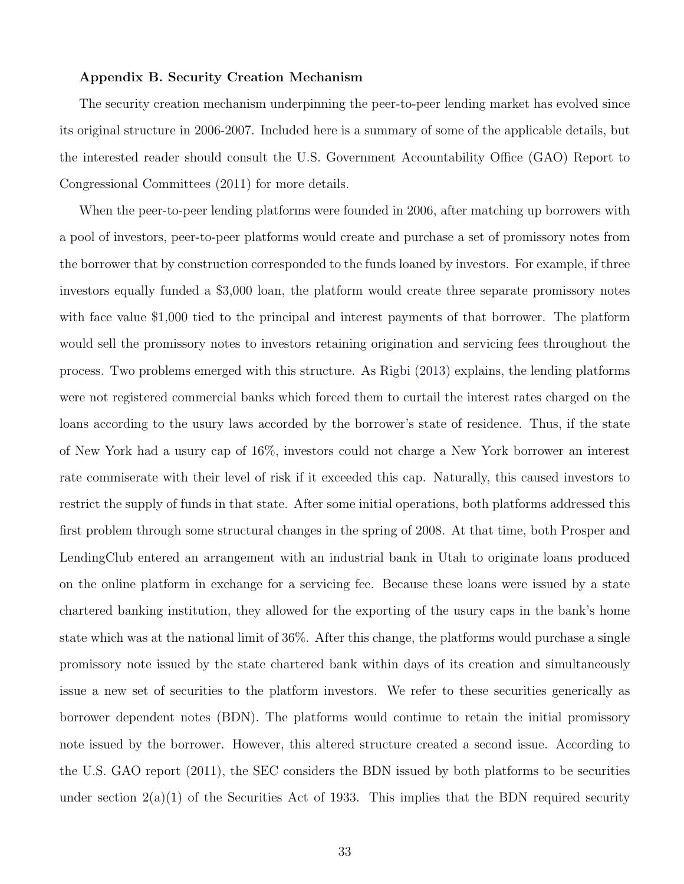**Appendix B. Security Creation Mechanism**

The security creation mechanism underpinning the peer-to-peer lending market has evolved since its original structure in 2006-2007. Included here is a summary of some of the applicable details, but the interested reader should consult the U.S. Government Accountability Office (GAO) Report to Congressional Committees (2011) for more details.

When the peer-to-peer lending platforms were founded in 2006, after matching up borrowers with a pool of investors, peer-to-peer platforms would create and purchase a set of promissory notes from the borrower that by construction corresponded to the funds loaned by investors. For example, if three investors equally funded a $3,000 loan, the platform would create three separate promissory notes with face value $1,000 tied to the principal and interest payments of that borrower. The platform would sell the promissory notes to investors retaining origination and servicing fees throughout the process. Two problems emerged with this structure. As Rigbi (2013) explains, the lending platforms were not registered commercial banks which forced them to curtail the interest rates charged on the loans according to the usury laws accorded by the borrower's state of residence. Thus, if the state of New York had a usury cap of 16%, investors could not charge a New York borrower an interest rate commiserate with their level of risk if it exceeded this cap. Naturally, this caused investors to restrict the supply of funds in that state. After some initial operations, both platforms addressed this first problem through some structural changes in the spring of 2008. At that time, both Prosper and LendingClub entered an arrangement with an industrial bank in Utah to originate loans produced on the online platform in exchange for a servicing fee. Because these loans were issued by a state chartered banking institution, they allowed for the exporting of the usury caps in the bank's home state which was at the national limit of 36%. After this change, the platforms would purchase a single promissory note issued by the state chartered bank within days of its creation and simultaneously issue a new set of securities to the platform investors. We refer to these securities generically as borrower dependent notes (BDN). The platforms would continue to retain the initial promissory note issued by the borrower. However, this altered structure created a second issue. According to the U.S. GAO report (2011), the SEC considers the BDN issued by both platforms to be securities under section 2(a)(1) of the Securities Act of 1933. This implies that the BDN required security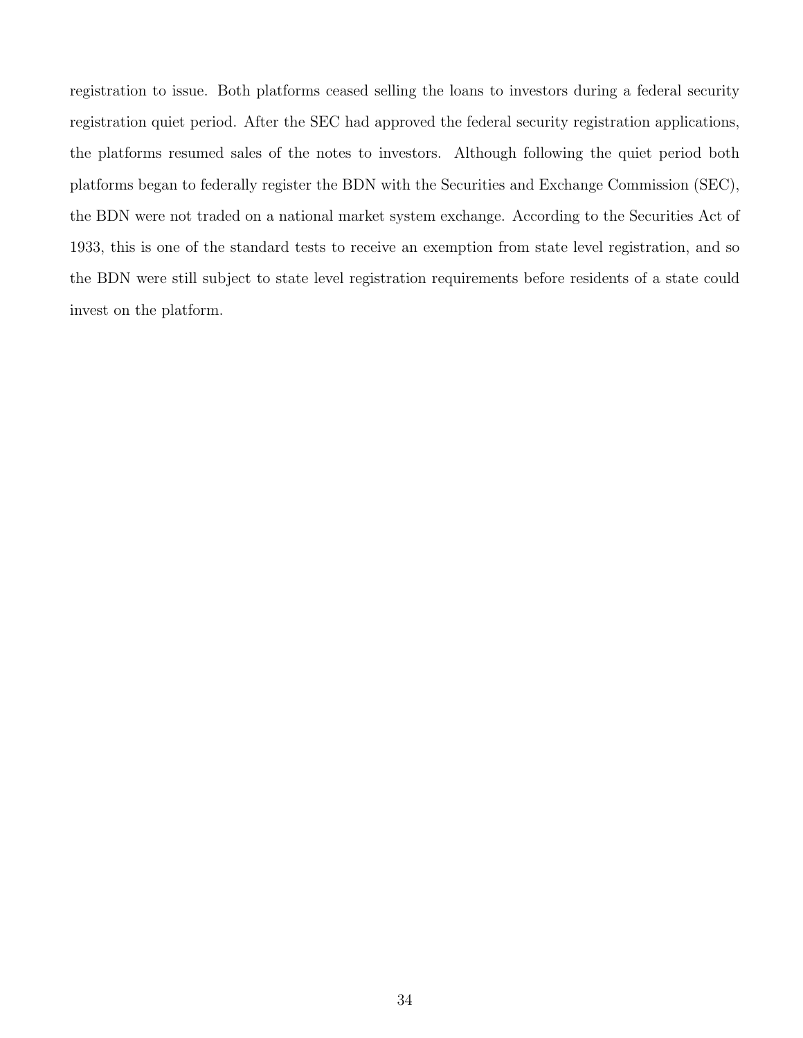registration to issue. Both platforms ceased selling the loans to investors during a federal security registration quiet period. After the SEC had approved the federal security registration applications, the platforms resumed sales of the notes to investors. Although following the quiet period both platforms began to federally register the BDN with the Securities and Exchange Commission (SEC), the BDN were not traded on a national market system exchange. According to the Securities Act of 1933, this is one of the standard tests to receive an exemption from state level registration, and so the BDN were still subject to state level registration requirements before residents of a state could invest on the platform.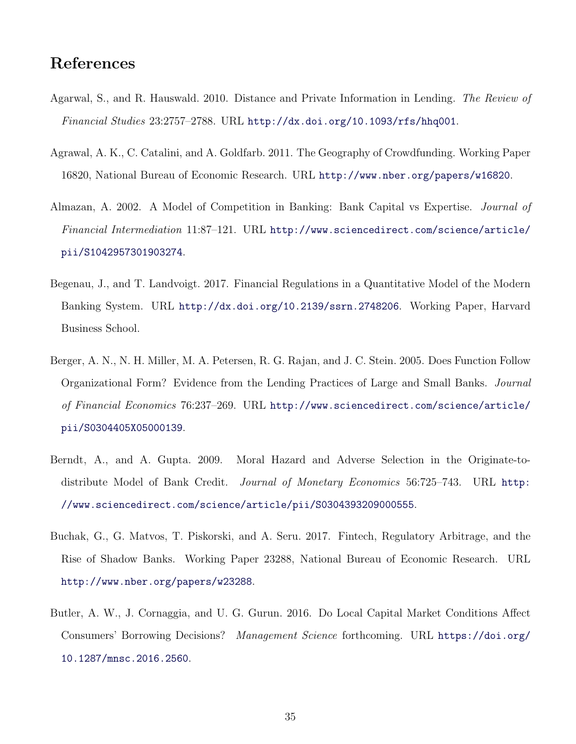# References

Agarwal, S., and R. Hauswald. 2010. Distance and Private Information in Lending. *The Review of Financial Studies* 23:2757–2788. URL http://dx.doi.org/10.1093/rfs/hhq001.

Agrawal, A. K., C. Catalini, and A. Goldfarb. 2011. The Geography of Crowdfunding. Working Paper 16820, National Bureau of Economic Research. URL http://www.nber.org/papers/w16820.

Almazan, A. 2002. A Model of Competition in Banking: Bank Capital vs Expertise. *Journal of Financial Intermediation* 11:87–121. URL http://www.sciencedirect.com/science/article/pii/S1042957301903274.

Begenau, J., and T. Landvoigt. 2017. Financial Regulations in a Quantitative Model of the Modern Banking System. URL http://dx.doi.org/10.2139/ssrn.2748206. Working Paper, Harvard Business School.

Berger, A. N., N. H. Miller, M. A. Petersen, R. G. Rajan, and J. C. Stein. 2005. Does Function Follow Organizational Form? Evidence from the Lending Practices of Large and Small Banks. *Journal of Financial Economics* 76:237–269. URL http://www.sciencedirect.com/science/article/pii/S0304405X05000139.

Berndt, A., and A. Gupta. 2009. Moral Hazard and Adverse Selection in the Originate-to-distribute Model of Bank Credit. *Journal of Monetary Economics* 56:725–743. URL http://www.sciencedirect.com/science/article/pii/S0304393209000555.

Buchak, G., G. Matvos, T. Piskorski, and A. Seru. 2017. Fintech, Regulatory Arbitrage, and the Rise of Shadow Banks. Working Paper 23288, National Bureau of Economic Research. URL http://www.nber.org/papers/w23288.

Butler, A. W., J. Cornaggia, and U. G. Gurun. 2016. Do Local Capital Market Conditions Affect Consumers' Borrowing Decisions? *Management Science* forthcoming. URL https://doi.org/10.1287/mnsc.2016.2560.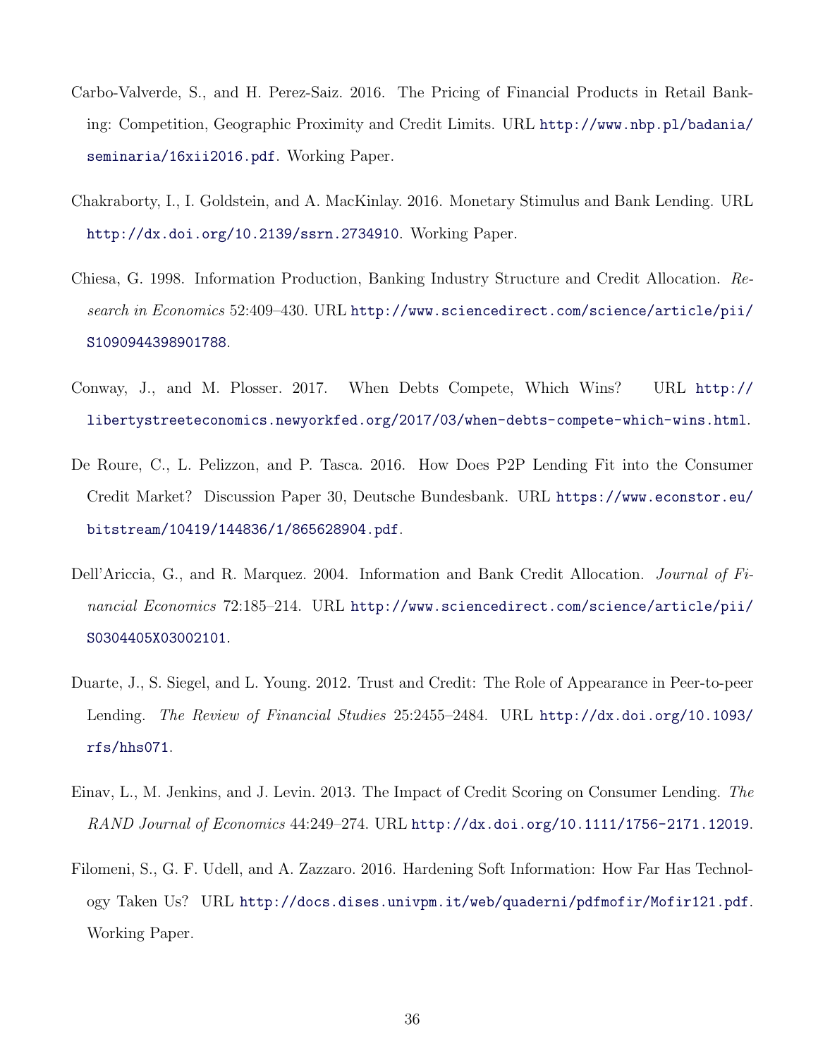Carbo-Valverde, S., and H. Perez-Saiz. 2016. The Pricing of Financial Products in Retail Banking: Competition, Geographic Proximity and Credit Limits. URL http://www.nbp.pl/badania/seminaria/16xii2016.pdf. Working Paper.

Chakraborty, I., I. Goldstein, and A. MacKinlay. 2016. Monetary Stimulus and Bank Lending. URL http://dx.doi.org/10.2139/ssrn.2734910. Working Paper.

Chiesa, G. 1998. Information Production, Banking Industry Structure and Credit Allocation. *Research in Economics* 52:409–430. URL http://www.sciencedirect.com/science/article/pii/S1090944398901788.

Conway, J., and M. Plosser. 2017. When Debts Compete, Which Wins? URL http://libertystreeteconomics.newyorkfed.org/2017/03/when-debts-compete-which-wins.html.

De Roure, C., L. Pelizzon, and P. Tasca. 2016. How Does P2P Lending Fit into the Consumer Credit Market? Discussion Paper 30, Deutsche Bundesbank. URL https://www.econstor.eu/bitstream/10419/144836/1/865628904.pdf.

Dell'Ariccia, G., and R. Marquez. 2004. Information and Bank Credit Allocation. *Journal of Financial Economics* 72:185–214. URL http://www.sciencedirect.com/science/article/pii/S0304405X03002101.

Duarte, J., S. Siegel, and L. Young. 2012. Trust and Credit: The Role of Appearance in Peer-to-peer Lending. *The Review of Financial Studies* 25:2455–2484. URL http://dx.doi.org/10.1093/rfs/hhs071.

Einav, L., M. Jenkins, and J. Levin. 2013. The Impact of Credit Scoring on Consumer Lending. *The RAND Journal of Economics* 44:249–274. URL http://dx.doi.org/10.1111/1756-2171.12019.

Filomeni, S., G. F. Udell, and A. Zazzaro. 2016. Hardening Soft Information: How Far Has Technology Taken Us? URL http://docs.dises.univpm.it/web/quaderni/pdfmofir/Mofir121.pdf. Working Paper.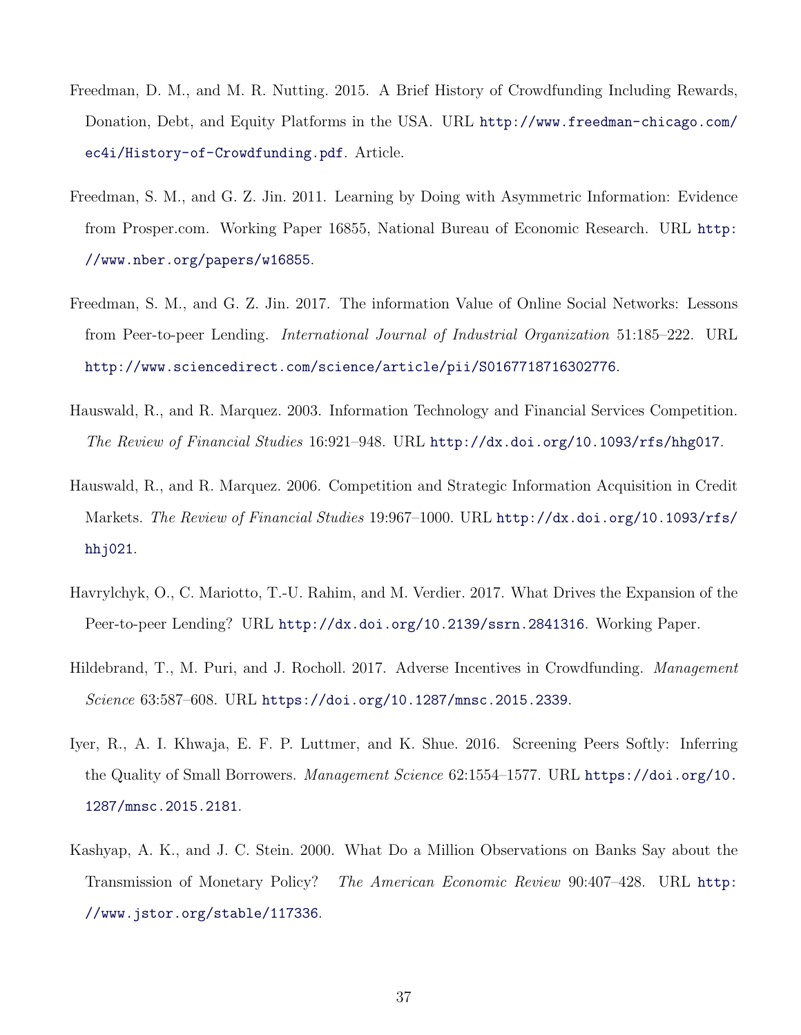Freedman, D. M., and M. R. Nutting. 2015. A Brief History of Crowdfunding Including Rewards, Donation, Debt, and Equity Platforms in the USA. URL http://www.freedman-chicago.com/ec4i/History-of-Crowdfunding.pdf. Article.

Freedman, S. M., and G. Z. Jin. 2011. Learning by Doing with Asymmetric Information: Evidence from Prosper.com. Working Paper 16855, National Bureau of Economic Research. URL http://www.nber.org/papers/w16855.

Freedman, S. M., and G. Z. Jin. 2017. The information Value of Online Social Networks: Lessons from Peer-to-peer Lending. *International Journal of Industrial Organization* 51:185–222. URL http://www.sciencedirect.com/science/article/pii/S0167718716302776.

Hauswald, R., and R. Marquez. 2003. Information Technology and Financial Services Competition. *The Review of Financial Studies* 16:921–948. URL http://dx.doi.org/10.1093/rfs/hhg017.

Hauswald, R., and R. Marquez. 2006. Competition and Strategic Information Acquisition in Credit Markets. *The Review of Financial Studies* 19:967–1000. URL http://dx.doi.org/10.1093/rfs/hhj021.

Havrylchyk, O., C. Mariotto, T.-U. Rahim, and M. Verdier. 2017. What Drives the Expansion of the Peer-to-peer Lending? URL http://dx.doi.org/10.2139/ssrn.2841316. Working Paper.

Hildebrand, T., M. Puri, and J. Rocholl. 2017. Adverse Incentives in Crowdfunding. *Management Science* 63:587–608. URL https://doi.org/10.1287/mnsc.2015.2339.

Iyer, R., A. I. Khwaja, E. F. P. Luttmer, and K. Shue. 2016. Screening Peers Softly: Inferring the Quality of Small Borrowers. *Management Science* 62:1554–1577. URL https://doi.org/10.1287/mnsc.2015.2181.

Kashyap, A. K., and J. C. Stein. 2000. What Do a Million Observations on Banks Say about the Transmission of Monetary Policy? *The American Economic Review* 90:407–428. URL http://www.jstor.org/stable/117336.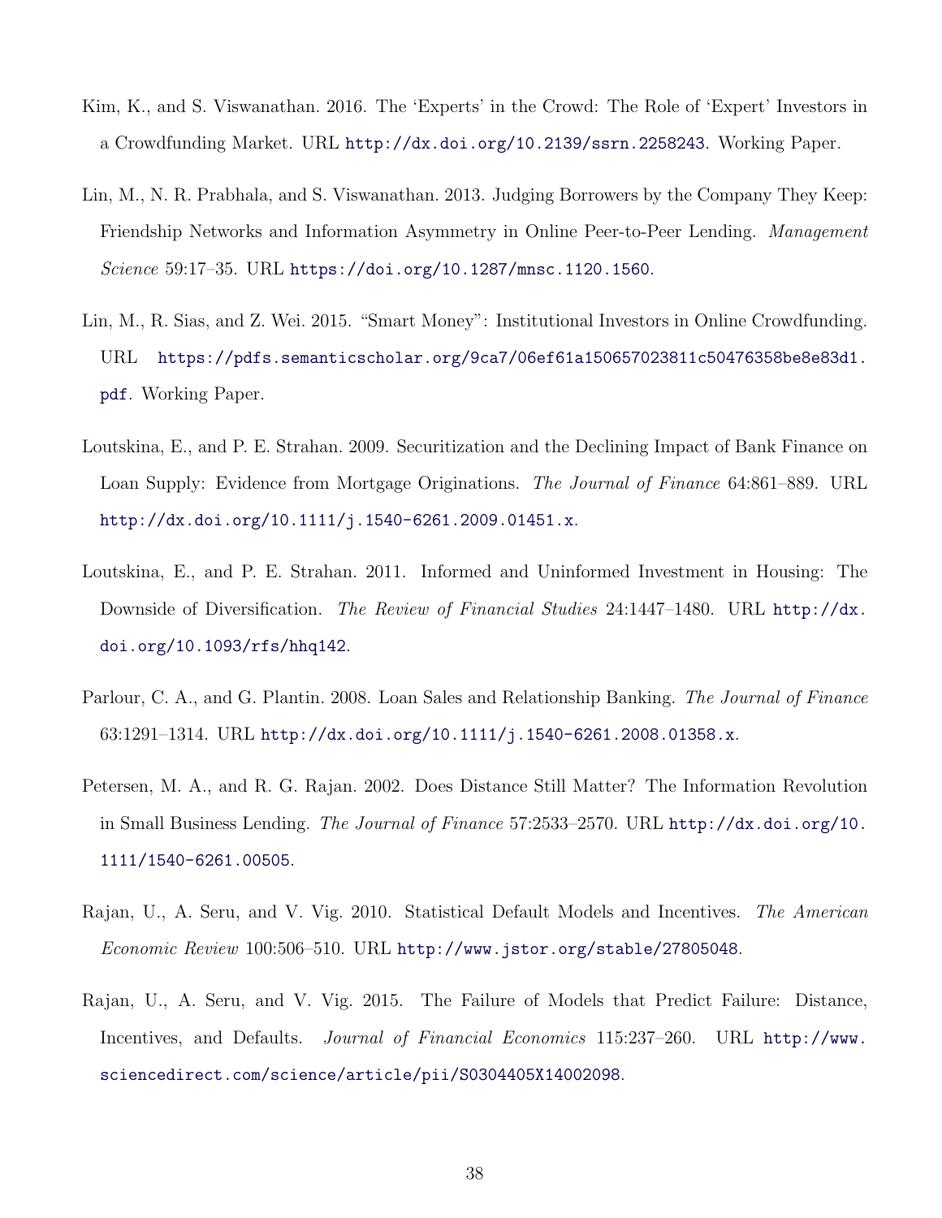Kim, K., and S. Viswanathan. 2016. The 'Experts' in the Crowd: The Role of 'Expert' Investors in a Crowdfunding Market. URL http://dx.doi.org/10.2139/ssrn.2258243. Working Paper.

Lin, M., N. R. Prabhala, and S. Viswanathan. 2013. Judging Borrowers by the Company They Keep: Friendship Networks and Information Asymmetry in Online Peer-to-Peer Lending. *Management Science* 59:17–35. URL https://doi.org/10.1287/mnsc.1120.1560.

Lin, M., R. Sias, and Z. Wei. 2015. "Smart Money": Institutional Investors in Online Crowdfunding. URL https://pdfs.semanticscholar.org/9ca7/06ef61a150657023811c50476358be8e83d1.pdf. Working Paper.

Loutskina, E., and P. E. Strahan. 2009. Securitization and the Declining Impact of Bank Finance on Loan Supply: Evidence from Mortgage Originations. *The Journal of Finance* 64:861–889. URL http://dx.doi.org/10.1111/j.1540-6261.2009.01451.x.

Loutskina, E., and P. E. Strahan. 2011. Informed and Uninformed Investment in Housing: The Downside of Diversification. *The Review of Financial Studies* 24:1447–1480. URL http://dx.doi.org/10.1093/rfs/hhq142.

Parlour, C. A., and G. Plantin. 2008. Loan Sales and Relationship Banking. *The Journal of Finance* 63:1291–1314. URL http://dx.doi.org/10.1111/j.1540-6261.2008.01358.x.

Petersen, M. A., and R. G. Rajan. 2002. Does Distance Still Matter? The Information Revolution in Small Business Lending. *The Journal of Finance* 57:2533–2570. URL http://dx.doi.org/10.1111/1540-6261.00505.

Rajan, U., A. Seru, and V. Vig. 2010. Statistical Default Models and Incentives. *The American Economic Review* 100:506–510. URL http://www.jstor.org/stable/27805048.

Rajan, U., A. Seru, and V. Vig. 2015. The Failure of Models that Predict Failure: Distance, Incentives, and Defaults. *Journal of Financial Economics* 115:237–260. URL http://www.sciencedirect.com/science/article/pii/S0304405X14002098.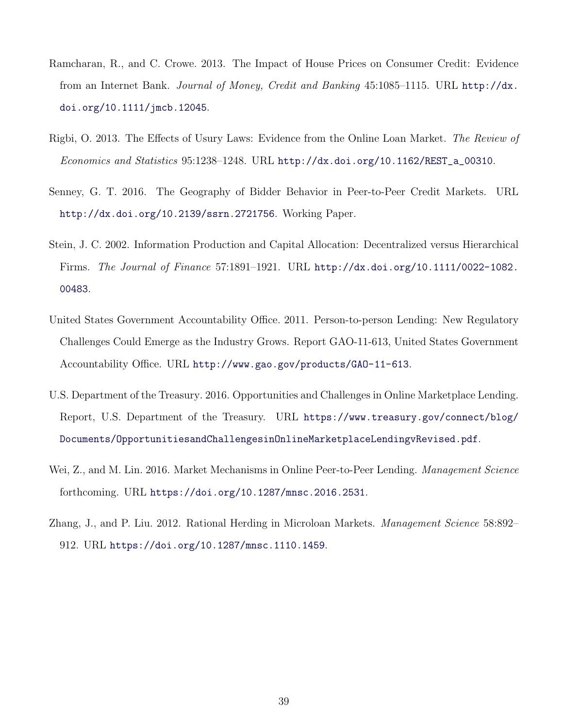Ramcharan, R., and C. Crowe. 2013. The Impact of House Prices on Consumer Credit: Evidence from an Internet Bank. *Journal of Money, Credit and Banking* 45:1085–1115. URL http://dx.doi.org/10.1111/jmcb.12045.

Rigbi, O. 2013. The Effects of Usury Laws: Evidence from the Online Loan Market. *The Review of Economics and Statistics* 95:1238–1248. URL http://dx.doi.org/10.1162/REST_a_00310.

Senney, G. T. 2016. The Geography of Bidder Behavior in Peer-to-Peer Credit Markets. URL http://dx.doi.org/10.2139/ssrn.2721756. Working Paper.

Stein, J. C. 2002. Information Production and Capital Allocation: Decentralized versus Hierarchical Firms. *The Journal of Finance* 57:1891–1921. URL http://dx.doi.org/10.1111/0022-1082.00483.

United States Government Accountability Office. 2011. Person-to-person Lending: New Regulatory Challenges Could Emerge as the Industry Grows. Report GAO-11-613, United States Government Accountability Office. URL http://www.gao.gov/products/GAO-11-613.

U.S. Department of the Treasury. 2016. Opportunities and Challenges in Online Marketplace Lending. Report, U.S. Department of the Treasury. URL https://www.treasury.gov/connect/blog/Documents/OpportunitiesandChallengesinOnlineMarketplaceLendingvRevised.pdf.

Wei, Z., and M. Lin. 2016. Market Mechanisms in Online Peer-to-Peer Lending. *Management Science* forthcoming. URL https://doi.org/10.1287/mnsc.2016.2531.

Zhang, J., and P. Liu. 2012. Rational Herding in Microloan Markets. *Management Science* 58:892–912. URL https://doi.org/10.1287/mnsc.1110.1459.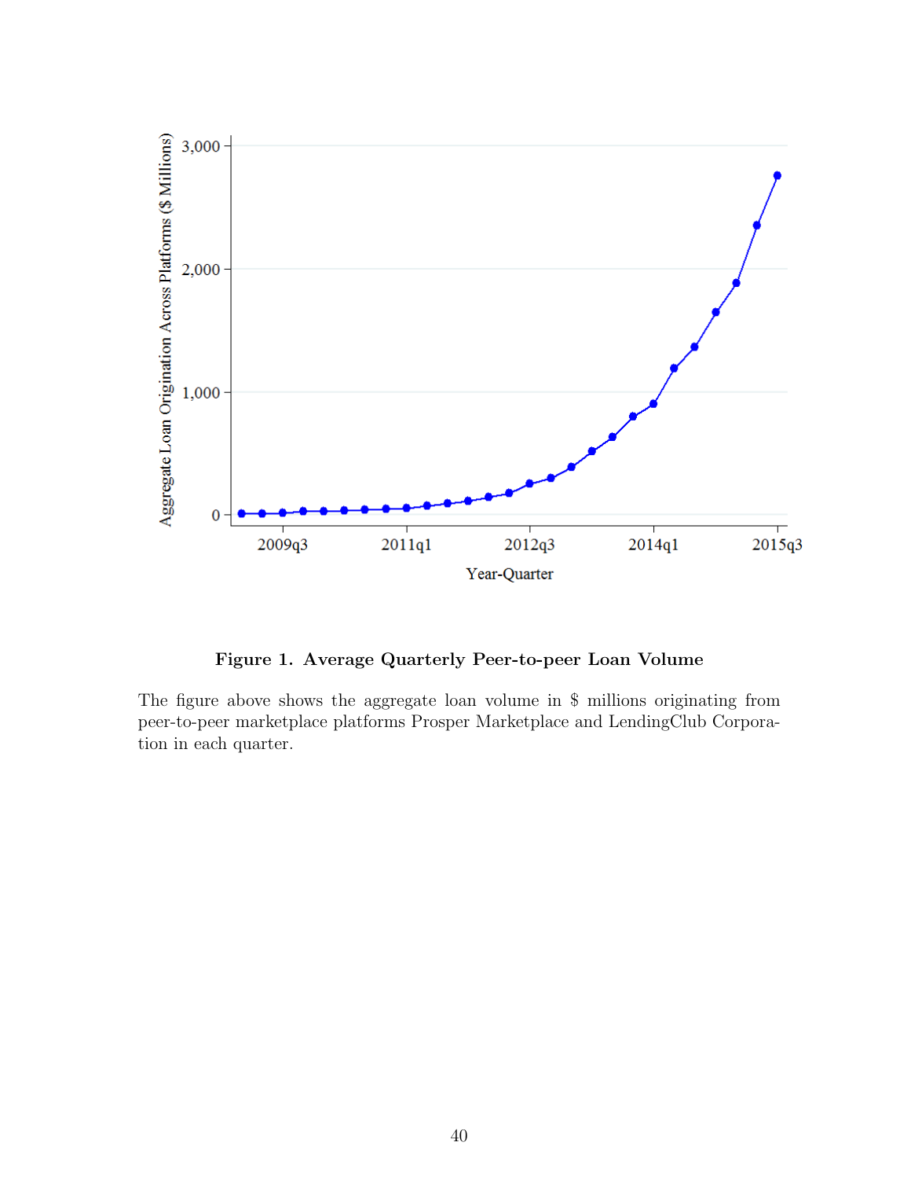**Figure 1. Average Quarterly Peer-to-peer Loan Volume**

The figure above shows the aggregate loan volume in $ millions originating from peer-to-peer marketplace platforms Prosper Marketplace and LendingClub Corporation in each quarter.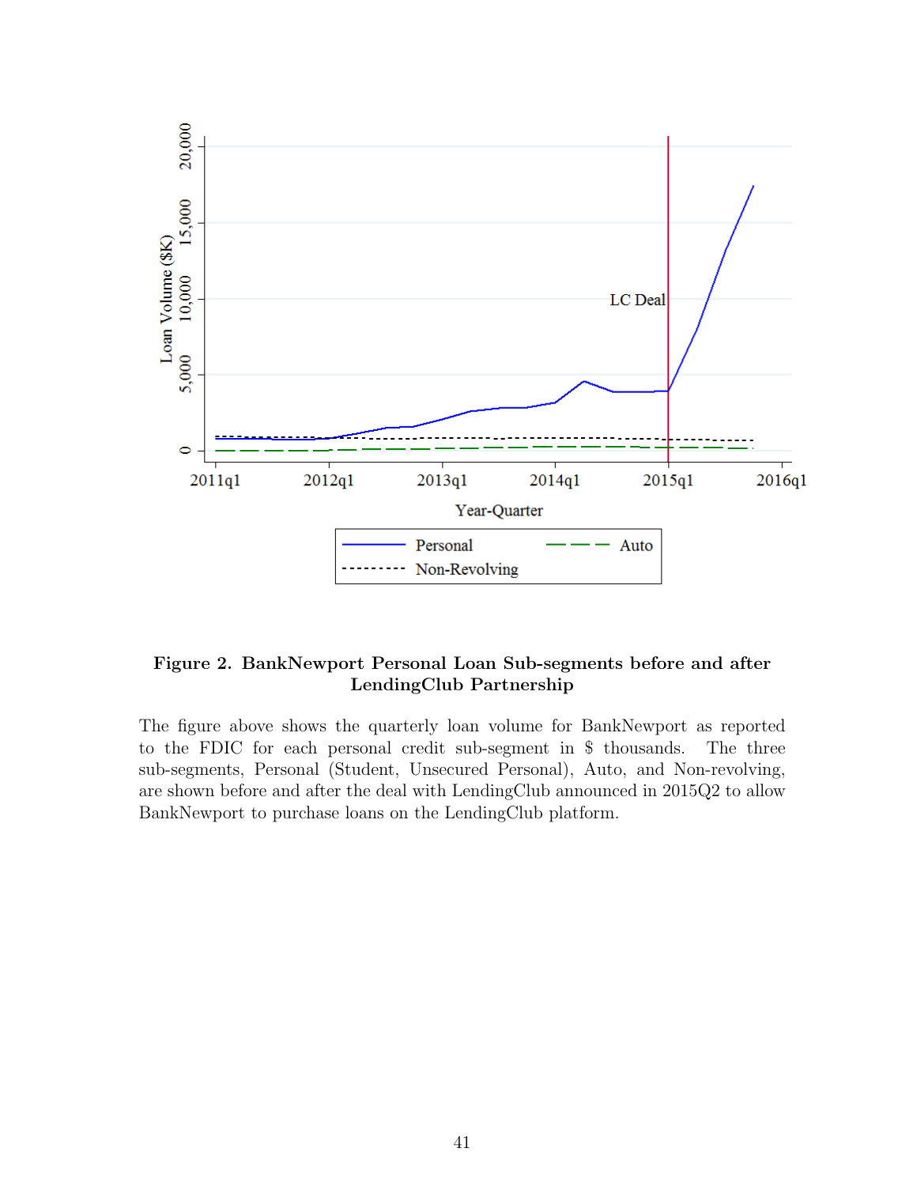**Figure 2. BankNewport Personal Loan Sub-segments before and after LendingClub Partnership**

The figure above shows the quarterly loan volume for BankNewport as reported to the FDIC for each personal credit sub-segment in $ thousands. The three sub-segments, Personal (Student, Unsecured Personal), Auto, and Non-revolving, are shown before and after the deal with LendingClub announced in 2015Q2 to allow BankNewport to purchase loans on the LendingClub platform.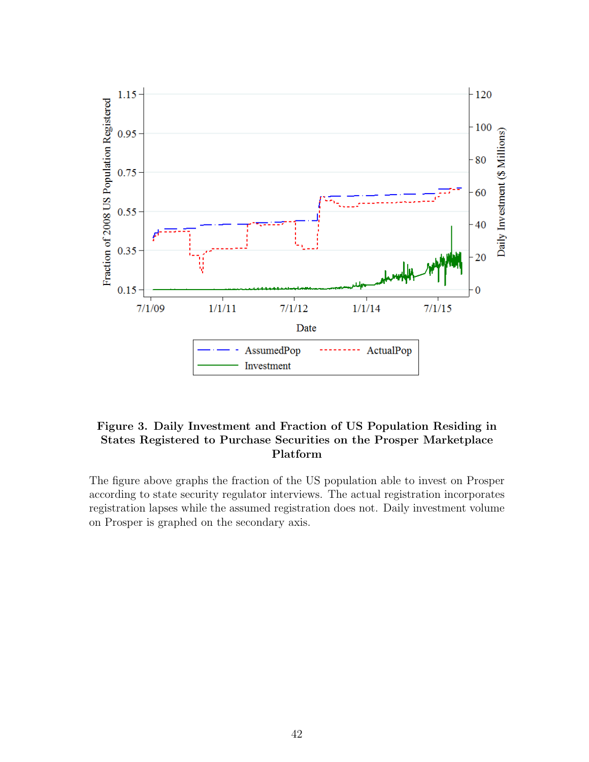**Figure 3. Daily Investment and Fraction of US Population Residing in States Registered to Purchase Securities on the Prosper Marketplace Platform**

The figure above graphs the fraction of the US population able to invest on Prosper according to state security regulator interviews. The actual registration incorporates registration lapses while the assumed registration does not. Daily investment volume on Prosper is graphed on the secondary axis.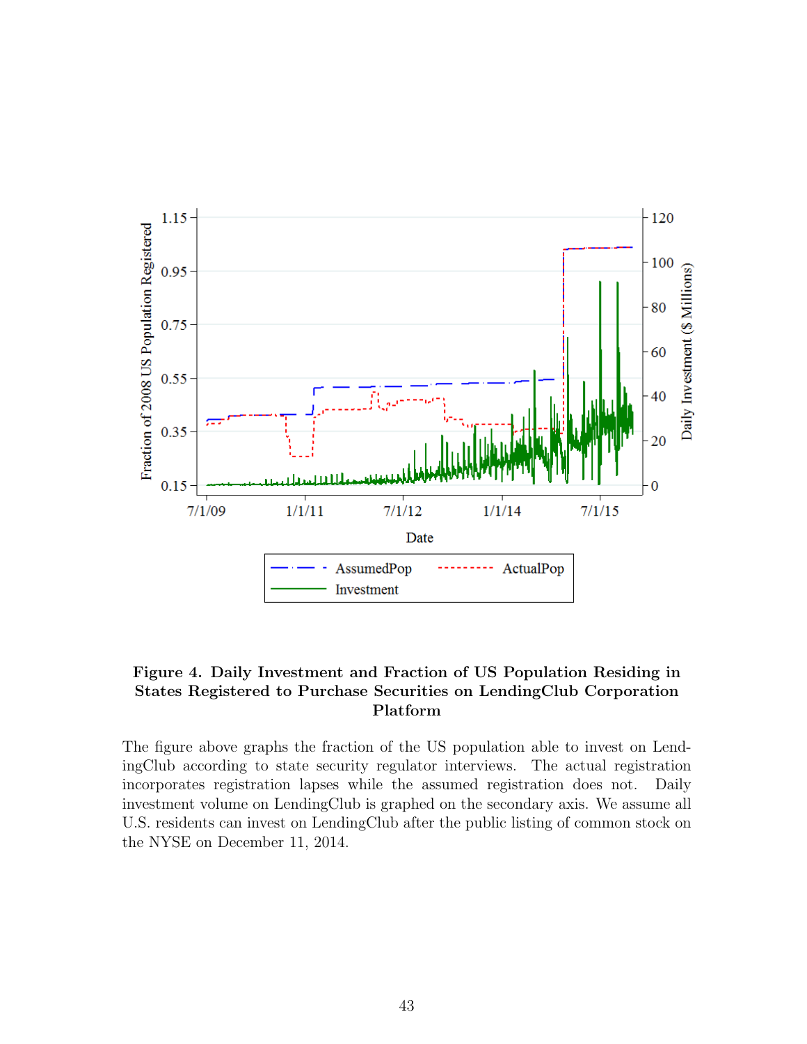**Figure 4. Daily Investment and Fraction of US Population Residing in States Registered to Purchase Securities on LendingClub Corporation Platform**

The figure above graphs the fraction of the US population able to invest on LendingClub according to state security regulator interviews. The actual registration incorporates registration lapses while the assumed registration does not. Daily investment volume on LendingClub is graphed on the secondary axis. We assume all U.S. residents can invest on LendingClub after the public listing of common stock on the NYSE on December 11, 2014.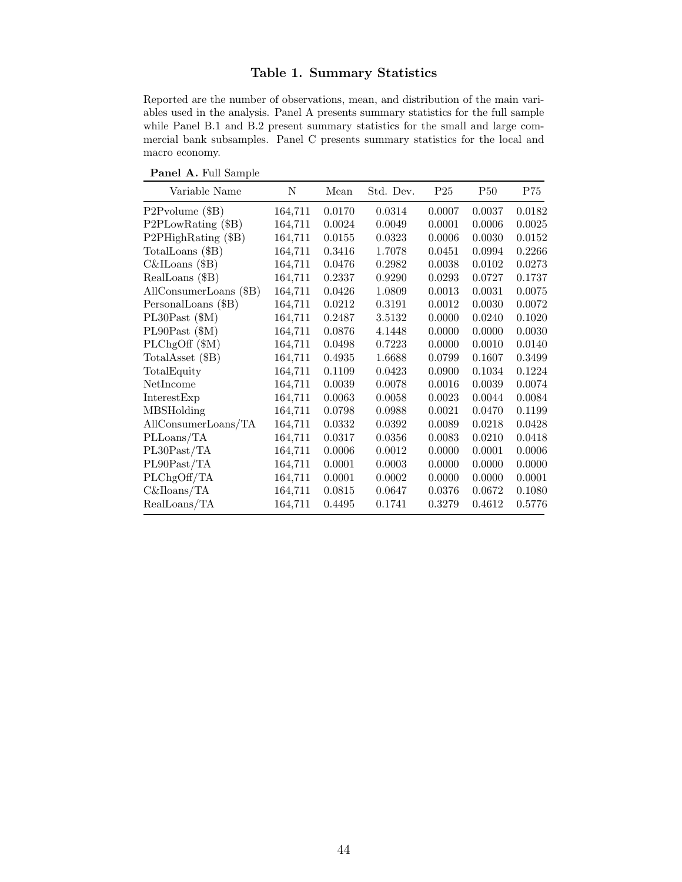### Table 1. Summary Statistics

Reported are the number of observations, mean, and distribution of the main variables used in the analysis. Panel A presents summary statistics for the full sample while Panel B.1 and B.2 present summary statistics for the small and large commercial bank subsamples. Panel C presents summary statistics for the local and macro economy.

**Panel A.** Full Sample

| Variable Name | N | Mean | Std. Dev. | P25 | P50 | P75 |
|---|---|---|---|---|---|---|
| P2Pvolume ($B) | 164,711 | 0.0170 | 0.0314 | 0.0007 | 0.0037 | 0.0182 |
| P2PLowRating ($B) | 164,711 | 0.0024 | 0.0049 | 0.0001 | 0.0006 | 0.0025 |
| P2PHighRating ($B) | 164,711 | 0.0155 | 0.0323 | 0.0006 | 0.0030 | 0.0152 |
| TotalLoans ($B) | 164,711 | 0.3416 | 1.7078 | 0.0451 | 0.0994 | 0.2266 |
| C&ILoans ($B) | 164,711 | 0.0476 | 0.2982 | 0.0038 | 0.0102 | 0.0273 |
| RealLoans ($B) | 164,711 | 0.2337 | 0.9290 | 0.0293 | 0.0727 | 0.1737 |
| AllConsumerLoans ($B) | 164,711 | 0.0426 | 1.0809 | 0.0013 | 0.0031 | 0.0075 |
| PersonalLoans ($B) | 164,711 | 0.0212 | 0.3191 | 0.0012 | 0.0030 | 0.0072 |
| PL30Past ($M) | 164,711 | 0.2487 | 3.5132 | 0.0000 | 0.0240 | 0.1020 |
| PL90Past ($M) | 164,711 | 0.0876 | 4.1448 | 0.0000 | 0.0000 | 0.0030 |
| PLChgOff ($M) | 164,711 | 0.0498 | 0.7223 | 0.0000 | 0.0010 | 0.0140 |
| TotalAsset ($B) | 164,711 | 0.4935 | 1.6688 | 0.0799 | 0.1607 | 0.3499 |
| TotalEquity | 164,711 | 0.1109 | 0.0423 | 0.0900 | 0.1034 | 0.1224 |
| NetIncome | 164,711 | 0.0039 | 0.0078 | 0.0016 | 0.0039 | 0.0074 |
| InterestExp | 164,711 | 0.0063 | 0.0058 | 0.0023 | 0.0044 | 0.0084 |
| MBSHolding | 164,711 | 0.0798 | 0.0988 | 0.0021 | 0.0470 | 0.1199 |
| AllConsumerLoans/TA | 164,711 | 0.0332 | 0.0392 | 0.0089 | 0.0218 | 0.0428 |
| PLLoans/TA | 164,711 | 0.0317 | 0.0356 | 0.0083 | 0.0210 | 0.0418 |
| PL30Past/TA | 164,711 | 0.0006 | 0.0012 | 0.0000 | 0.0001 | 0.0006 |
| PL90Past/TA | 164,711 | 0.0001 | 0.0003 | 0.0000 | 0.0000 | 0.0000 |
| PLChgOff/TA | 164,711 | 0.0001 | 0.0002 | 0.0000 | 0.0000 | 0.0001 |
| C&Iloans/TA | 164,711 | 0.0815 | 0.0647 | 0.0376 | 0.0672 | 0.1080 |
| RealLoans/TA | 164,711 | 0.4495 | 0.1741 | 0.3279 | 0.4612 | 0.5776 |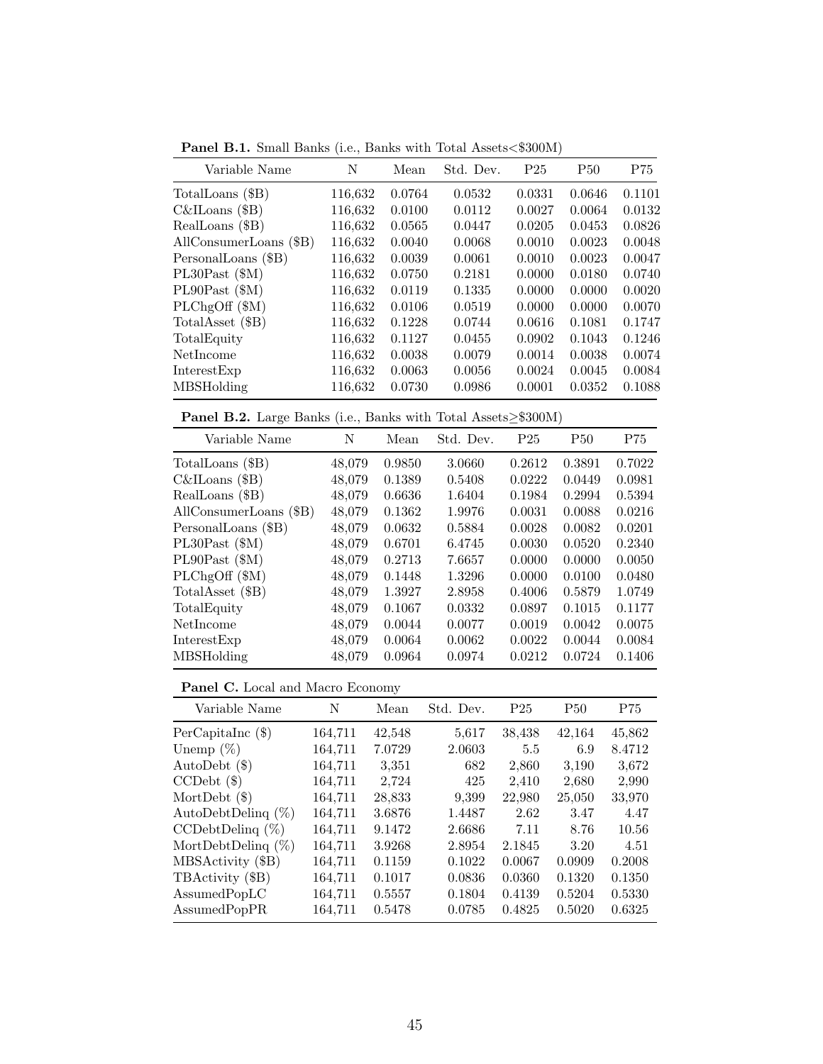**Panel B.1.** Small Banks (i.e., Banks with Total Assets<$300M)

| Variable Name | N | Mean | Std. Dev. | P25 | P50 | P75 |
|---|---|---|---|---|---|---|
| TotalLoans ($B) | 116,632 | 0.0764 | 0.0532 | 0.0331 | 0.0646 | 0.1101 |
| C&ILoans ($B) | 116,632 | 0.0100 | 0.0112 | 0.0027 | 0.0064 | 0.0132 |
| RealLoans ($B) | 116,632 | 0.0565 | 0.0447 | 0.0205 | 0.0453 | 0.0826 |
| AllConsumerLoans ($B) | 116,632 | 0.0040 | 0.0068 | 0.0010 | 0.0023 | 0.0048 |
| PersonalLoans ($B) | 116,632 | 0.0039 | 0.0061 | 0.0010 | 0.0023 | 0.0047 |
| PL30Past ($M) | 116,632 | 0.0750 | 0.2181 | 0.0000 | 0.0180 | 0.0740 |
| PL90Past ($M) | 116,632 | 0.0119 | 0.1335 | 0.0000 | 0.0000 | 0.0020 |
| PLChgOff ($M) | 116,632 | 0.0106 | 0.0519 | 0.0000 | 0.0000 | 0.0070 |
| TotalAsset ($B) | 116,632 | 0.1228 | 0.0744 | 0.0616 | 0.1081 | 0.1747 |
| TotalEquity | 116,632 | 0.1127 | 0.0455 | 0.0902 | 0.1043 | 0.1246 |
| NetIncome | 116,632 | 0.0038 | 0.0079 | 0.0014 | 0.0038 | 0.0074 |
| InterestExp | 116,632 | 0.0063 | 0.0056 | 0.0024 | 0.0045 | 0.0084 |
| MBSHolding | 116,632 | 0.0730 | 0.0986 | 0.0001 | 0.0352 | 0.1088 |

**Panel B.2.** Large Banks (i.e., Banks with Total Assets≥$300M)

| Variable Name | N | Mean | Std. Dev. | P25 | P50 | P75 |
|---|---|---|---|---|---|---|
| TotalLoans ($B) | 48,079 | 0.9850 | 3.0660 | 0.2612 | 0.3891 | 0.7022 |
| C&ILoans ($B) | 48,079 | 0.1389 | 0.5408 | 0.0222 | 0.0449 | 0.0981 |
| RealLoans ($B) | 48,079 | 0.6636 | 1.6404 | 0.1984 | 0.2994 | 0.5394 |
| AllConsumerLoans ($B) | 48,079 | 0.1362 | 1.9976 | 0.0031 | 0.0088 | 0.0216 |
| PersonalLoans ($B) | 48,079 | 0.0632 | 0.5884 | 0.0028 | 0.0082 | 0.0201 |
| PL30Past ($M) | 48,079 | 0.6701 | 6.4745 | 0.0030 | 0.0520 | 0.2340 |
| PL90Past ($M) | 48,079 | 0.2713 | 7.6657 | 0.0000 | 0.0000 | 0.0050 |
| PLChgOff ($M) | 48,079 | 0.1448 | 1.3296 | 0.0000 | 0.0100 | 0.0480 |
| TotalAsset ($B) | 48,079 | 1.3927 | 2.8958 | 0.4006 | 0.5879 | 1.0749 |
| TotalEquity | 48,079 | 0.1067 | 0.0332 | 0.0897 | 0.1015 | 0.1177 |
| NetIncome | 48,079 | 0.0044 | 0.0077 | 0.0019 | 0.0042 | 0.0075 |
| InterestExp | 48,079 | 0.0064 | 0.0062 | 0.0022 | 0.0044 | 0.0084 |
| MBSHolding | 48,079 | 0.0964 | 0.0974 | 0.0212 | 0.0724 | 0.1406 |

**Panel C.** Local and Macro Economy

| Variable Name | N | Mean | Std. Dev. | P25 | P50 | P75 |
|---|---|---|---|---|---|---|
| PerCapitaInc ($) | 164,711 | 42,548 | 5,617 | 38,438 | 42,164 | 45,862 |
| Unemp (%) | 164,711 | 7.0729 | 2.0603 | 5.5 | 6.9 | 8.4712 |
| AutoDebt ($) | 164,711 | 3,351 | 682 | 2,860 | 3,190 | 3,672 |
| CCDebt ($) | 164,711 | 2,724 | 425 | 2,410 | 2,680 | 2,990 |
| MortDebt ($) | 164,711 | 28,833 | 9,399 | 22,980 | 25,050 | 33,970 |
| AutoDebtDelinq (%) | 164,711 | 3.6876 | 1.4487 | 2.62 | 3.47 | 4.47 |
| CCDebtDelinq (%) | 164,711 | 9.1472 | 2.6686 | 7.11 | 8.76 | 10.56 |
| MortDebtDelinq (%) | 164,711 | 3.9268 | 2.8954 | 2.1845 | 3.20 | 4.51 |
| MBSActivity ($B) | 164,711 | 0.1159 | 0.1022 | 0.0067 | 0.0909 | 0.2008 |
| TBActivity ($B) | 164,711 | 0.1017 | 0.0836 | 0.0360 | 0.1320 | 0.1350 |
| AssumedPopLC | 164,711 | 0.5557 | 0.1804 | 0.4139 | 0.5204 | 0.5330 |
| AssumedPopPR | 164,711 | 0.5478 | 0.0785 | 0.4825 | 0.5020 | 0.6325 |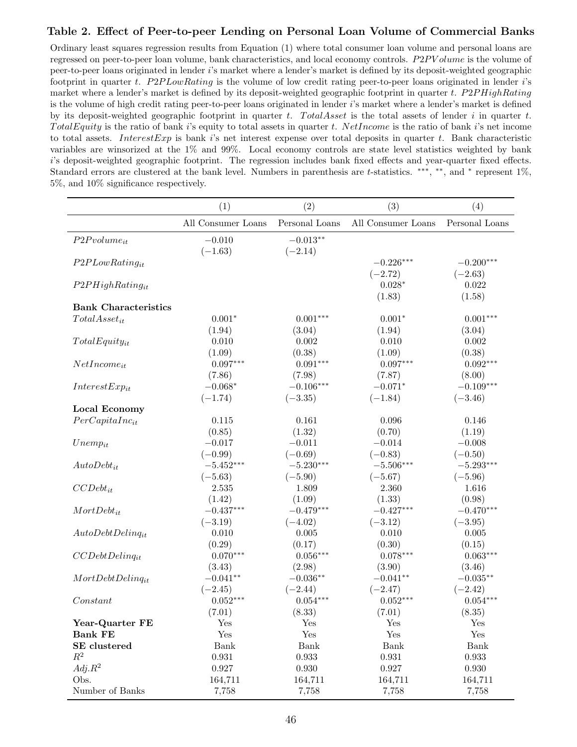### Table 2. Effect of Peer-to-peer Lending on Personal Loan Volume of Commercial Banks

Ordinary least squares regression results from Equation (1) where total consumer loan volume and personal loans are regressed on peer-to-peer loan volume, bank characteristics, and local economy controls. $P2PVolume$ is the volume of peer-to-peer loans originated in lender $i$'s market where a lender's market is defined by its deposit-weighted geographic footprint in quarter $t$. $P2PLowRating$ is the volume of low credit rating peer-to-peer loans originated in lender $i$'s market where a lender's market is defined by its deposit-weighted geographic footprint in quarter $t$. $P2PHighRating$ is the volume of high credit rating peer-to-peer loans originated in lender $i$'s market where a lender's market is defined by its deposit-weighted geographic footprint in quarter $t$. $TotalAsset$ is the total assets of lender $i$ in quarter $t$. $TotalEquity$ is the ratio of bank $i$'s equity to total assets in quarter $t$. $NetIncome$ is the ratio of bank $i$'s net income to total assets. $InterestExp$ is bank $i$'s net interest expense over total deposits in quarter $t$. Bank characteristic variables are winsorized at the 1% and 99%. Local economy controls are state level statistics weighted by bank $i$'s deposit-weighted geographic footprint. The regression includes bank fixed effects and year-quarter fixed effects. Standard errors are clustered at the bank level. Numbers in parenthesis are $t$-statistics. ***, **, and * represent 1%, 5%, and 10% significance respectively.

| | (1) | (2) | (3) | (4) |
|---|---|---|---|---|
| | All Consumer Loans | Personal Loans | All Consumer Loans | Personal Loans |
| $P2Pvolume_{it}$ | −0.010 | −0.013** | | |
| | (−1.63) | (−2.14) | | |
| $P2PLowRating_{it}$ | | | −0.226*** | −0.200*** |
| | | | (−2.72) | (−2.63) |
| $P2PHighRating_{it}$ | | | 0.028* | 0.022 |
| | | | (1.83) | (1.58) |
| **Bank Characteristics** | | | | |
| $TotalAsset_{it}$ | 0.001* | 0.001*** | 0.001* | 0.001*** |
| | (1.94) | (3.04) | (1.94) | (3.04) |
| $TotalEquity_{it}$ | 0.010 | 0.002 | 0.010 | 0.002 |
| | (1.09) | (0.38) | (1.09) | (0.38) |
| $NetIncome_{it}$ | 0.097*** | 0.091*** | 0.097*** | 0.092*** |
| | (7.86) | (7.98) | (7.87) | (8.00) |
| $InterestExp_{it}$ | −0.068* | −0.106*** | −0.071* | −0.109*** |
| | (−1.74) | (−3.35) | (−1.84) | (−3.46) |
| **Local Economy** | | | | |
| $PerCapitaInc_{it}$ | 0.115 | 0.161 | 0.096 | 0.146 |
| | (0.85) | (1.32) | (0.70) | (1.19) |
| $Unemp_{it}$ | −0.017 | −0.011 | −0.014 | −0.008 |
| | (−0.99) | (−0.69) | (−0.83) | (−0.50) |
| $AutoDebt_{it}$ | −5.452*** | −5.230*** | −5.506*** | −5.293*** |
| | (−5.63) | (−5.90) | (−5.67) | (−5.96) |
| $CCDebt_{it}$ | 2.535 | 1.809 | 2.360 | 1.616 |
| | (1.42) | (1.09) | (1.33) | (0.98) |
| $MortDebt_{it}$ | −0.437*** | −0.479*** | −0.427*** | −0.470*** |
| | (−3.19) | (−4.02) | (−3.12) | (−3.95) |
| $AutoDebtDelinq_{it}$ | 0.010 | 0.005 | 0.010 | 0.005 |
| | (0.29) | (0.17) | (0.30) | (0.15) |
| $CCDebtDelinq_{it}$ | 0.070*** | 0.056*** | 0.078*** | 0.063*** |
| | (3.43) | (2.98) | (3.90) | (3.46) |
| $MortDebtDelinq_{it}$ | −0.041** | −0.036** | −0.041** | −0.035** |
| | (−2.45) | (−2.44) | (−2.47) | (−2.42) |
| $Constant$ | 0.052*** | 0.054*** | 0.052*** | 0.054*** |
| | (7.01) | (8.33) | (7.01) | (8.35) |
| **Year-Quarter FE** | Yes | Yes | Yes | Yes |
| **Bank FE** | Yes | Yes | Yes | Yes |
| **SE clustered** | Bank | Bank | Bank | Bank |
| $R^2$ | 0.931 | 0.933 | 0.931 | 0.933 |
| $Adj.R^2$ | 0.927 | 0.930 | 0.927 | 0.930 |
| Obs. | 164,711 | 164,711 | 164,711 | 164,711 |
| Number of Banks | 7,758 | 7,758 | 7,758 | 7,758 |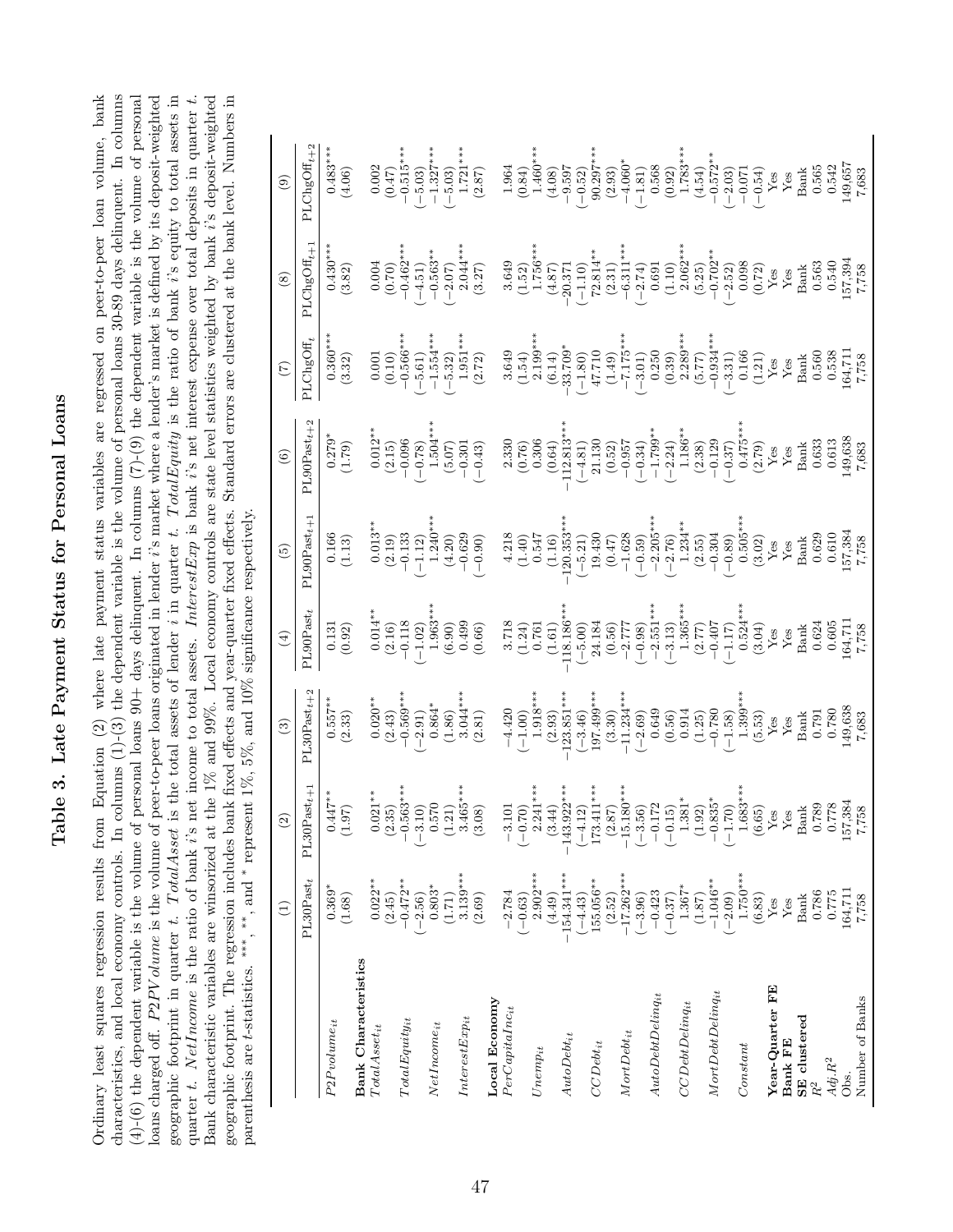# Table 3. Late Payment Status for Personal Loans

Ordinary least squares regression results from Equation (2) where late payment status variables are regressed on peer-to-peer loan volume, bank characteristics, and local economy controls. In columns (1)-(3) the dependent variable is the volume of personal loans 30-89 days delinquent. In columns (4)-(6) the dependent variable is the volume of personal loans 90+ days delinquent. In columns (7)-(9) the dependent variable is the volume of personal loans charged off. *P2PVolume* is the volume of peer-to-peer loans originated in lender *i*'s market where a lender's market is defined by its deposit-weighted geographic footprint in quarter *t*. *TotalAsset* is the total assets of lender *i* in quarter *t*. *TotalEquity* is the ratio of bank *i*'s equity to total assets in quarter *t*. *NetIncome* is the ratio of bank *i*'s net income to total assets. *InterestExp* is bank *i*'s net interest expense over total deposits in quarter *t*. Bank characteristic variables are winsorized at the 1% and 99%. Local economy controls are state level statistics weighted by bank *i*'s deposit-weighted geographic footprint. The regression includes bank fixed effects and year-quarter fixed effects. Standard errors are clustered at the bank level. Numbers in parenthesis are *t*-statistics. \*\*\*, \*\*, and \* represent 1%, 5%, and 10% significance respectively.

| | (1) | (2) | (3) | (4) | (5) | (6) | (7) | (8) | (9) |
|---|---|---|---|---|---|---|---|---|---|
| | $PL30Past_t$ | $PL30Past_{t+1}$ | $PL30Past_{t+2}$ | $PL90Past_t$ | $PL90Past_{t+1}$ | $PL90Past_{t+2}$ | $PLChgOff_t$ | $PLChgOff_{t+1}$ | $PLChgOff_{t+2}$ |
| $P2Pvolume_{it}$ | 0.369* | 0.447** | 0.557** | 0.131 | 0.166 | 0.279* | 0.360*** | 0.430*** | 0.483*** |
| | (1.68) | (1.97) | (2.33) | (0.92) | (1.13) | (1.79) | (3.32) | (3.82) | (4.06) |
| **Bank Characteristics** | | | | | | | | | |
| $TotalAsset_{it}$ | 0.022** | 0.021** | 0.020** | 0.014** | 0.013** | 0.012** | 0.001 | 0.004 | 0.002 |
| | (2.45) | (2.35) | (2.43) | (2.16) | (2.19) | (2.15) | (0.10) | (0.70) | (0.47) |
| $TotalEquity_{it}$ | −0.472** | −0.563*** | −0.569*** | −0.118 | −0.133 | −0.096 | −0.566*** | −0.462*** | −0.515*** |
| | (−2.56) | (−3.10) | (−2.91) | (−1.02) | (−1.12) | (−0.78) | (−5.61) | (−4.51) | (−5.03) |
| $NetIncome_{it}$ | 0.803* | 0.570 | 0.864* | 1.963*** | 1.240*** | 1.504*** | −1.554*** | −0.563** | −1.327*** |
| | (1.71) | (1.21) | (1.86) | (6.90) | (4.20) | (5.07) | (−5.32) | (−2.07) | (−5.03) |
| $InterestExp_{it}$ | 3.139*** | 3.465*** | 3.044*** | 0.499 | −0.629 | −0.301 | 1.951*** | 2.044*** | 1.721*** |
| | (2.69) | (3.08) | (2.81) | (0.66) | (−0.90) | (−0.43) | (2.72) | (3.27) | (2.87) |
| **Local Economy** | | | | | | | | | |
| $PerCapitaInc_{it}$ | −2.784 | −3.101 | −4.420 | 3.718 | 4.218 | 2.330 | 3.649 | 3.649 | 1.964 |
| | (−0.63) | (−0.70) | (−1.00) | (1.24) | (1.40) | (0.76) | (1.54) | (1.52) | (0.84) |
| $Unemp_{it}$ | 2.902*** | 2.241*** | 1.918*** | 0.761 | 0.547 | 0.306 | 2.199*** | 1.756*** | 1.460*** |
| | (4.49) | (3.44) | (2.93) | (1.61) | (1.16) | (0.64) | (6.14) | (4.87) | (4.08) |
| $AutoDebt_{it}$ | −154.341*** | −143.922*** | −123.851*** | −118.186*** | −120.353*** | −112.813*** | −33.709* | −20.371 | −9.597 |
| | (−4.43) | (−4.12) | (−3.46) | (−5.00) | (−5.21) | (−4.81) | (−1.80) | (−1.10) | (−0.52) |
| $CCDebt_{it}$ | 155.056** | 173.411*** | 197.499*** | 24.184 | 19.430 | 21.130 | 47.710 | 72.814** | 90.297*** |
| | (2.52) | (2.87) | (3.30) | (0.56) | (0.47) | (0.52) | (1.49) | (2.31) | (2.93) |
| $MortDebt_{it}$ | −17.262*** | −15.180*** | −11.234*** | −2.777 | −1.628 | −0.957 | −7.175*** | −6.311*** | −4.060* |
| | (−3.96) | (−3.56) | (−2.69) | (−0.98) | (−0.59) | (−0.34) | (−3.01) | (−2.74) | (−1.81) |
| $AutoDebtDelinq_{it}$ | −0.423 | −0.172 | 0.649 | −2.551*** | −2.205*** | −1.799** | 0.250 | 0.691 | 0.568 |
| | (−0.37) | (−0.15) | (0.56) | (−3.13) | (−2.76) | (−2.24) | (0.39) | (1.10) | (0.92) |
| $CCDebtDelinq_{it}$ | 1.367* | 1.381* | 0.914 | 1.365*** | 1.234** | 1.186** | 2.289*** | 2.062*** | 1.783*** |
| | (1.87) | (1.92) | (1.25) | (2.77) | (2.55) | (2.38) | (5.77) | (5.25) | (4.54) |
| $MortDebtDelinq_{it}$ | −1.046** | −0.835* | −0.780 | −0.407 | −0.304 | −0.129 | −0.934*** | −0.702** | −0.572** |
| | (−2.09) | (−1.70) | (−1.58) | (−1.17) | (−0.89) | (−0.37) | (−3.31) | (−2.52) | (−2.03) |
| $Constant$ | 1.750*** | 1.683*** | 1.399*** | 0.524*** | 0.505*** | 0.475*** | 0.166 | 0.098 | −0.071 |
| | (6.83) | (6.65) | (5.53) | (3.04) | (3.02) | (2.79) | (1.21) | (0.72) | (−0.54) |
| **Year-Quarter FE** | Yes | Yes | Yes | Yes | Yes | Yes | Yes | Yes | Yes |
| **Bank FE** | Yes | Yes | Yes | Yes | Yes | Yes | Yes | Yes | Yes |
| **SE clustered** | Bank | Bank | Bank | Bank | Bank | Bank | Bank | Bank | Bank |
| $R^2$ | 0.786 | 0.789 | 0.791 | 0.624 | 0.629 | 0.633 | 0.560 | 0.563 | 0.565 |
| $Adj.R^2$ | 0.775 | 0.778 | 0.780 | 0.605 | 0.610 | 0.613 | 0.538 | 0.540 | 0.542 |
| Obs. | 164,711 | 157,384 | 149,638 | 164,711 | 157,384 | 149,638 | 164,711 | 157,394 | 149,657 |
| Number of Banks | 7,758 | 7,758 | 7,683 | 7,758 | 7,758 | 7,683 | 7,758 | 7,758 | 7,683 |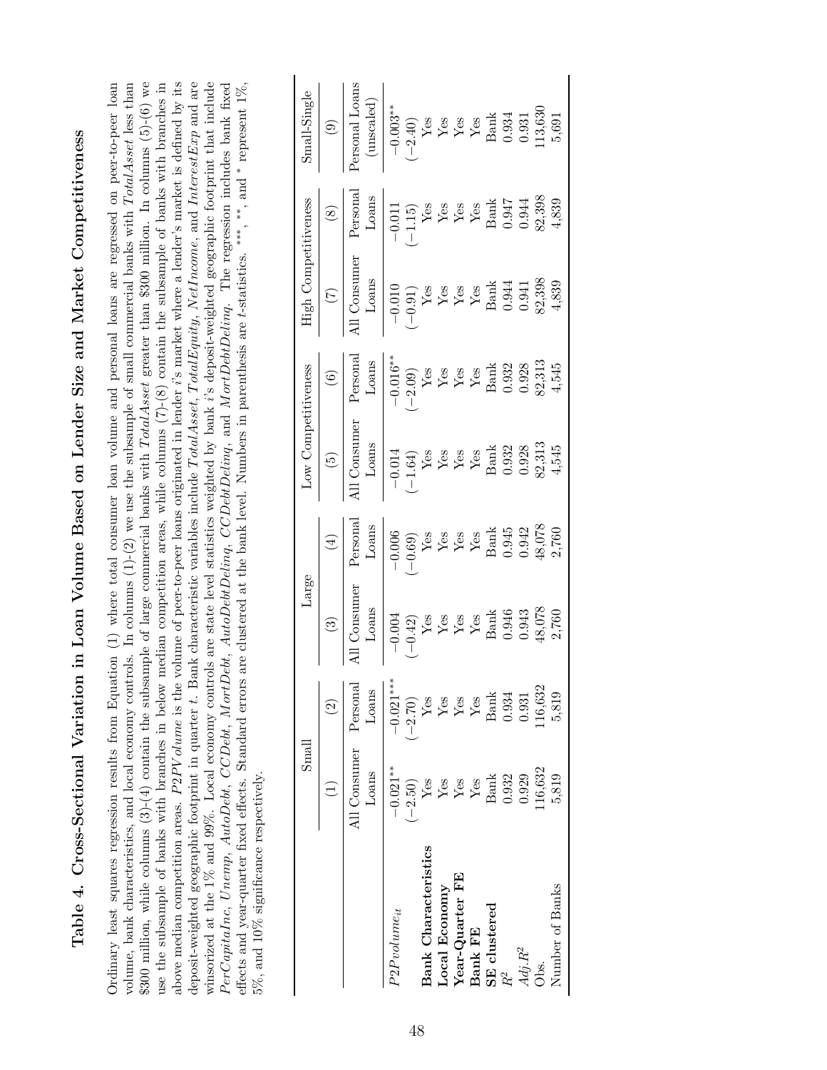# Table 4. Cross-Sectional Variation in Loan Volume Based on Lender Size and Market Competitiveness

Ordinary least squares regression results from Equation (1) where total consumer loan volume and personal loans are regressed on peer-to-peer loan volume, bank characteristics, and local economy controls. In columns (1)-(2) we use the subsample of small commercial banks with *TotalAsset* less than \$300 million, while columns (3)-(4) contain the subsample of large commercial banks with *TotalAsset* greater than \$300 million. In columns (5)-(6) we use the subsample of banks with branches in below median competition areas, while columns (7)-(8) contain the subsample of banks with branches in above median competition areas. $P2PVolume$ is the volume of peer-to-peer loans originated in lender $i$'s market where a lender's market is defined by its deposit-weighted geographic footprint in quarter $t$. Bank characteristic variables include *TotalAsset*, *TotalEquity*, *NetIncome*, and *InterestExp* and are winsorized at the 1% and 99%. Local economy controls are state level statistics weighted by bank $i$'s deposit-weighted geographic footprint that include *PerCapitaInc*, *Unemp*, *AutoDebt*, *CCDebt*, *MortDebt*, *AutoDebtDelinq*, *CCDebtDelinq*, and *MortDebtDelinq*. The regression includes bank fixed effects and year-quarter fixed effects. Standard errors are clustered at the bank level. Numbers in parenthesis are t-statistics. ***, **, and * represent 1%, 5%, and 10% significance respectively.

| | Small | | Large | | Low Competitiveness | | High Competitiveness | | Small-Single |
|---|---|---|---|---|---|---|---|---|---|
| | (1) | (2) | (3) | (4) | (5) | (6) | (7) | (8) | (9) |
| | All Consumer Loans | Personal Loans | All Consumer Loans | Personal Loans | All Consumer Loans | Personal Loans | All Consumer Loans | Personal Loans | Personal Loans (unscaled) |
| $P2Pvolume_{it}$ | −0.021** | −0.021*** | −0.004 | −0.006 | −0.014 | −0.016** | −0.010 | −0.011 | −0.003** |
| | (−2.50) | (−2.70) | (−0.42) | (−0.69) | (−1.64) | (−2.09) | (−0.91) | (−1.15) | (−2.40) |
| **Bank Characteristics** | Yes | Yes | Yes | Yes | Yes | Yes | Yes | Yes | Yes |
| **Local Economy** | Yes | Yes | Yes | Yes | Yes | Yes | Yes | Yes | Yes |
| **Year-Quarter FE** | Yes | Yes | Yes | Yes | Yes | Yes | Yes | Yes | Yes |
| **Bank FE** | Yes | Yes | Yes | Yes | Yes | Yes | Yes | Yes | Yes |
| **SE clustered** | Bank | Bank | Bank | Bank | Bank | Bank | Bank | Bank | Bank |
| $R^2$ | 0.932 | 0.934 | 0.946 | 0.945 | 0.932 | 0.932 | 0.944 | 0.947 | 0.934 |
| $Adj.R^2$ | 0.929 | 0.931 | 0.943 | 0.942 | 0.928 | 0.928 | 0.941 | 0.944 | 0.931 |
| Obs. | 116,632 | 116,632 | 48,078 | 48,078 | 82,313 | 82,313 | 82,398 | 82,398 | 113,630 |
| Number of Banks | 5,819 | 5,819 | 2,760 | 2,760 | 4,545 | 4,545 | 4,839 | 4,839 | 5,691 |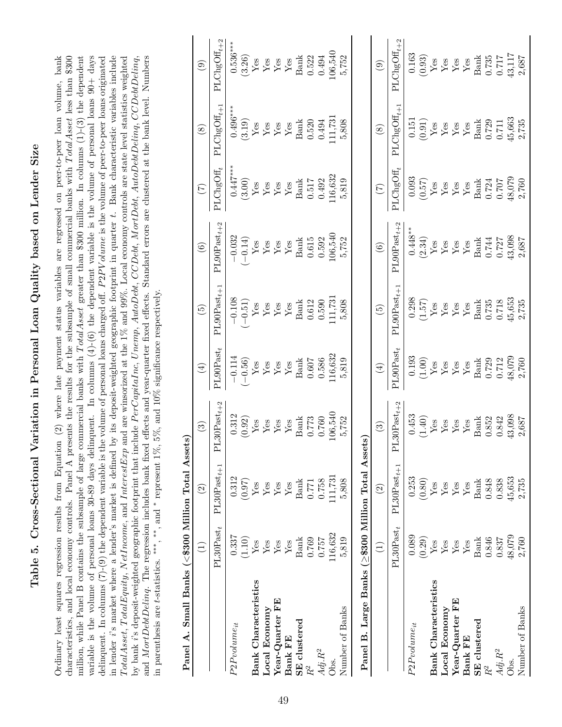# Table 5. Cross-Sectional Variation in Personal Loan Quality based on Lender Size

Ordinary least squares regression results from Equation (2) where late payment status variables are regressed on peer-to-peer loan volume, bank characteristics, and local economy controls. Panel A presents the results for the subsample of small commercial banks with *TotalAsset* less than \$300 million, while Panel B contains the subsample of large commercial banks with *TotalAsset* greater than \$300 million. In columns (1)-(3) the dependent variable is the volume of personal loans 30-89 days delinquent. In columns (4)-(6) the dependent variable is the volume of personal loans 90+ days delinquent. In columns (7)-(9) the dependent variable is the volume of personal loans charged off. *P2PVolume* is the volume of peer-to-peer loans originated in lender $i$'s market where a lender's market is defined by its deposit-weighted geographic footprint in quarter $t$. Bank characteristic variables include *TotalAsset*, *TotalEquity*, *NetIncome*, and *InterestExp* and are winsorized at the 1% and 99%. Local economy controls are state level statistics weighted by bank $i$'s deposit-weighted geographic footprint that include *PerCapitaInc*, *Unemp*, *AutoDebt*, *CCDebt*, *MortDebt*, *AutoDebtDeling*, *CCDebtDeling*, and *MortDebtDeling*. The regression includes bank fixed effects and year-quarter fixed effects. Standard errors are clustered at the bank level. Numbers in parenthesis are $t$-statistics. ***, **, and * represent 1%, 5%, and 10% significance respectively.

**Panel A. Small Banks (<\$300 Million Total Assets)**

| | (1) | (2) | (3) | (4) | (5) | (6) | (7) | (8) | (9) |
|---|---|---|---|---|---|---|---|---|---|
| | $PL30Past_t$ | $PL30Past_{t+1}$ | $PL30Past_{t+2}$ | $PL90Past_t$ | $PL90Past_{t+1}$ | $PL90Past_{t+2}$ | $PLChgOff_t$ | $PLChgOff_{t+1}$ | $PLChgOff_{t+2}$ |
| $P2Pvolume_{it}$ | 0.337 | 0.312 | 0.312 | −0.114 | −0.108 | −0.032 | 0.447*** | 0.496*** | 0.536*** |
| | (1.10) | (0.97) | (0.92) | (−0.56) | (−0.51) | (−0.14) | (3.00) | (3.19) | (3.26) |
| **Bank Characteristics** | Yes | Yes | Yes | Yes | Yes | Yes | Yes | Yes | Yes |
| **Local Economy** | Yes | Yes | Yes | Yes | Yes | Yes | Yes | Yes | Yes |
| **Year-Quarter FE** | Yes | Yes | Yes | Yes | Yes | Yes | Yes | Yes | Yes |
| **Bank FE** | Yes | Yes | Yes | Yes | Yes | Yes | Yes | Yes | Yes |
| **SE clustered** | Bank | Bank | Bank | Bank | Bank | Bank | Bank | Bank | Bank |
| $R^2$ | 0.769 | 0.771 | 0.773 | 0.607 | 0.612 | 0.615 | 0.517 | 0.520 | 0.522 |
| $Adj.R^2$ | 0.757 | 0.758 | 0.760 | 0.586 | 0.590 | 0.592 | 0.492 | 0.494 | 0.494 |
| Obs. | 116,632 | 111,731 | 106,540 | 116,632 | 111,731 | 106,540 | 116,632 | 111,731 | 106,540 |
| Number of Banks | 5,819 | 5,808 | 5,752 | 5,819 | 5,808 | 5,752 | 5,819 | 5,808 | 5,752 |

**Panel B. Large Banks (≥\$300 Million Total Assets)**

| | (1) | (2) | (3) | (4) | (5) | (6) | (7) | (8) | (9) |
|---|---|---|---|---|---|---|---|---|---|
| | $PL30Past_t$ | $PL30Past_{t+1}$ | $PL30Past_{t+2}$ | $PL90Past_t$ | $PL90Past_{t+1}$ | $PL90Past_{t+2}$ | $PLChgOff_t$ | $PLChgOff_{t+1}$ | $PLChgOff_{t+2}$ |
| $P2Pvolume_{it}$ | 0.089 | 0.253 | 0.453 | 0.193 | 0.298 | 0.448** | 0.093 | 0.151 | 0.163 |
| | (0.29) | (0.80) | (1.40) | (1.00) | (1.57) | (2.34) | (0.57) | (0.91) | (0.93) |
| **Bank Characteristics** | Yes | Yes | Yes | Yes | Yes | Yes | Yes | Yes | Yes |
| **Local Economy** | Yes | Yes | Yes | Yes | Yes | Yes | Yes | Yes | Yes |
| **Year-Quarter FE** | Yes | Yes | Yes | Yes | Yes | Yes | Yes | Yes | Yes |
| **Bank FE** | Yes | Yes | Yes | Yes | Yes | Yes | Yes | Yes | Yes |
| **SE clustered** | Bank | Bank | Bank | Bank | Bank | Bank | Bank | Bank | Bank |
| $R^2$ | 0.846 | 0.848 | 0.852 | 0.729 | 0.735 | 0.744 | 0.724 | 0.729 | 0.735 |
| $Adj.R^2$ | 0.837 | 0.838 | 0.842 | 0.712 | 0.718 | 0.727 | 0.707 | 0.711 | 0.717 |
| Obs. | 48,079 | 45,653 | 43,098 | 48,079 | 45,653 | 43,098 | 48,079 | 45,663 | 43,117 |
| Number of Banks | 2,760 | 2,735 | 2,687 | 2,760 | 2,735 | 2,687 | 2,760 | 2,735 | 2,687 |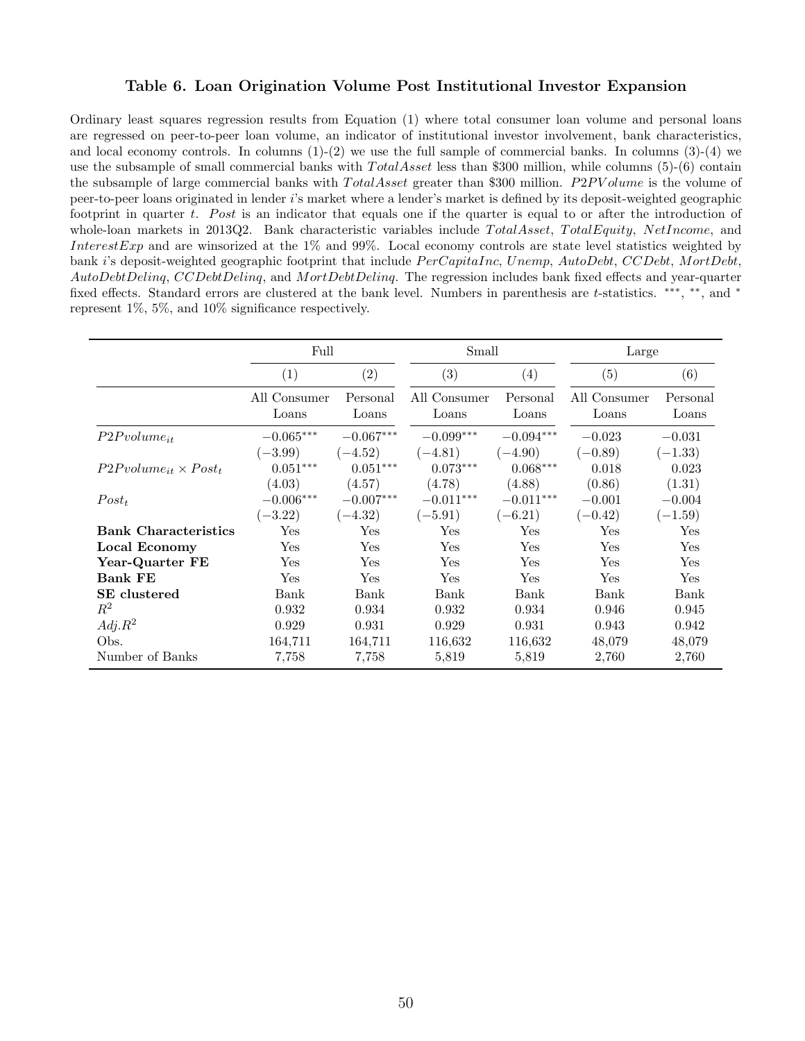### Table 6. Loan Origination Volume Post Institutional Investor Expansion

Ordinary least squares regression results from Equation (1) where total consumer loan volume and personal loans are regressed on peer-to-peer loan volume, an indicator of institutional investor involvement, bank characteristics, and local economy controls. In columns (1)-(2) we use the full sample of commercial banks. In columns (3)-(4) we use the subsample of small commercial banks with $TotalAsset$ less than $300 million, while columns (5)-(6) contain the subsample of large commercial banks with $TotalAsset$ greater than $300 million. $P2PVolume$ is the volume of peer-to-peer loans originated in lender $i$'s market where a lender's market is defined by its deposit-weighted geographic footprint in quarter $t$. $Post$ is an indicator that equals one if the quarter is equal to or after the introduction of whole-loan markets in 2013Q2. Bank characteristic variables include $TotalAsset$, $TotalEquity$, $NetIncome$, and $InterestExp$ and are winsorized at the 1% and 99%. Local economy controls are state level statistics weighted by bank $i$'s deposit-weighted geographic footprint that include $PerCapitaInc$, $Unemp$, $AutoDebt$, $CCDebt$, $MortDebt$, $AutoDebtDelinq$, $CCDebtDelinq$, and $MortDebtDelinq$. The regression includes bank fixed effects and year-quarter fixed effects. Standard errors are clustered at the bank level. Numbers in parenthesis are $t$-statistics. ***, **, and * represent 1%, 5%, and 10% significance respectively.

| | Full | | Small | | Large | |
|---|---|---|---|---|---|---|
| | (1) | (2) | (3) | (4) | (5) | (6) |
| | All Consumer Loans | Personal Loans | All Consumer Loans | Personal Loans | All Consumer Loans | Personal Loans |
| $P2Pvolume_{it}$ | −0.065*** | −0.067*** | −0.099*** | −0.094*** | −0.023 | −0.031 |
| | (−3.99) | (−4.52) | (−4.81) | (−4.90) | (−0.89) | (−1.33) |
| $P2Pvolume_{it} \times Post_t$ | 0.051*** | 0.051*** | 0.073*** | 0.068*** | 0.018 | 0.023 |
| | (4.03) | (4.57) | (4.78) | (4.88) | (0.86) | (1.31) |
| $Post_t$ | −0.006*** | −0.007*** | −0.011*** | −0.011*** | −0.001 | −0.004 |
| | (−3.22) | (−4.32) | (−5.91) | (−6.21) | (−0.42) | (−1.59) |
| **Bank Characteristics** | Yes | Yes | Yes | Yes | Yes | Yes |
| **Local Economy** | Yes | Yes | Yes | Yes | Yes | Yes |
| **Year-Quarter FE** | Yes | Yes | Yes | Yes | Yes | Yes |
| **Bank FE** | Yes | Yes | Yes | Yes | Yes | Yes |
| **SE clustered** | Bank | Bank | Bank | Bank | Bank | Bank |
| $R^2$ | 0.932 | 0.934 | 0.932 | 0.934 | 0.946 | 0.945 |
| $Adj.R^2$ | 0.929 | 0.931 | 0.929 | 0.931 | 0.943 | 0.942 |
| Obs. | 164,711 | 164,711 | 116,632 | 116,632 | 48,079 | 48,079 |
| Number of Banks | 7,758 | 7,758 | 5,819 | 5,819 | 2,760 | 2,760 |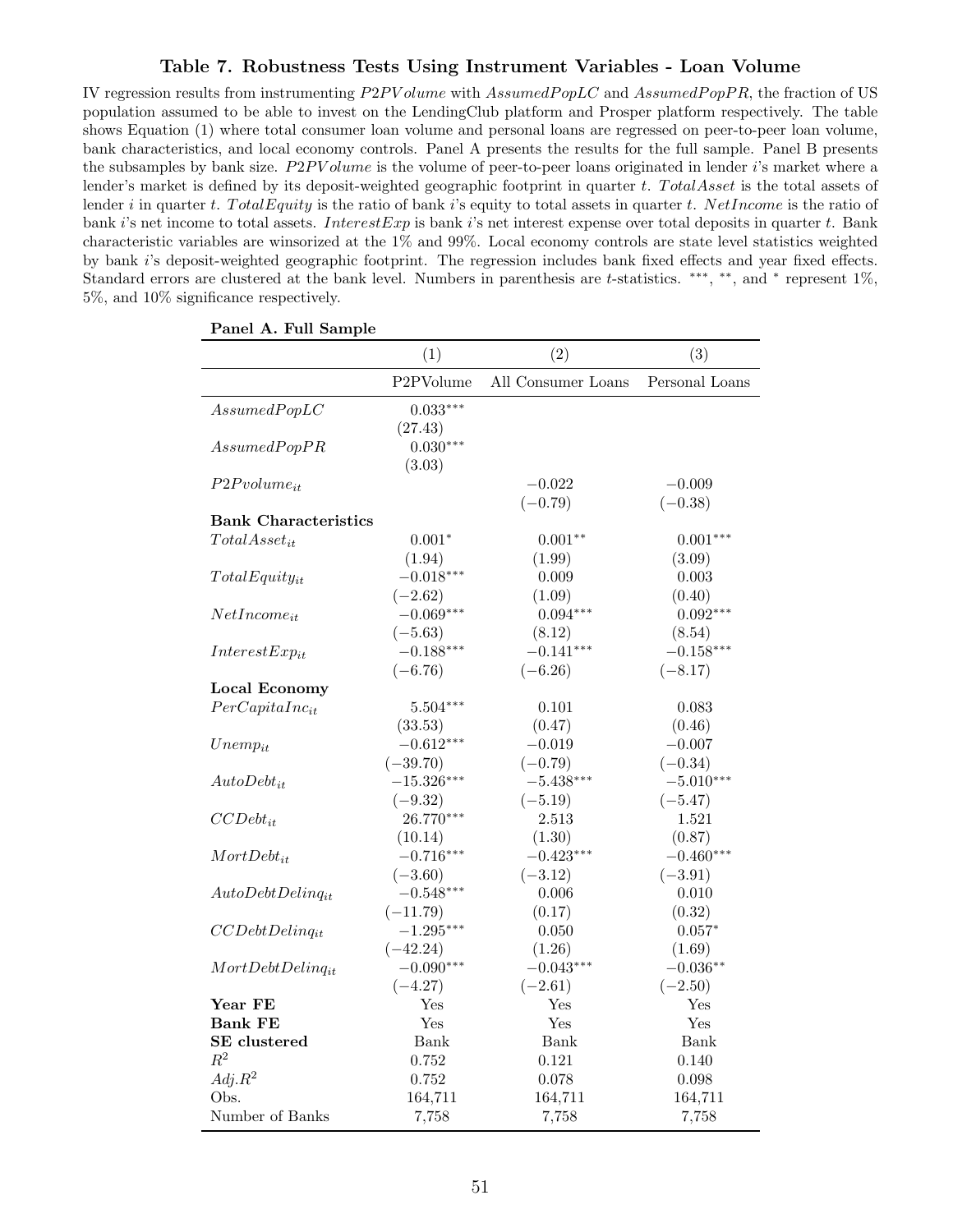### Table 7. Robustness Tests Using Instrument Variables - Loan Volume

IV regression results from instrumenting *P2PVolume* with *AssumedPopLC* and *AssumedPopPR*, the fraction of US population assumed to be able to invest on the LendingClub platform and Prosper platform respectively. The table shows Equation (1) where total consumer loan volume and personal loans are regressed on peer-to-peer loan volume, bank characteristics, and local economy controls. Panel A presents the results for the full sample. Panel B presents the subsamples by bank size. *P2PVolume* is the volume of peer-to-peer loans originated in lender $i$'s market where a lender's market is defined by its deposit-weighted geographic footprint in quarter $t$. *TotalAsset* is the total assets of lender $i$ in quarter $t$. *TotalEquity* is the ratio of bank $i$'s equity to total assets in quarter $t$. *NetIncome* is the ratio of bank $i$'s net income to total assets. *InterestExp* is bank $i$'s net interest expense over total deposits in quarter $t$. Bank characteristic variables are winsorized at the 1% and 99%. Local economy controls are state level statistics weighted by bank $i$'s deposit-weighted geographic footprint. The regression includes bank fixed effects and year fixed effects. Standard errors are clustered at the bank level. Numbers in parenthesis are $t$-statistics. ***, **, and * represent 1%, 5%, and 10% significance respectively.

**Panel A. Full Sample**

| | (1) | (2) | (3) |
|---|---|---|---|
| | P2PVolume | All Consumer Loans | Personal Loans |
| $AssumedPopLC$ | 0.033*** | | |
| | (27.43) | | |
| $AssumedPopPR$ | 0.030*** | | |
| | (3.03) | | |
| $P2Pvolume_{it}$ | | −0.022 | −0.009 |
| | | (−0.79) | (−0.38) |
| **Bank Characteristics** | | | |
| $TotalAsset_{it}$ | 0.001* | 0.001** | 0.001*** |
| | (1.94) | (1.99) | (3.09) |
| $TotalEquity_{it}$ | −0.018*** | 0.009 | 0.003 |
| | (−2.62) | (1.09) | (0.40) |
| $NetIncome_{it}$ | −0.069*** | 0.094*** | 0.092*** |
| | (−5.63) | (8.12) | (8.54) |
| $InterestExp_{it}$ | −0.188*** | −0.141*** | −0.158*** |
| | (−6.76) | (−6.26) | (−8.17) |
| **Local Economy** | | | |
| $PerCapitaInc_{it}$ | 5.504*** | 0.101 | 0.083 |
| | (33.53) | (0.47) | (0.46) |
| $Unemp_{it}$ | −0.612*** | −0.019 | −0.007 |
| | (−39.70) | (−0.79) | (−0.34) |
| $AutoDebt_{it}$ | −15.326*** | −5.438*** | −5.010*** |
| | (−9.32) | (−5.19) | (−5.47) |
| $CCDebt_{it}$ | 26.770*** | 2.513 | 1.521 |
| | (10.14) | (1.30) | (0.87) |
| $MortDebt_{it}$ | −0.716*** | −0.423*** | −0.460*** |
| | (−3.60) | (−3.12) | (−3.91) |
| $AutoDebtDelinq_{it}$ | −0.548*** | 0.006 | 0.010 |
| | (−11.79) | (0.17) | (0.32) |
| $CCDebtDelinq_{it}$ | −1.295*** | 0.050 | 0.057* |
| | (−42.24) | (1.26) | (1.69) |
| $MortDebtDelinq_{it}$ | −0.090*** | −0.043*** | −0.036** |
| | (−4.27) | (−2.61) | (−2.50) |
| **Year FE** | Yes | Yes | Yes |
| **Bank FE** | Yes | Yes | Yes |
| **SE clustered** | Bank | Bank | Bank |
| $R^2$ | 0.752 | 0.121 | 0.140 |
| $Adj.R^2$ | 0.752 | 0.078 | 0.098 |
| Obs. | 164,711 | 164,711 | 164,711 |
| Number of Banks | 7,758 | 7,758 | 7,758 |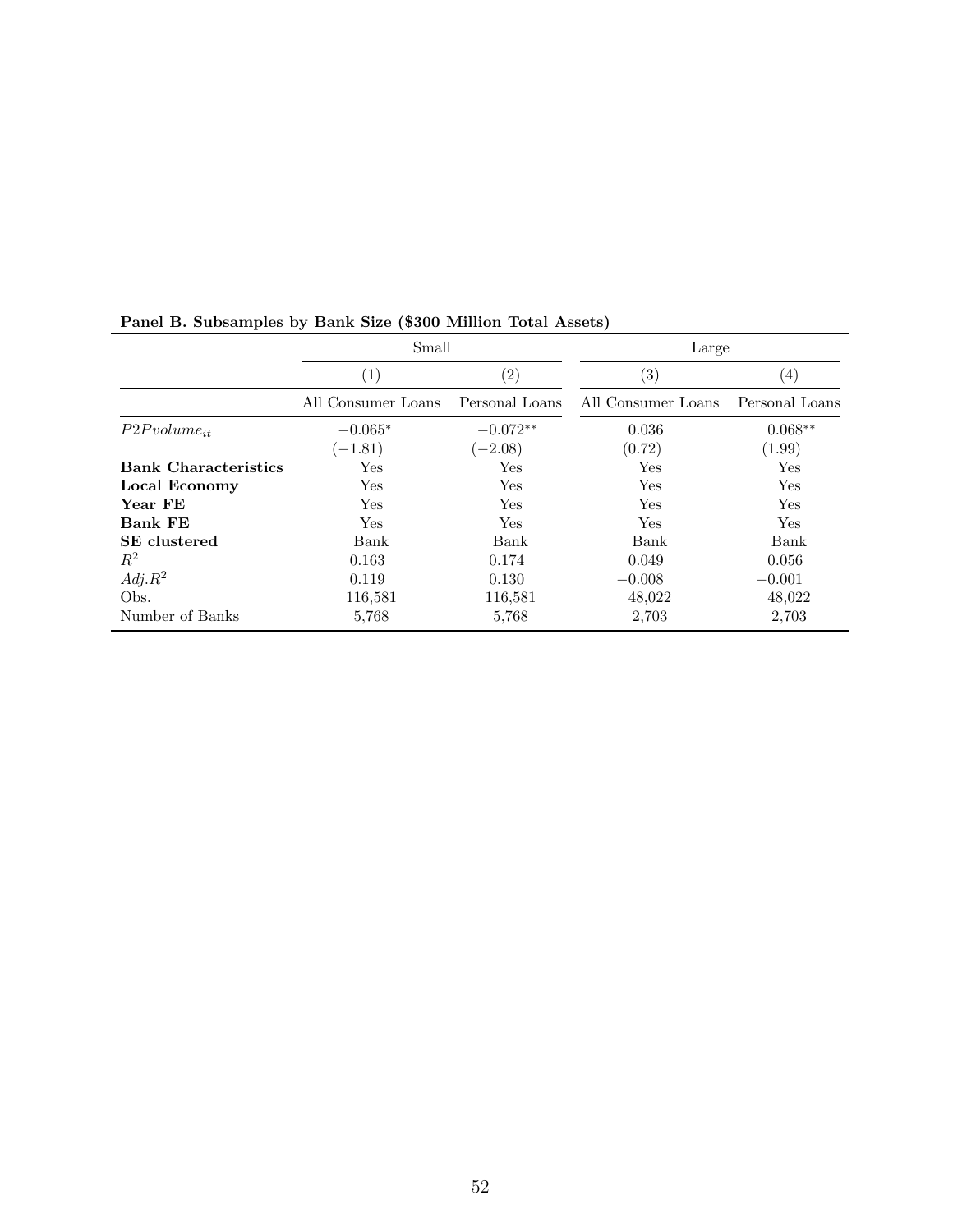**Panel B. Subsamples by Bank Size ($300 Million Total Assets)**

| | Small | | Large | |
|---|---|---|---|---|
| | (1) | (2) | (3) | (4) |
| | All Consumer Loans | Personal Loans | All Consumer Loans | Personal Loans |
| $P2Pvolume_{it}$ | $-0.065^{*}$ | $-0.072^{**}$ | 0.036 | $0.068^{**}$ |
| | $(-1.81)$ | $(-2.08)$ | (0.72) | (1.99) |
| **Bank Characteristics** | Yes | Yes | Yes | Yes |
| **Local Economy** | Yes | Yes | Yes | Yes |
| **Year FE** | Yes | Yes | Yes | Yes |
| **Bank FE** | Yes | Yes | Yes | Yes |
| **SE clustered** | Bank | Bank | Bank | Bank |
| $R^2$ | 0.163 | 0.174 | 0.049 | 0.056 |
| $Adj.R^2$ | 0.119 | 0.130 | $-0.008$ | $-0.001$ |
| Obs. | 116,581 | 116,581 | 48,022 | 48,022 |
| Number of Banks | 5,768 | 5,768 | 2,703 | 2,703 |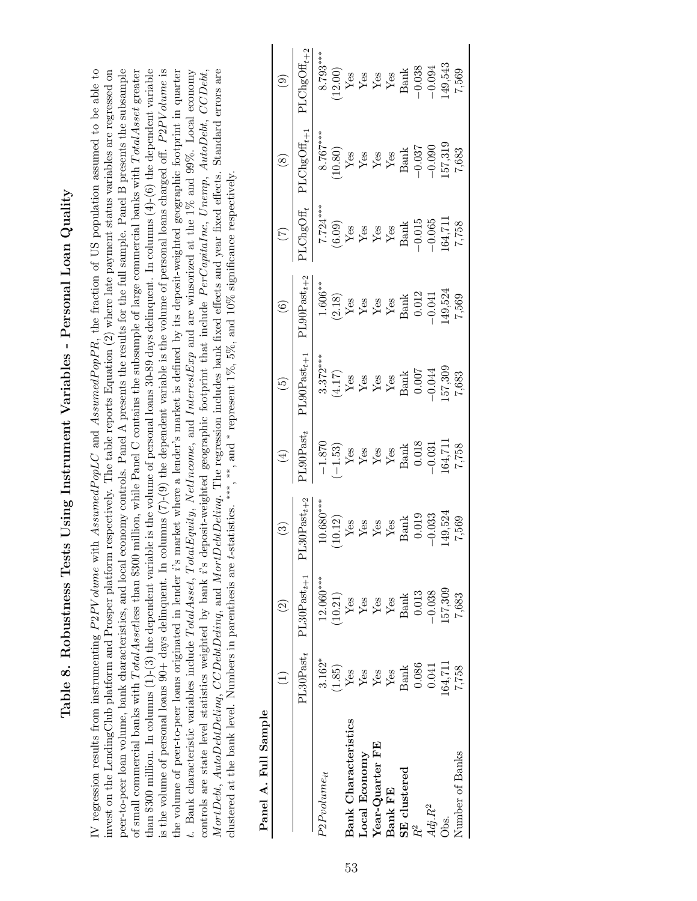# Table 8. Robustness Tests Using Instrument Variables - Personal Loan Quality

IV regression results from instrumenting $P2PVolume$ with $AssumedPopLC$ and $AssumedPopPR$, the fraction of US population assumed to be able to invest on the LendingClub platform and Prosper platform respectively. The table reports Equation (2) where late payment status variables are regressed on peer-to-peer loan volume, bank characteristics, and local economy controls. Panel A presents the results for the full sample. Panel B presents the subsample of small commercial banks with $TotalAsset$less than \$300 million, while Panel C contains the subsample of large commercial banks with $TotalAsset$ greater than \$300 million. In columns (1)-(3) the dependent variable is the volume of personal loans 30-89 days delinquent. In columns (4)-(6) the dependent variable is the volume of personal loans 90+ days delinquent. In columns (7)-(9) the dependent variable is the volume of personal loans charged off. $P2PVolume$ is the volume of peer-to-peer loans originated in lender $i$'s market where a lender's market is defined by its deposit-weighted geographic footprint in quarter $t$. Bank characteristic variables include $TotalAsset$, $TotalEquity$, $NetIncome$, and $InterestExp$ and are winsorized at the 1% and 99%. Local economy controls are state level statistics weighted by bank $i$'s deposit-weighted geographic footprint that include $PerCapitaInc$, $Unemp$, $AutoDebt$, $CCDebt$, $MortDebt$, $AutoDebtDelinq$, $CCDebtDelinq$, and $MortDebtDelinq$. The regression includes bank fixed effects and year fixed effects. Standard errors are clustered at the bank level. Numbers in parenthesis are $t$-statistics. ***, **, and * represent 1%, 5%, and 10% significance respectively.

**Panel A. Full Sample**

| | (1) | (2) | (3) | (4) | (5) | (6) | (7) | (8) | (9) |
|---|---|---|---|---|---|---|---|---|---|
| | $\text{PL30Past}_t$ | $\text{PL30Past}_{t+1}$ | $\text{PL30Past}_{t+2}$ | $\text{PL90Past}_t$ | $\text{PL90Past}_{t+1}$ | $\text{PL90Past}_{t+2}$ | $\text{PLChgOff}_t$ | $\text{PLChgOff}_{t+1}$ | $\text{PLChgOff}_{t+2}$ |
| $P2Pvolume_{it}$ | 3.162* | 12.060*** | 10.680*** | −1.870 | 3.372*** | 1.606** | 7.724*** | 8.767*** | 8.793*** |
| | (1.85) | (10.21) | (10.12) | (−1.53) | (4.17) | (2.18) | (6.09) | (10.80) | (12.00) |
| **Bank Characteristics** | Yes | Yes | Yes | Yes | Yes | Yes | Yes | Yes | Yes |
| **Local Economy** | Yes | Yes | Yes | Yes | Yes | Yes | Yes | Yes | Yes |
| **Year-Quarter FE** | Yes | Yes | Yes | Yes | Yes | Yes | Yes | Yes | Yes |
| **Bank FE** | Yes | Yes | Yes | Yes | Yes | Yes | Yes | Yes | Yes |
| **SE clustered** | Bank | Bank | Bank | Bank | Bank | Bank | Bank | Bank | Bank |
| $R^2$ | 0.086 | 0.013 | 0.019 | 0.018 | 0.007 | 0.012 | −0.015 | −0.037 | −0.038 |
| $Adj.R^2$ | 0.041 | −0.038 | −0.033 | −0.031 | −0.044 | −0.041 | −0.065 | −0.090 | −0.094 |
| Obs. | 164,711 | 157,309 | 149,524 | 164,711 | 157,309 | 149,524 | 164,711 | 157,319 | 149,543 |
| Number of Banks | 7,758 | 7,683 | 7,569 | 7,758 | 7,683 | 7,569 | 7,758 | 7,683 | 7,569 |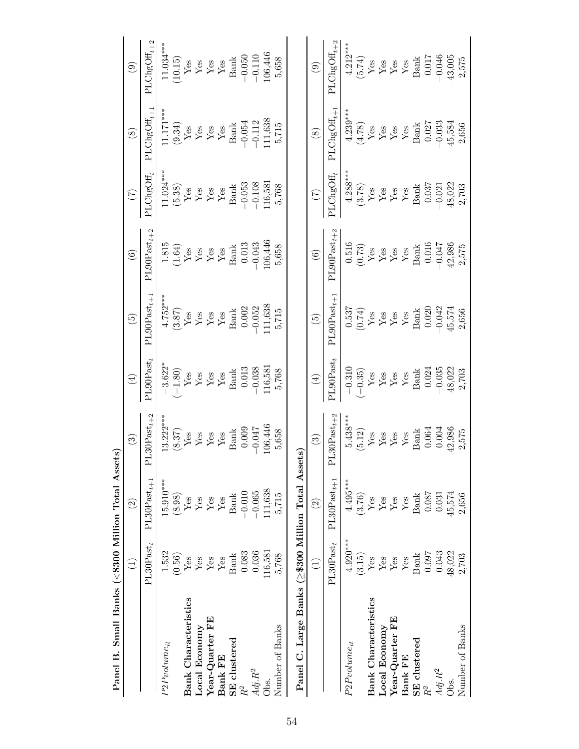**Panel B. Small Banks (<\$300 Million Total Assets)**

| | (1) | (2) | (3) | (4) | (5) | (6) | (7) | (8) | (9) |
|---|---|---|---|---|---|---|---|---|---|
| | PL30Past$_t$ | PL30Past$_{t+1}$ | PL30Past$_{t+2}$ | PL90Past$_t$ | PL90Past$_{t+1}$ | PL90Past$_{t+2}$ | PLChgOff$_t$ | PLChgOff$_{t+1}$ | PLChgOff$_{t+2}$ |
| $P2Pvolume_{it}$ | 1.532 | 15.910$^{***}$ | 13.222$^{***}$ | −3.622$^{*}$ | 4.752$^{***}$ | 1.815 | 11.024$^{***}$ | 11.171$^{***}$ | 11.034$^{***}$ |
| | (0.56) | (8.98) | (8.37) | (−1.80) | (3.87) | (1.64) | (5.38) | (9.34) | (10.15) |
| **Bank Characteristics** | Yes | Yes | Yes | Yes | Yes | Yes | Yes | Yes | Yes |
| **Local Economy** | Yes | Yes | Yes | Yes | Yes | Yes | Yes | Yes | Yes |
| **Year-Quarter FE** | Yes | Yes | Yes | Yes | Yes | Yes | Yes | Yes | Yes |
| **Bank FE** | Yes | Yes | Yes | Yes | Yes | Yes | Yes | Yes | Yes |
| **SE clustered** | Bank | Bank | Bank | Bank | Bank | Bank | Bank | Bank | Bank |
| $R^2$ | 0.083 | −0.010 | 0.009 | 0.013 | 0.002 | 0.013 | −0.053 | −0.054 | −0.050 |
| $Adj.R^2$ | 0.036 | −0.065 | −0.047 | −0.038 | −0.052 | −0.043 | −0.108 | −0.112 | −0.110 |
| Obs. | 116,581 | 111,638 | 106,446 | 116,581 | 111,638 | 106,446 | 116,581 | 111,638 | 106,446 |
| Number of Banks | 5,768 | 5,715 | 5,658 | 5,768 | 5,715 | 5,658 | 5,768 | 5,715 | 5,658 |

**Panel C. Large Banks (≥\$300 Million Total Assets)**

| | (1) | (2) | (3) | (4) | (5) | (6) | (7) | (8) | (9) |
|---|---|---|---|---|---|---|---|---|---|
| | PL30Past$_t$ | PL30Past$_{t+1}$ | PL30Past$_{t+2}$ | PL90Past$_t$ | PL90Past$_{t+1}$ | PL90Past$_{t+2}$ | PLChgOff$_t$ | PLChgOff$_{t+1}$ | PLChgOff$_{t+2}$ |
| $P2Pvolume_{it}$ | 4.920$^{***}$ | 4.495$^{***}$ | 5.438$^{***}$ | −0.310 | 0.537 | 0.516 | 4.288$^{***}$ | 4.239$^{***}$ | 4.212$^{***}$ |
| | (3.15) | (3.76) | (5.12) | (−0.35) | (0.74) | (0.73) | (3.78) | (4.78) | (5.74) |
| **Bank Characteristics** | Yes | Yes | Yes | Yes | Yes | Yes | Yes | Yes | Yes |
| **Local Economy** | Yes | Yes | Yes | Yes | Yes | Yes | Yes | Yes | Yes |
| **Year-Quarter FE** | Yes | Yes | Yes | Yes | Yes | Yes | Yes | Yes | Yes |
| **Bank FE** | Yes | Yes | Yes | Yes | Yes | Yes | Yes | Yes | Yes |
| **SE clustered** | Bank | Bank | Bank | Bank | Bank | Bank | Bank | Bank | Bank |
| $R^2$ | 0.097 | 0.087 | 0.064 | 0.024 | 0.020 | 0.016 | 0.037 | 0.027 | 0.017 |
| $Adj.R^2$ | 0.043 | 0.031 | 0.004 | −0.035 | −0.042 | −0.047 | −0.021 | −0.033 | −0.046 |
| Obs. | 48,022 | 45,574 | 42,986 | 48,022 | 45,574 | 42,986 | 48,022 | 45,584 | 43,005 |
| Number of Banks | 2,703 | 2,656 | 2,575 | 2,703 | 2,656 | 2,575 | 2,703 | 2,656 | 2,575 |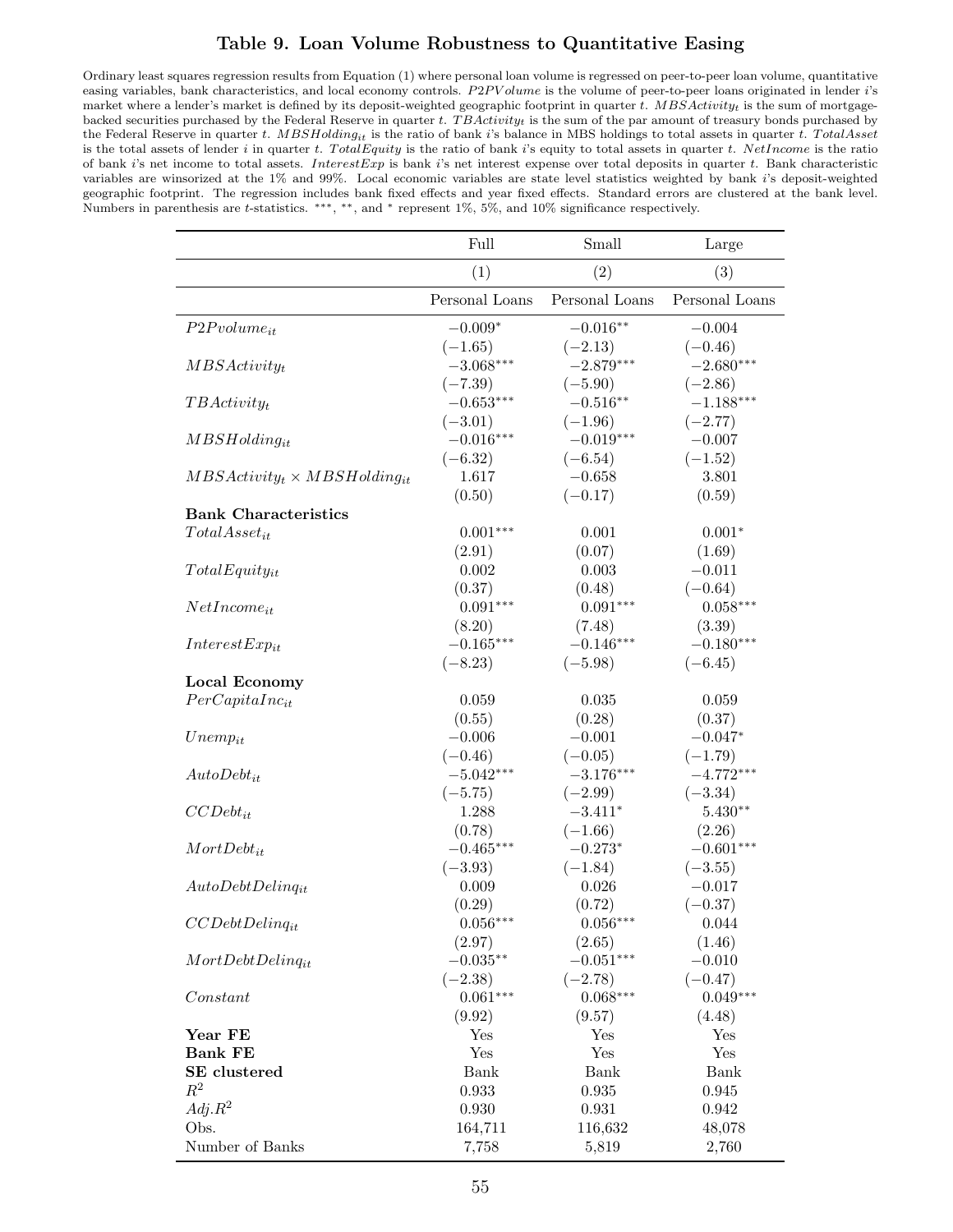## Table 9. Loan Volume Robustness to Quantitative Easing

Ordinary least squares regression results from Equation (1) where personal loan volume is regressed on peer-to-peer loan volume, quantitative easing variables, bank characteristics, and local economy controls. $P2PVolume$ is the volume of peer-to-peer loans originated in lender $i$'s market where a lender's market is defined by its deposit-weighted geographic footprint in quarter $t$. $MBSActivity_t$ is the sum of mortgage-backed securities purchased by the Federal Reserve in quarter $t$. $TBActivity_t$ is the sum of the par amount of treasury bonds purchased by the Federal Reserve in quarter $t$. $MBSHolding_{it}$ is the ratio of bank $i$'s balance in MBS holdings to total assets in quarter $t$. $TotalAsset$ is the total assets of lender $i$ in quarter $t$. $TotalEquity$ is the ratio of bank $i$'s equity to total assets in quarter $t$. $NetIncome$ is the ratio of bank $i$'s net income to total assets. $InterestExp$ is bank $i$'s net interest expense over total deposits in quarter $t$. Bank characteristic variables are winsorized at the 1% and 99%. Local economic variables are state level statistics weighted by bank $i$'s deposit-weighted geographic footprint. The regression includes bank fixed effects and year fixed effects. Standard errors are clustered at the bank level. Numbers in parenthesis are $t$-statistics. \*\*\*, \*\*, and \* represent 1%, 5%, and 10% significance respectively.

| | Full | Small | Large |
|---|---|---|---|
| | (1) | (2) | (3) |
| | Personal Loans | Personal Loans | Personal Loans |
| $P2Pvolume_{it}$ | $-0.009^{*}$ | $-0.016^{**}$ | $-0.004$ |
| | $(-1.65)$ | $(-2.13)$ | $(-0.46)$ |
| $MBSActivity_t$ | $-3.068^{***}$ | $-2.879^{***}$ | $-2.680^{***}$ |
| | $(-7.39)$ | $(-5.90)$ | $(-2.86)$ |
| $TBActivity_t$ | $-0.653^{***}$ | $-0.516^{**}$ | $-1.188^{***}$ |
| | $(-3.01)$ | $(-1.96)$ | $(-2.77)$ |
| $MBSHolding_{it}$ | $-0.016^{***}$ | $-0.019^{***}$ | $-0.007$ |
| | $(-6.32)$ | $(-6.54)$ | $(-1.52)$ |
| $MBSActivity_t \times MBSHolding_{it}$ | 1.617 | $-0.658$ | 3.801 |
| | (0.50) | $(-0.17)$ | (0.59) |
| **Bank Characteristics** | | | |
| $TotalAsset_{it}$ | $0.001^{***}$ | 0.001 | $0.001^{*}$ |
| | (2.91) | (0.07) | (1.69) |
| $TotalEquity_{it}$ | 0.002 | 0.003 | $-0.011$ |
| | (0.37) | (0.48) | $(-0.64)$ |
| $NetIncome_{it}$ | $0.091^{***}$ | $0.091^{***}$ | $0.058^{***}$ |
| | (8.20) | (7.48) | (3.39) |
| $InterestExp_{it}$ | $-0.165^{***}$ | $-0.146^{***}$ | $-0.180^{***}$ |
| | $(-8.23)$ | $(-5.98)$ | $(-6.45)$ |
| **Local Economy** | | | |
| $PerCapitaInc_{it}$ | 0.059 | 0.035 | 0.059 |
| | (0.55) | (0.28) | (0.37) |
| $Unemp_{it}$ | $-0.006$ | $-0.001$ | $-0.047^{*}$ |
| | $(-0.46)$ | $(-0.05)$ | $(-1.79)$ |
| $AutoDebt_{it}$ | $-5.042^{***}$ | $-3.176^{***}$ | $-4.772^{***}$ |
| | $(-5.75)$ | $(-2.99)$ | $(-3.34)$ |
| $CCDebt_{it}$ | 1.288 | $-3.411^{*}$ | $5.430^{**}$ |
| | (0.78) | $(-1.66)$ | (2.26) |
| $MortDebt_{it}$ | $-0.465^{***}$ | $-0.273^{*}$ | $-0.601^{***}$ |
| | $(-3.93)$ | $(-1.84)$ | $(-3.55)$ |
| $AutoDebtDelinq_{it}$ | 0.009 | 0.026 | $-0.017$ |
| | (0.29) | (0.72) | $(-0.37)$ |
| $CCDebtDelinq_{it}$ | $0.056^{***}$ | $0.056^{***}$ | 0.044 |
| | (2.97) | (2.65) | (1.46) |
| $MortDebtDelinq_{it}$ | $-0.035^{**}$ | $-0.051^{***}$ | $-0.010$ |
| | $(-2.38)$ | $(-2.78)$ | $(-0.47)$ |
| $Constant$ | $0.061^{***}$ | $0.068^{***}$ | $0.049^{***}$ |
| | (9.92) | (9.57) | (4.48) |
| **Year FE** | Yes | Yes | Yes |
| **Bank FE** | Yes | Yes | Yes |
| **SE clustered** | Bank | Bank | Bank |
| $R^2$ | 0.933 | 0.935 | 0.945 |
| $Adj.R^2$ | 0.930 | 0.931 | 0.942 |
| Obs. | 164,711 | 116,632 | 48,078 |
| Number of Banks | 7,758 | 5,819 | 2,760 |